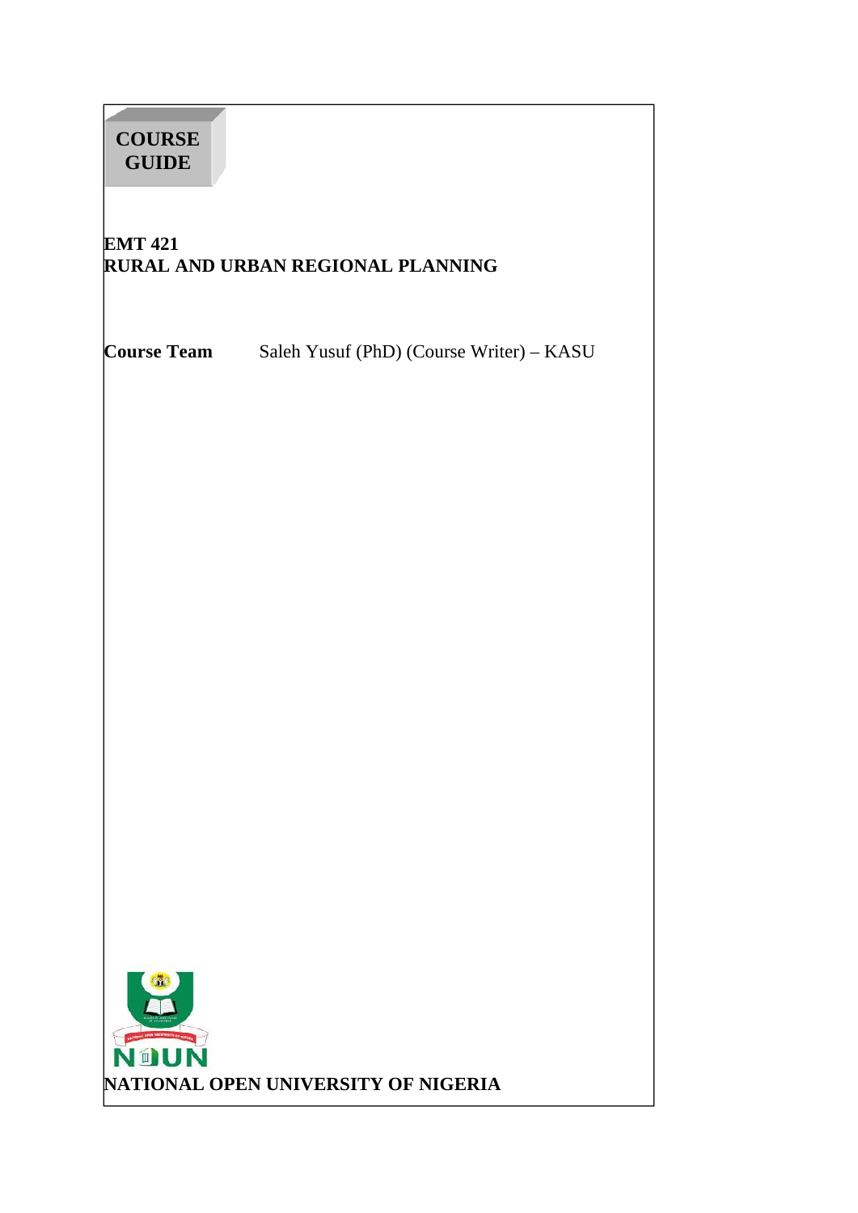**COURSE GUIDE**

**EMT 421**
**RURAL AND URBAN REGIONAL PLANNING**

**Course Team** Saleh Yusuf (PhD) (Course Writer) – KASU

**NATIONAL OPEN UNIVERSITY OF NIGERIA**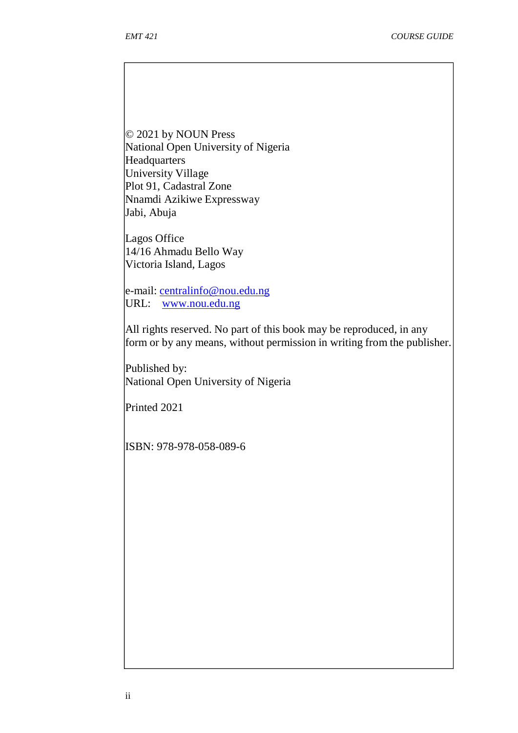© 2021 by NOUN Press
National Open University of Nigeria
Headquarters
University Village
Plot 91, Cadastral Zone
Nnamdi Azikiwe Expressway
Jabi, Abuja

Lagos Office
14/16 Ahmadu Bello Way
Victoria Island, Lagos

e-mail: centralinfo@nou.edu.ng
URL: www.nou.edu.ng

All rights reserved. No part of this book may be reproduced, in any form or by any means, without permission in writing from the publisher.

Published by:
National Open University of Nigeria

Printed 2021

ISBN: 978-978-058-089-6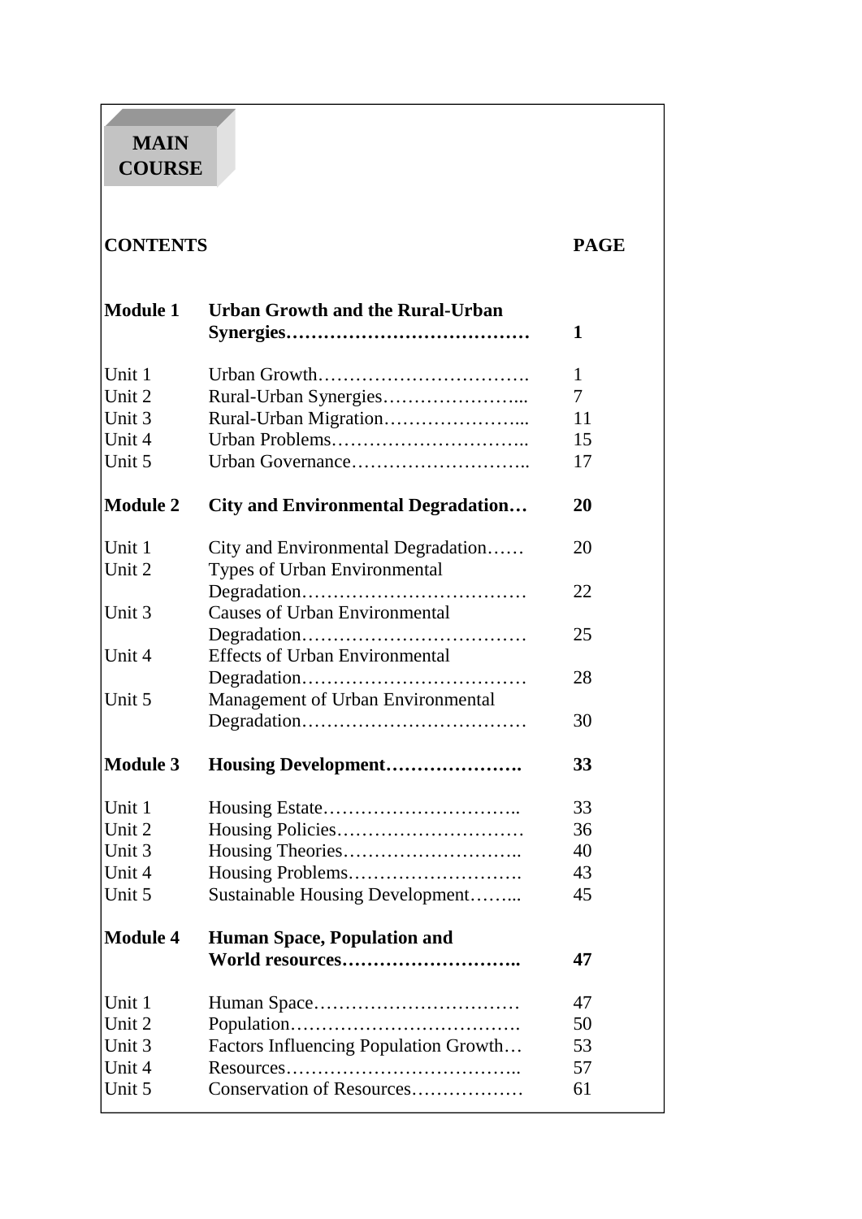## MAIN COURSE

| CONTENTS | | PAGE |
|---|---|---|
| **Module 1** | **Urban Growth and the Rural-Urban Synergies………………………………** | **1** |
| Unit 1 | Urban Growth……………………………. | 1 |
| Unit 2 | Rural-Urban Synergies…………………... | 7 |
| Unit 3 | Rural-Urban Migration…………………... | 11 |
| Unit 4 | Urban Problems………………………….. | 15 |
| Unit 5 | Urban Governance……………………….. | 17 |
| **Module 2** | **City and Environmental Degradation…** | **20** |
| Unit 1 | City and Environmental Degradation…… | 20 |
| Unit 2 | Types of Urban Environmental Degradation……………………………… | 22 |
| Unit 3 | Causes of Urban Environmental Degradation……………………………… | 25 |
| Unit 4 | Effects of Urban Environmental Degradation……………………………… | 28 |
| Unit 5 | Management of Urban Environmental Degradation……………………………… | 30 |
| **Module 3** | **Housing Development………………….** | **33** |
| Unit 1 | Housing Estate………………………….. | 33 |
| Unit 2 | Housing Policies………………………… | 36 |
| Unit 3 | Housing Theories……………………….. | 40 |
| Unit 4 | Housing Problems………………………. | 43 |
| Unit 5 | Sustainable Housing Development……... | 45 |
| **Module 4** | **Human Space, Population and World resources………………………..** | **47** |
| Unit 1 | Human Space…………………………… | 47 |
| Unit 2 | Population………………………………. | 50 |
| Unit 3 | Factors Influencing Population Growth… | 53 |
| Unit 4 | Resources……………………………….. | 57 |
| Unit 5 | Conservation of Resources……………… | 61 |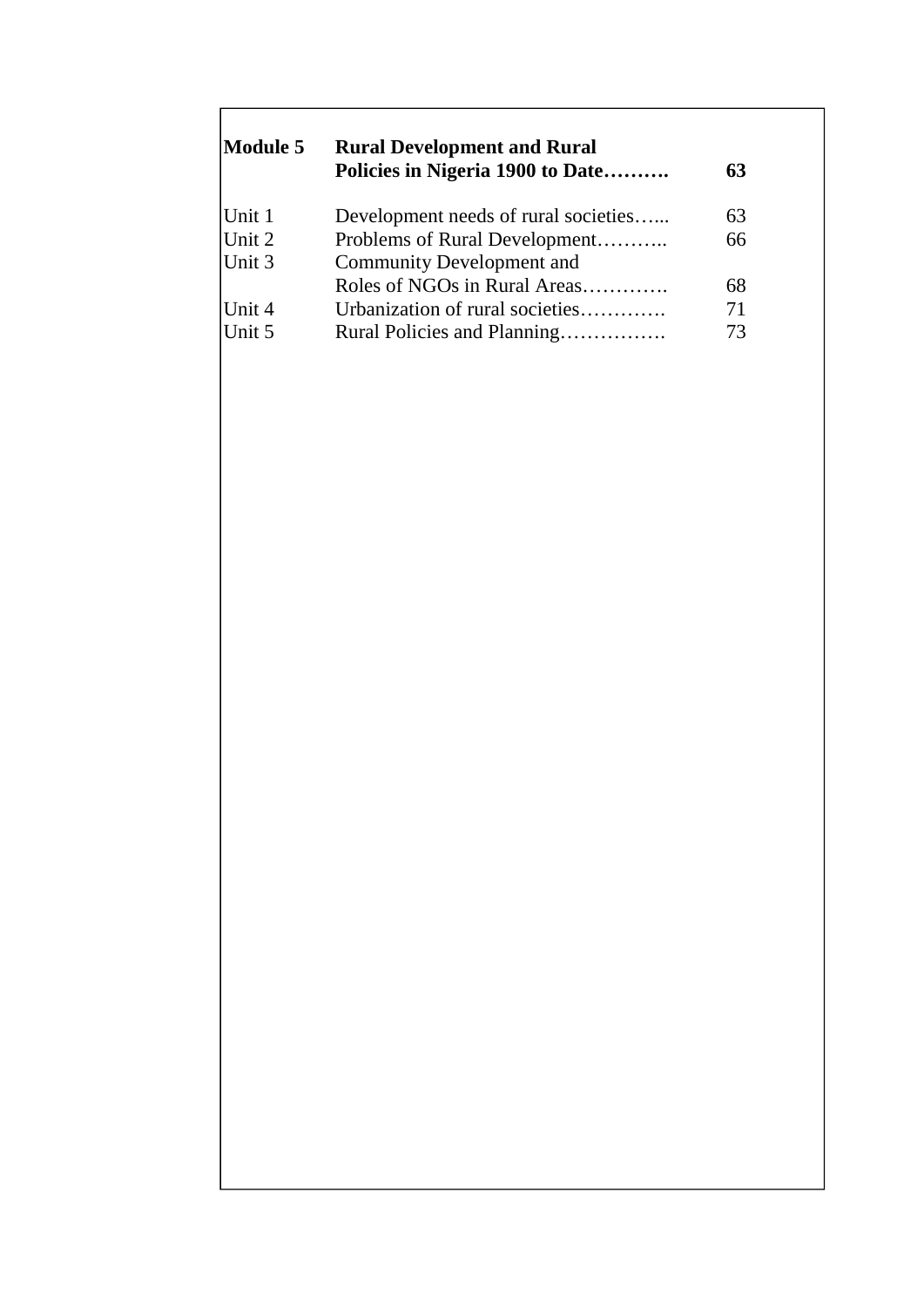| | | |
|---|---|---|
| **Module 5** | **Rural Development and Rural Policies in Nigeria 1900 to Date……….** | **63** |
| Unit 1 | Development needs of rural societies…... | 63 |
| Unit 2 | Problems of Rural Development……….. | 66 |
| Unit 3 | Community Development and Roles of NGOs in Rural Areas…………. | 68 |
| Unit 4 | Urbanization of rural societies…………. | 71 |
| Unit 5 | Rural Policies and Planning……………. | 73 |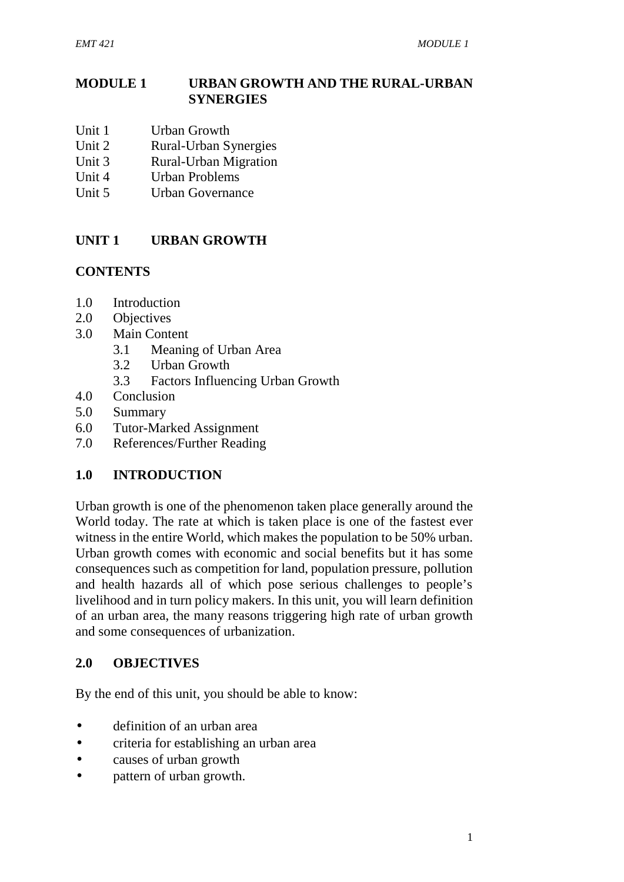# MODULE 1 URBAN GROWTH AND THE RURAL-URBAN SYNERGIES

Unit 1 Urban Growth
Unit 2 Rural-Urban Synergies
Unit 3 Rural-Urban Migration
Unit 4 Urban Problems
Unit 5 Urban Governance

## UNIT 1 URBAN GROWTH

### CONTENTS

1.0 Introduction
2.0 Objectives
3.0 Main Content
  3.1 Meaning of Urban Area
  3.2 Urban Growth
  3.3 Factors Influencing Urban Growth
4.0 Conclusion
5.0 Summary
6.0 Tutor-Marked Assignment
7.0 References/Further Reading

### 1.0 INTRODUCTION

Urban growth is one of the phenomenon taken place generally around the World today. The rate at which is taken place is one of the fastest ever witness in the entire World, which makes the population to be 50% urban. Urban growth comes with economic and social benefits but it has some consequences such as competition for land, population pressure, pollution and health hazards all of which pose serious challenges to people's livelihood and in turn policy makers. In this unit, you will learn definition of an urban area, the many reasons triggering high rate of urban growth and some consequences of urbanization.

### 2.0 OBJECTIVES

By the end of this unit, you should be able to know:

- definition of an urban area
- criteria for establishing an urban area
- causes of urban growth
- pattern of urban growth.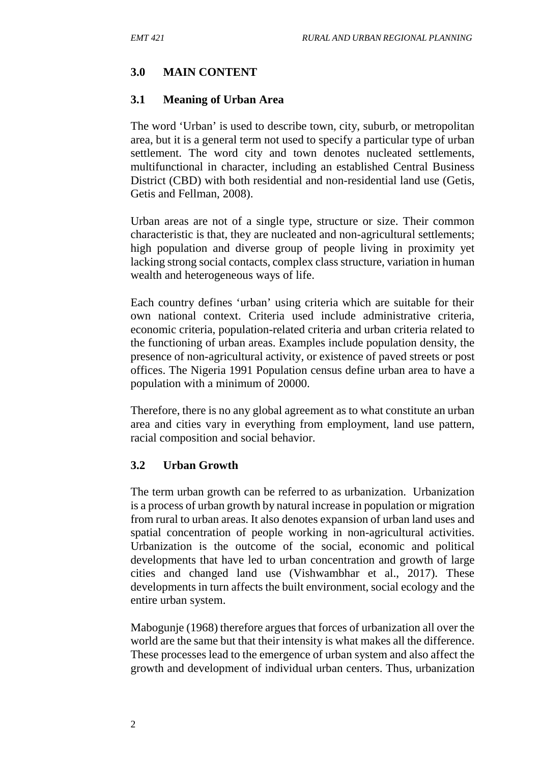## 3.0 MAIN CONTENT

### 3.1 Meaning of Urban Area

The word 'Urban' is used to describe town, city, suburb, or metropolitan area, but it is a general term not used to specify a particular type of urban settlement. The word city and town denotes nucleated settlements, multifunctional in character, including an established Central Business District (CBD) with both residential and non-residential land use (Getis, Getis and Fellman, 2008).

Urban areas are not of a single type, structure or size. Their common characteristic is that, they are nucleated and non-agricultural settlements; high population and diverse group of people living in proximity yet lacking strong social contacts, complex class structure, variation in human wealth and heterogeneous ways of life.

Each country defines 'urban' using criteria which are suitable for their own national context. Criteria used include administrative criteria, economic criteria, population-related criteria and urban criteria related to the functioning of urban areas. Examples include population density, the presence of non-agricultural activity, or existence of paved streets or post offices. The Nigeria 1991 Population census define urban area to have a population with a minimum of 20000.

Therefore, there is no any global agreement as to what constitute an urban area and cities vary in everything from employment, land use pattern, racial composition and social behavior.

### 3.2 Urban Growth

The term urban growth can be referred to as urbanization. Urbanization is a process of urban growth by natural increase in population or migration from rural to urban areas. It also denotes expansion of urban land uses and spatial concentration of people working in non-agricultural activities. Urbanization is the outcome of the social, economic and political developments that have led to urban concentration and growth of large cities and changed land use (Vishwambhar et al., 2017). These developments in turn affects the built environment, social ecology and the entire urban system.

Mabogunje (1968) therefore argues that forces of urbanization all over the world are the same but that their intensity is what makes all the difference. These processes lead to the emergence of urban system and also affect the growth and development of individual urban centers. Thus, urbanization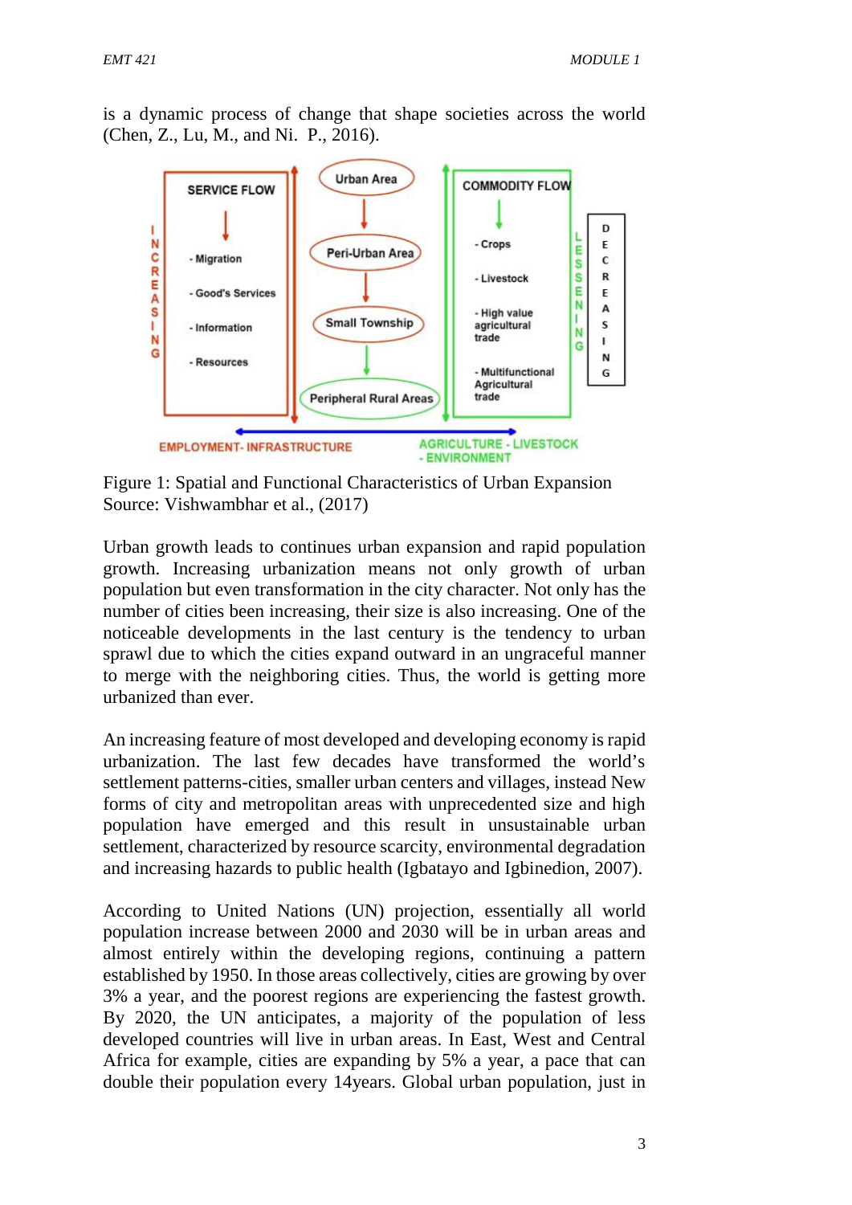is a dynamic process of change that shape societies across the world (Chen, Z., Lu, M., and Ni. P., 2016).

Figure 1: Spatial and Functional Characteristics of Urban Expansion
Source: Vishwambhar et al., (2017)

Urban growth leads to continues urban expansion and rapid population growth. Increasing urbanization means not only growth of urban population but even transformation in the city character. Not only has the number of cities been increasing, their size is also increasing. One of the noticeable developments in the last century is the tendency to urban sprawl due to which the cities expand outward in an ungraceful manner to merge with the neighboring cities. Thus, the world is getting more urbanized than ever.

An increasing feature of most developed and developing economy is rapid urbanization. The last few decades have transformed the world's settlement patterns-cities, smaller urban centers and villages, instead New forms of city and metropolitan areas with unprecedented size and high population have emerged and this result in unsustainable urban settlement, characterized by resource scarcity, environmental degradation and increasing hazards to public health (Igbatayo and Igbinedion, 2007).

According to United Nations (UN) projection, essentially all world population increase between 2000 and 2030 will be in urban areas and almost entirely within the developing regions, continuing a pattern established by 1950. In those areas collectively, cities are growing by over 3% a year, and the poorest regions are experiencing the fastest growth. By 2020, the UN anticipates, a majority of the population of less developed countries will live in urban areas. In East, West and Central Africa for example, cities are expanding by 5% a year, a pace that can double their population every 14years. Global urban population, just in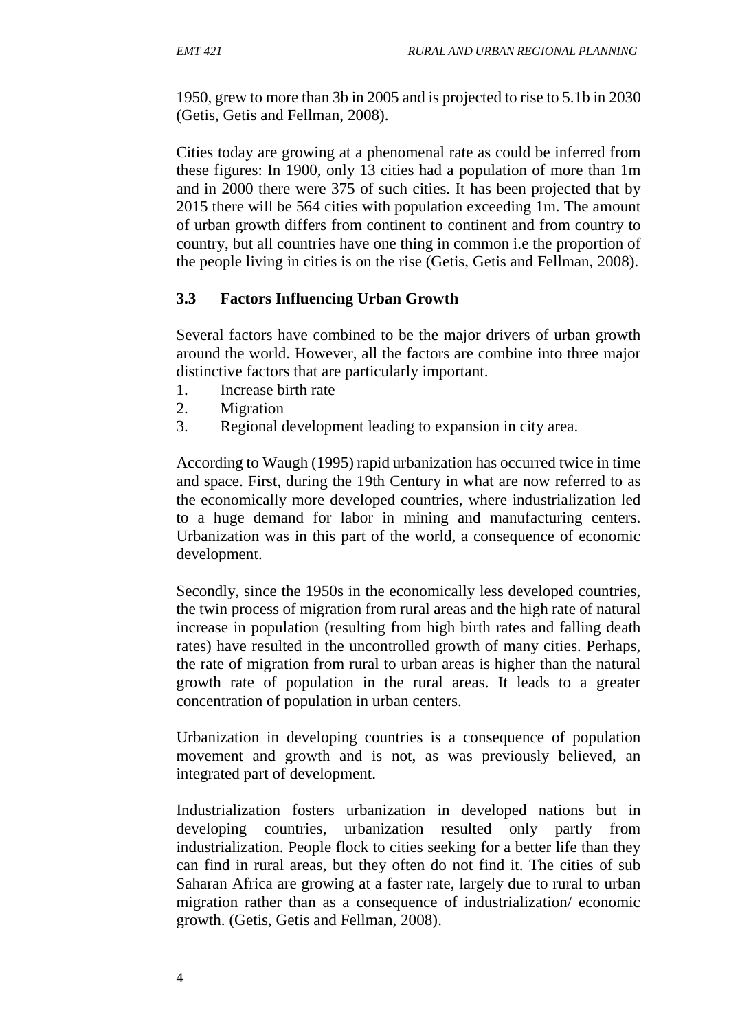1950, grew to more than 3b in 2005 and is projected to rise to 5.1b in 2030 (Getis, Getis and Fellman, 2008).

Cities today are growing at a phenomenal rate as could be inferred from these figures: In 1900, only 13 cities had a population of more than 1m and in 2000 there were 375 of such cities. It has been projected that by 2015 there will be 564 cities with population exceeding 1m. The amount of urban growth differs from continent to continent and from country to country, but all countries have one thing in common i.e the proportion of the people living in cities is on the rise (Getis, Getis and Fellman, 2008).

### 3.3 Factors Influencing Urban Growth

Several factors have combined to be the major drivers of urban growth around the world. However, all the factors are combine into three major distinctive factors that are particularly important.

1. Increase birth rate
2. Migration
3. Regional development leading to expansion in city area.

According to Waugh (1995) rapid urbanization has occurred twice in time and space. First, during the 19th Century in what are now referred to as the economically more developed countries, where industrialization led to a huge demand for labor in mining and manufacturing centers. Urbanization was in this part of the world, a consequence of economic development.

Secondly, since the 1950s in the economically less developed countries, the twin process of migration from rural areas and the high rate of natural increase in population (resulting from high birth rates and falling death rates) have resulted in the uncontrolled growth of many cities. Perhaps, the rate of migration from rural to urban areas is higher than the natural growth rate of population in the rural areas. It leads to a greater concentration of population in urban centers.

Urbanization in developing countries is a consequence of population movement and growth and is not, as was previously believed, an integrated part of development.

Industrialization fosters urbanization in developed nations but in developing countries, urbanization resulted only partly from industrialization. People flock to cities seeking for a better life than they can find in rural areas, but they often do not find it. The cities of sub Saharan Africa are growing at a faster rate, largely due to rural to urban migration rather than as a consequence of industrialization/ economic growth. (Getis, Getis and Fellman, 2008).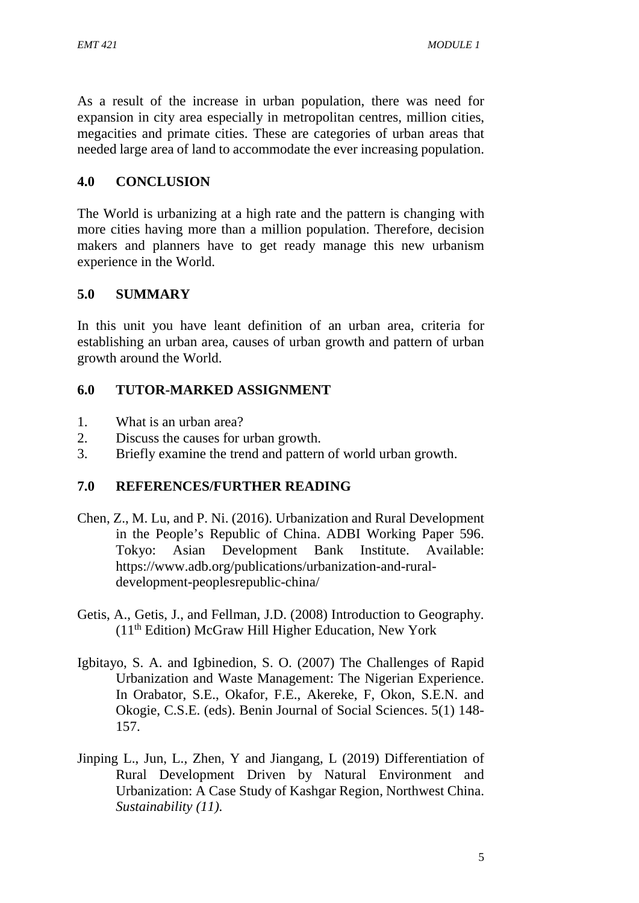As a result of the increase in urban population, there was need for expansion in city area especially in metropolitan centres, million cities, megacities and primate cities. These are categories of urban areas that needed large area of land to accommodate the ever increasing population.

## 4.0 CONCLUSION

The World is urbanizing at a high rate and the pattern is changing with more cities having more than a million population. Therefore, decision makers and planners have to get ready manage this new urbanism experience in the World.

## 5.0 SUMMARY

In this unit you have leant definition of an urban area, criteria for establishing an urban area, causes of urban growth and pattern of urban growth around the World.

## 6.0 TUTOR-MARKED ASSIGNMENT

1. What is an urban area?
2. Discuss the causes for urban growth.
3. Briefly examine the trend and pattern of world urban growth.

## 7.0 REFERENCES/FURTHER READING

Chen, Z., M. Lu, and P. Ni. (2016). Urbanization and Rural Development in the People's Republic of China. ADBI Working Paper 596. Tokyo: Asian Development Bank Institute. Available: https://www.adb.org/publications/urbanization-and-rural-development-peoplesrepublic-china/

Getis, A., Getis, J., and Fellman, J.D. (2008) Introduction to Geography. (11th Edition) McGraw Hill Higher Education, New York

Igbitayo, S. A. and Igbinedion, S. O. (2007) The Challenges of Rapid Urbanization and Waste Management: The Nigerian Experience. In Orabator, S.E., Okafor, F.E., Akereke, F, Okon, S.E.N. and Okogie, C.S.E. (eds). Benin Journal of Social Sciences. 5(1) 148-157.

Jinping L., Jun, L., Zhen, Y and Jiangang, L (2019) Differentiation of Rural Development Driven by Natural Environment and Urbanization: A Case Study of Kashgar Region, Northwest China. *Sustainability (11).*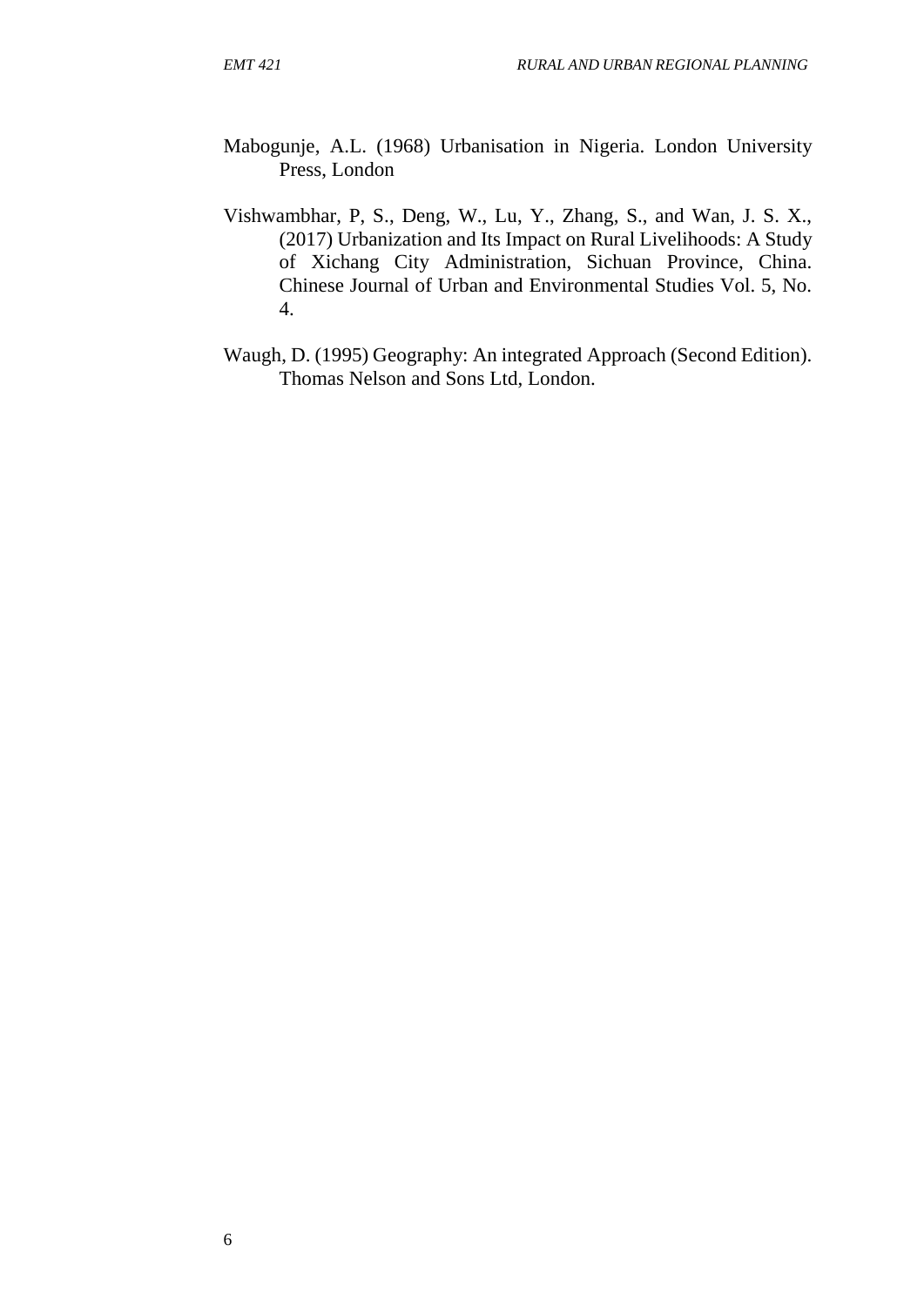Mabogunje, A.L. (1968) Urbanisation in Nigeria. London University Press, London

Vishwambhar, P, S., Deng, W., Lu, Y., Zhang, S., and Wan, J. S. X., (2017) Urbanization and Its Impact on Rural Livelihoods: A Study of Xichang City Administration, Sichuan Province, China. Chinese Journal of Urban and Environmental Studies Vol. 5, No. 4.

Waugh, D. (1995) Geography: An integrated Approach (Second Edition). Thomas Nelson and Sons Ltd, London.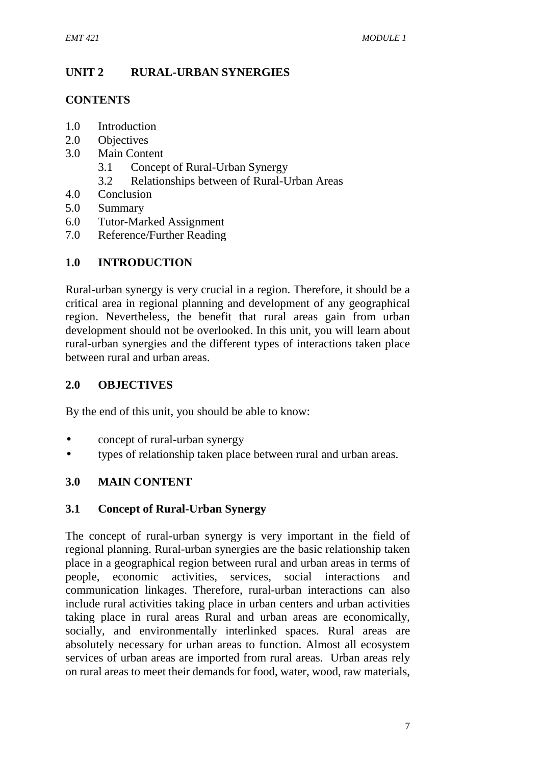# UNIT 2 RURAL-URBAN SYNERGIES

## CONTENTS

1.0 Introduction
2.0 Objectives
3.0 Main Content
    3.1 Concept of Rural-Urban Synergy
    3.2 Relationships between of Rural-Urban Areas
4.0 Conclusion
5.0 Summary
6.0 Tutor-Marked Assignment
7.0 Reference/Further Reading

## 1.0 INTRODUCTION

Rural-urban synergy is very crucial in a region. Therefore, it should be a critical area in regional planning and development of any geographical region. Nevertheless, the benefit that rural areas gain from urban development should not be overlooked. In this unit, you will learn about rural-urban synergies and the different types of interactions taken place between rural and urban areas.

## 2.0 OBJECTIVES

By the end of this unit, you should be able to know:

- concept of rural-urban synergy
- types of relationship taken place between rural and urban areas.

## 3.0 MAIN CONTENT

### 3.1 Concept of Rural-Urban Synergy

The concept of rural-urban synergy is very important in the field of regional planning. Rural-urban synergies are the basic relationship taken place in a geographical region between rural and urban areas in terms of people, economic activities, services, social interactions and communication linkages. Therefore, rural-urban interactions can also include rural activities taking place in urban centers and urban activities taking place in rural areas Rural and urban areas are economically, socially, and environmentally interlinked spaces. Rural areas are absolutely necessary for urban areas to function. Almost all ecosystem services of urban areas are imported from rural areas. Urban areas rely on rural areas to meet their demands for food, water, wood, raw materials,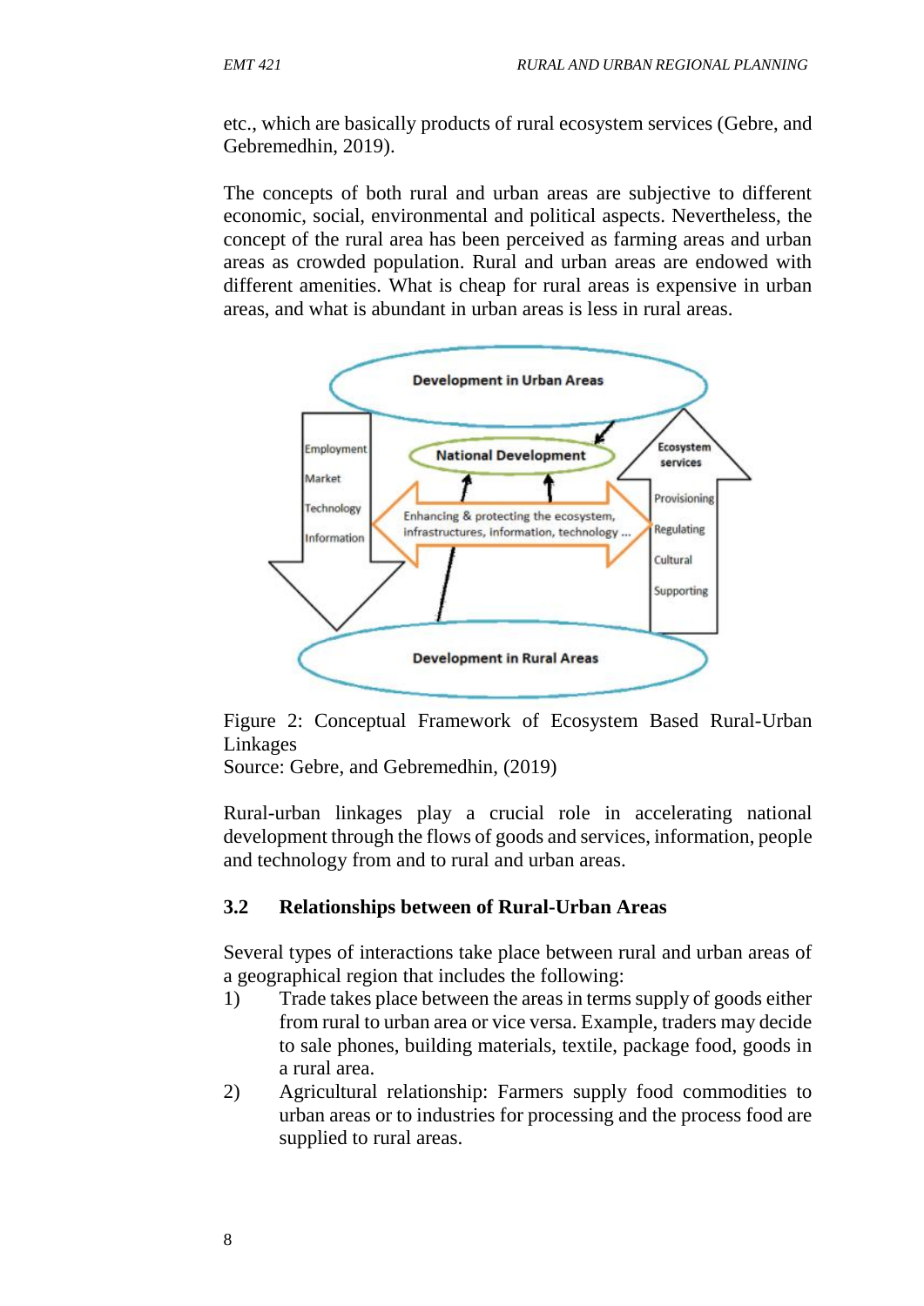etc., which are basically products of rural ecosystem services (Gebre, and Gebremedhin, 2019).

The concepts of both rural and urban areas are subjective to different economic, social, environmental and political aspects. Nevertheless, the concept of the rural area has been perceived as farming areas and urban areas as crowded population. Rural and urban areas are endowed with different amenities. What is cheap for rural areas is expensive in urban areas, and what is abundant in urban areas is less in rural areas.

Figure 2: Conceptual Framework of Ecosystem Based Rural-Urban Linkages
Source: Gebre, and Gebremedhin, (2019)

Rural-urban linkages play a crucial role in accelerating national development through the flows of goods and services, information, people and technology from and to rural and urban areas.

## 3.2 Relationships between of Rural-Urban Areas

Several types of interactions take place between rural and urban areas of a geographical region that includes the following:

1) Trade takes place between the areas in terms supply of goods either from rural to urban area or vice versa. Example, traders may decide to sale phones, building materials, textile, package food, goods in a rural area.
2) Agricultural relationship: Farmers supply food commodities to urban areas or to industries for processing and the process food are supplied to rural areas.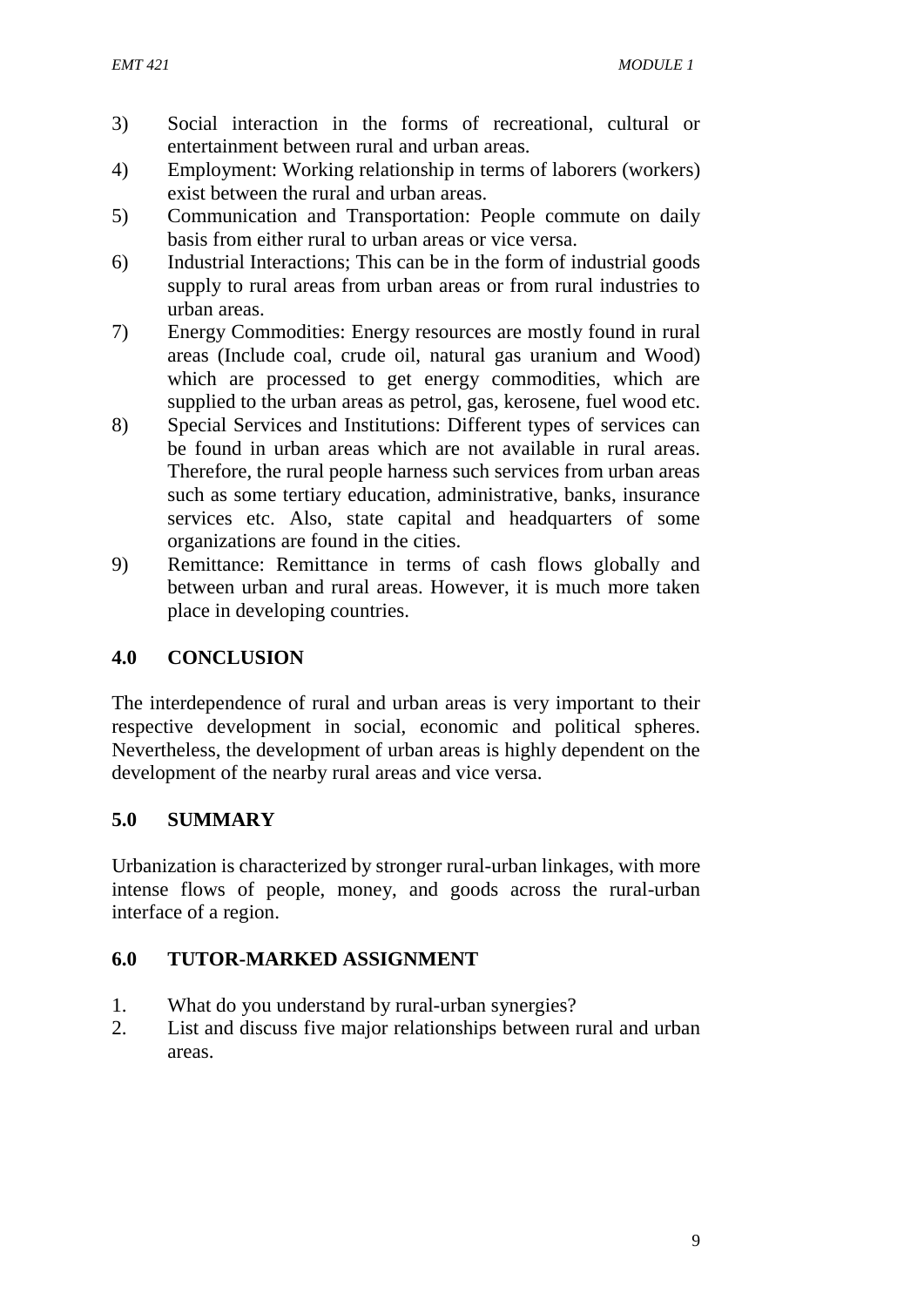3) Social interaction in the forms of recreational, cultural or entertainment between rural and urban areas.
4) Employment: Working relationship in terms of laborers (workers) exist between the rural and urban areas.
5) Communication and Transportation: People commute on daily basis from either rural to urban areas or vice versa.
6) Industrial Interactions; This can be in the form of industrial goods supply to rural areas from urban areas or from rural industries to urban areas.
7) Energy Commodities: Energy resources are mostly found in rural areas (Include coal, crude oil, natural gas uranium and Wood) which are processed to get energy commodities, which are supplied to the urban areas as petrol, gas, kerosene, fuel wood etc.
8) Special Services and Institutions: Different types of services can be found in urban areas which are not available in rural areas. Therefore, the rural people harness such services from urban areas such as some tertiary education, administrative, banks, insurance services etc. Also, state capital and headquarters of some organizations are found in the cities.
9) Remittance: Remittance in terms of cash flows globally and between urban and rural areas. However, it is much more taken place in developing countries.

## 4.0 CONCLUSION

The interdependence of rural and urban areas is very important to their respective development in social, economic and political spheres. Nevertheless, the development of urban areas is highly dependent on the development of the nearby rural areas and vice versa.

## 5.0 SUMMARY

Urbanization is characterized by stronger rural-urban linkages, with more intense flows of people, money, and goods across the rural-urban interface of a region.

## 6.0 TUTOR-MARKED ASSIGNMENT

1. What do you understand by rural-urban synergies?
2. List and discuss five major relationships between rural and urban areas.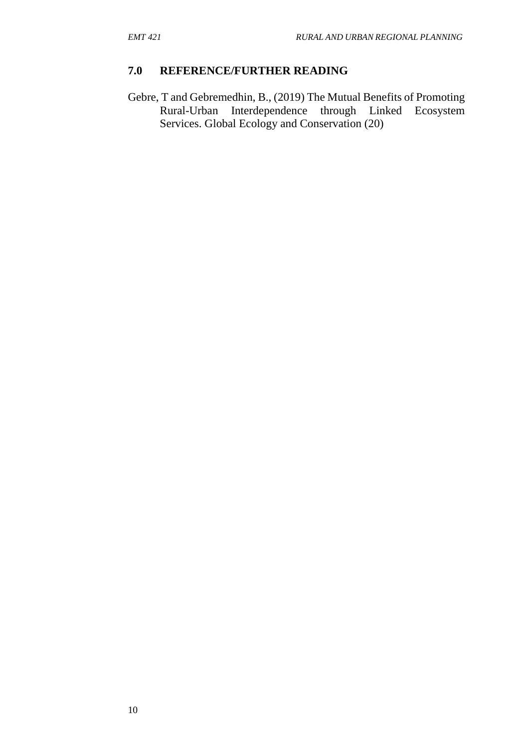## 7.0 REFERENCE/FURTHER READING

Gebre, T and Gebremedhin, B., (2019) The Mutual Benefits of Promoting Rural-Urban Interdependence through Linked Ecosystem Services. Global Ecology and Conservation (20)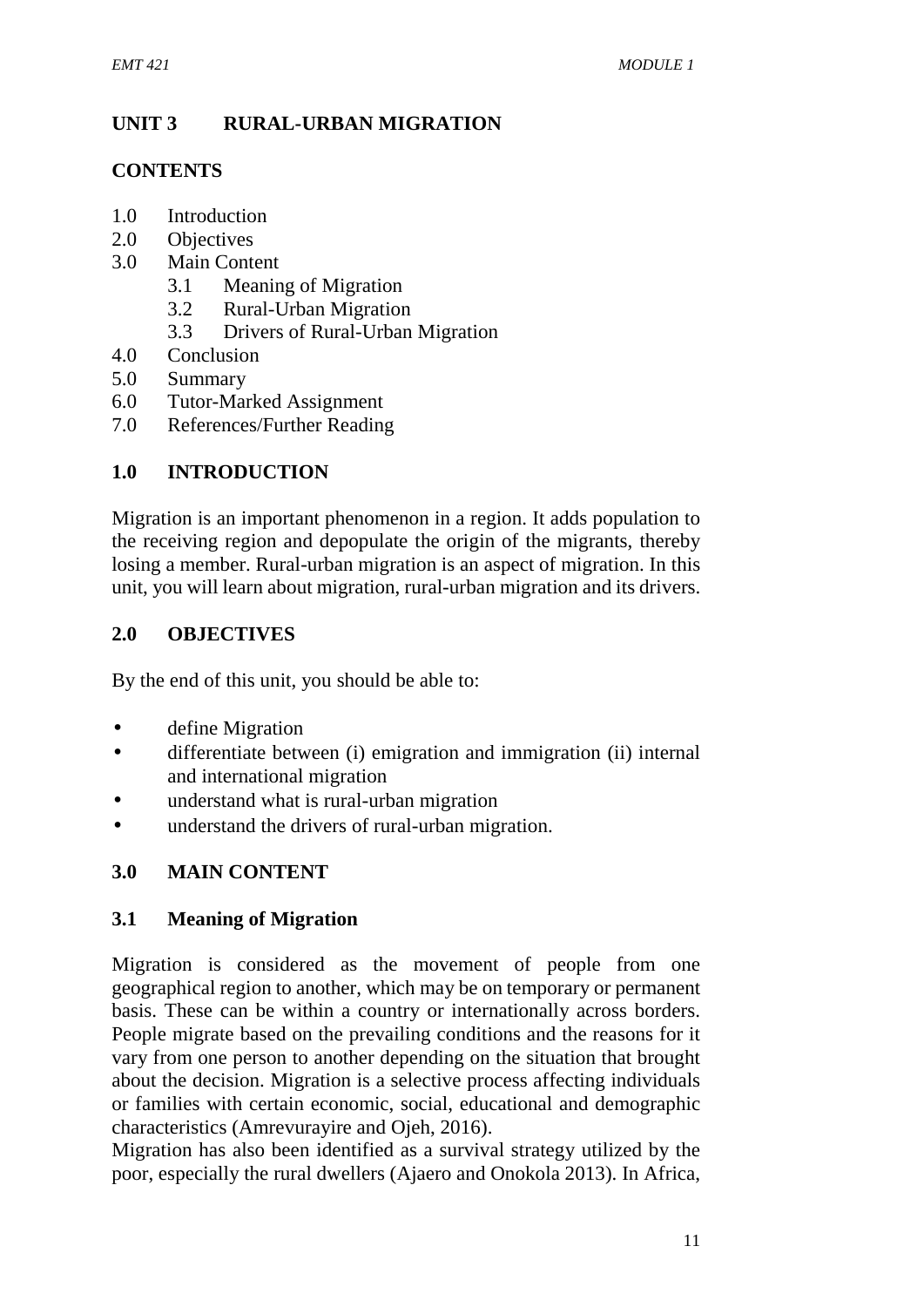## UNIT 3 RURAL-URBAN MIGRATION

### CONTENTS

1.0 Introduction
2.0 Objectives
3.0 Main Content
 3.1 Meaning of Migration
 3.2 Rural-Urban Migration
 3.3 Drivers of Rural-Urban Migration
4.0 Conclusion
5.0 Summary
6.0 Tutor-Marked Assignment
7.0 References/Further Reading

### 1.0 INTRODUCTION

Migration is an important phenomenon in a region. It adds population to the receiving region and depopulate the origin of the migrants, thereby losing a member. Rural-urban migration is an aspect of migration. In this unit, you will learn about migration, rural-urban migration and its drivers.

### 2.0 OBJECTIVES

By the end of this unit, you should be able to:

- define Migration
- differentiate between (i) emigration and immigration (ii) internal and international migration
- understand what is rural-urban migration
- understand the drivers of rural-urban migration.

### 3.0 MAIN CONTENT

#### 3.1 Meaning of Migration

Migration is considered as the movement of people from one geographical region to another, which may be on temporary or permanent basis. These can be within a country or internationally across borders. People migrate based on the prevailing conditions and the reasons for it vary from one person to another depending on the situation that brought about the decision. Migration is a selective process affecting individuals or families with certain economic, social, educational and demographic characteristics (Amrevurayire and Ojeh, 2016).

Migration has also been identified as a survival strategy utilized by the poor, especially the rural dwellers (Ajaero and Onokola 2013). In Africa,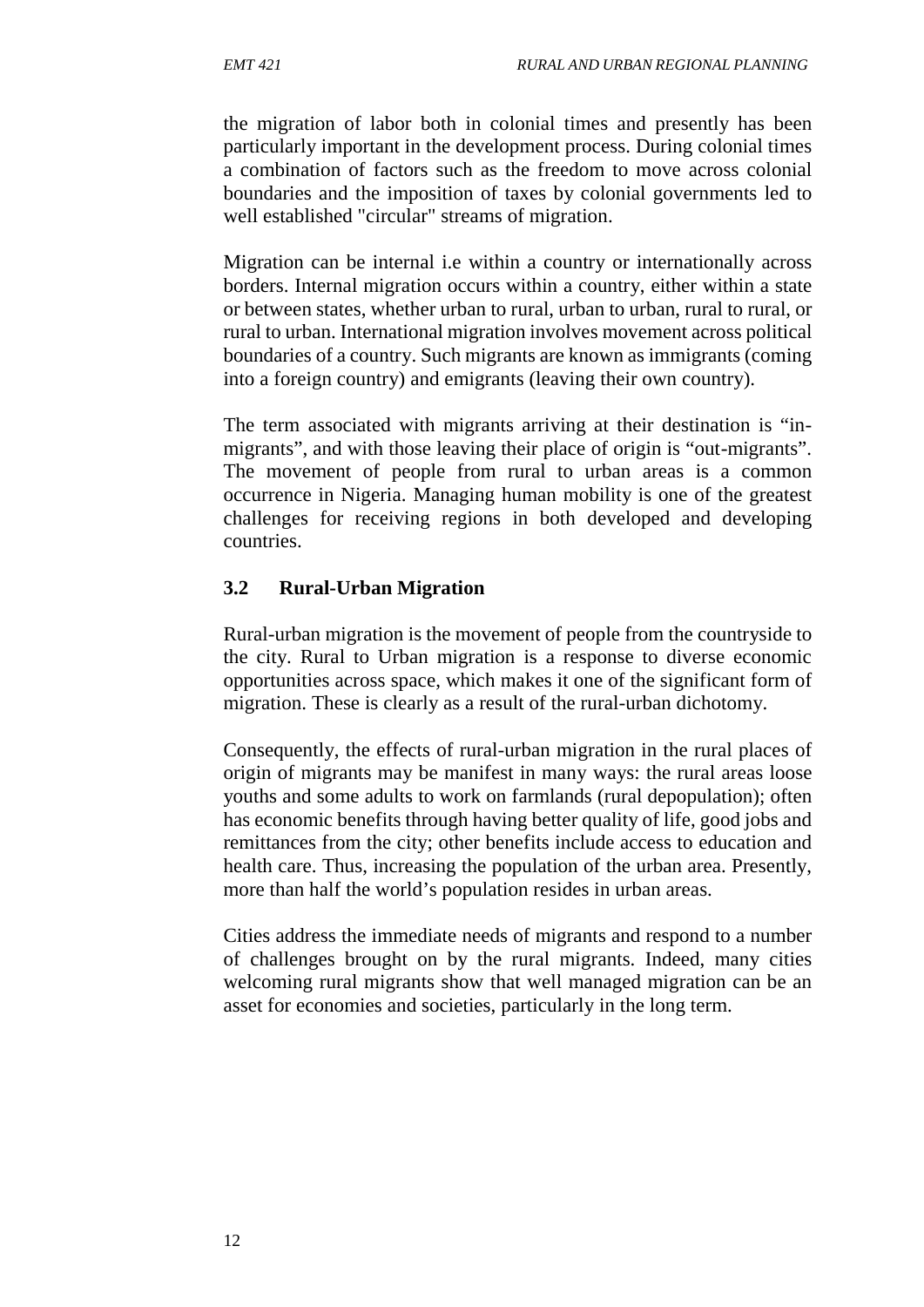the migration of labor both in colonial times and presently has been particularly important in the development process. During colonial times a combination of factors such as the freedom to move across colonial boundaries and the imposition of taxes by colonial governments led to well established "circular" streams of migration.

Migration can be internal i.e within a country or internationally across borders. Internal migration occurs within a country, either within a state or between states, whether urban to rural, urban to urban, rural to rural, or rural to urban. International migration involves movement across political boundaries of a country. Such migrants are known as immigrants (coming into a foreign country) and emigrants (leaving their own country).

The term associated with migrants arriving at their destination is "in-migrants", and with those leaving their place of origin is "out-migrants". The movement of people from rural to urban areas is a common occurrence in Nigeria. Managing human mobility is one of the greatest challenges for receiving regions in both developed and developing countries.

### 3.2 Rural-Urban Migration

Rural-urban migration is the movement of people from the countryside to the city. Rural to Urban migration is a response to diverse economic opportunities across space, which makes it one of the significant form of migration. These is clearly as a result of the rural-urban dichotomy.

Consequently, the effects of rural-urban migration in the rural places of origin of migrants may be manifest in many ways: the rural areas loose youths and some adults to work on farmlands (rural depopulation); often has economic benefits through having better quality of life, good jobs and remittances from the city; other benefits include access to education and health care. Thus, increasing the population of the urban area. Presently, more than half the world's population resides in urban areas.

Cities address the immediate needs of migrants and respond to a number of challenges brought on by the rural migrants. Indeed, many cities welcoming rural migrants show that well managed migration can be an asset for economies and societies, particularly in the long term.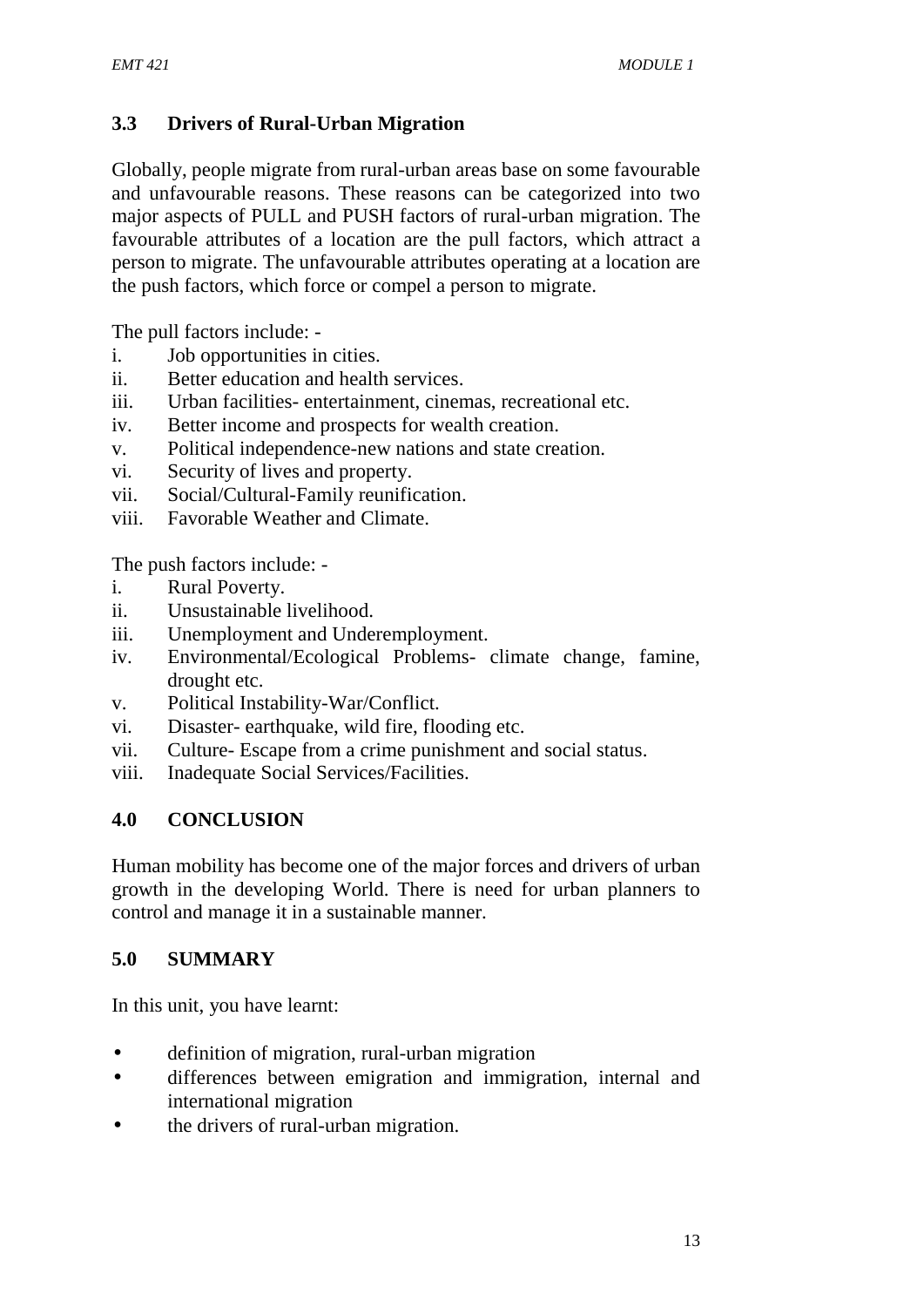## 3.3 Drivers of Rural-Urban Migration

Globally, people migrate from rural-urban areas base on some favourable and unfavourable reasons. These reasons can be categorized into two major aspects of PULL and PUSH factors of rural-urban migration. The favourable attributes of a location are the pull factors, which attract a person to migrate. The unfavourable attributes operating at a location are the push factors, which force or compel a person to migrate.

The pull factors include: -

i. Job opportunities in cities.
ii. Better education and health services.
iii. Urban facilities- entertainment, cinemas, recreational etc.
iv. Better income and prospects for wealth creation.
v. Political independence-new nations and state creation.
vi. Security of lives and property.
vii. Social/Cultural-Family reunification.
viii. Favorable Weather and Climate.

The push factors include: -

i. Rural Poverty.
ii. Unsustainable livelihood.
iii. Unemployment and Underemployment.
iv. Environmental/Ecological Problems- climate change, famine, drought etc.
v. Political Instability-War/Conflict.
vi. Disaster- earthquake, wild fire, flooding etc.
vii. Culture- Escape from a crime punishment and social status.
viii. Inadequate Social Services/Facilities.

## 4.0 CONCLUSION

Human mobility has become one of the major forces and drivers of urban growth in the developing World. There is need for urban planners to control and manage it in a sustainable manner.

## 5.0 SUMMARY

In this unit, you have learnt:

- definition of migration, rural-urban migration
- differences between emigration and immigration, internal and international migration
- the drivers of rural-urban migration.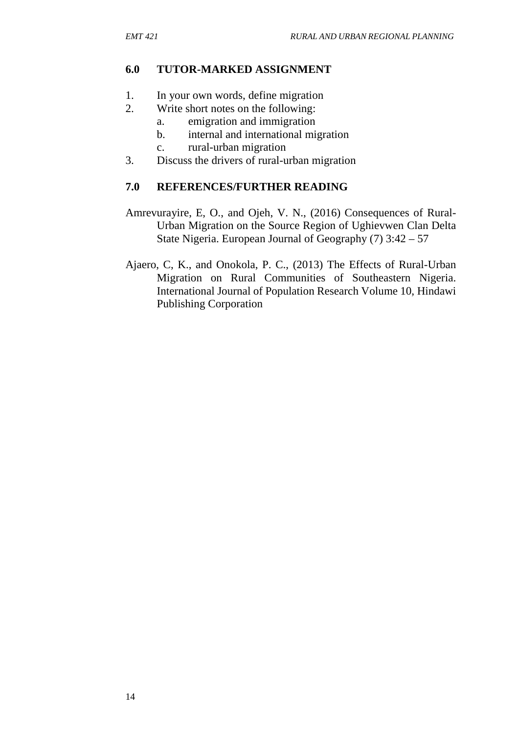## 6.0 TUTOR-MARKED ASSIGNMENT

1. In your own words, define migration
2. Write short notes on the following:
   a. emigration and immigration
   b. internal and international migration
   c. rural-urban migration
3. Discuss the drivers of rural-urban migration

## 7.0 REFERENCES/FURTHER READING

Amrevurayire, E, O., and Ojeh, V. N., (2016) Consequences of Rural-Urban Migration on the Source Region of Ughievwen Clan Delta State Nigeria. European Journal of Geography (7) 3:42 – 57

Ajaero, C, K., and Onokola, P. C., (2013) The Effects of Rural-Urban Migration on Rural Communities of Southeastern Nigeria. International Journal of Population Research Volume 10, Hindawi Publishing Corporation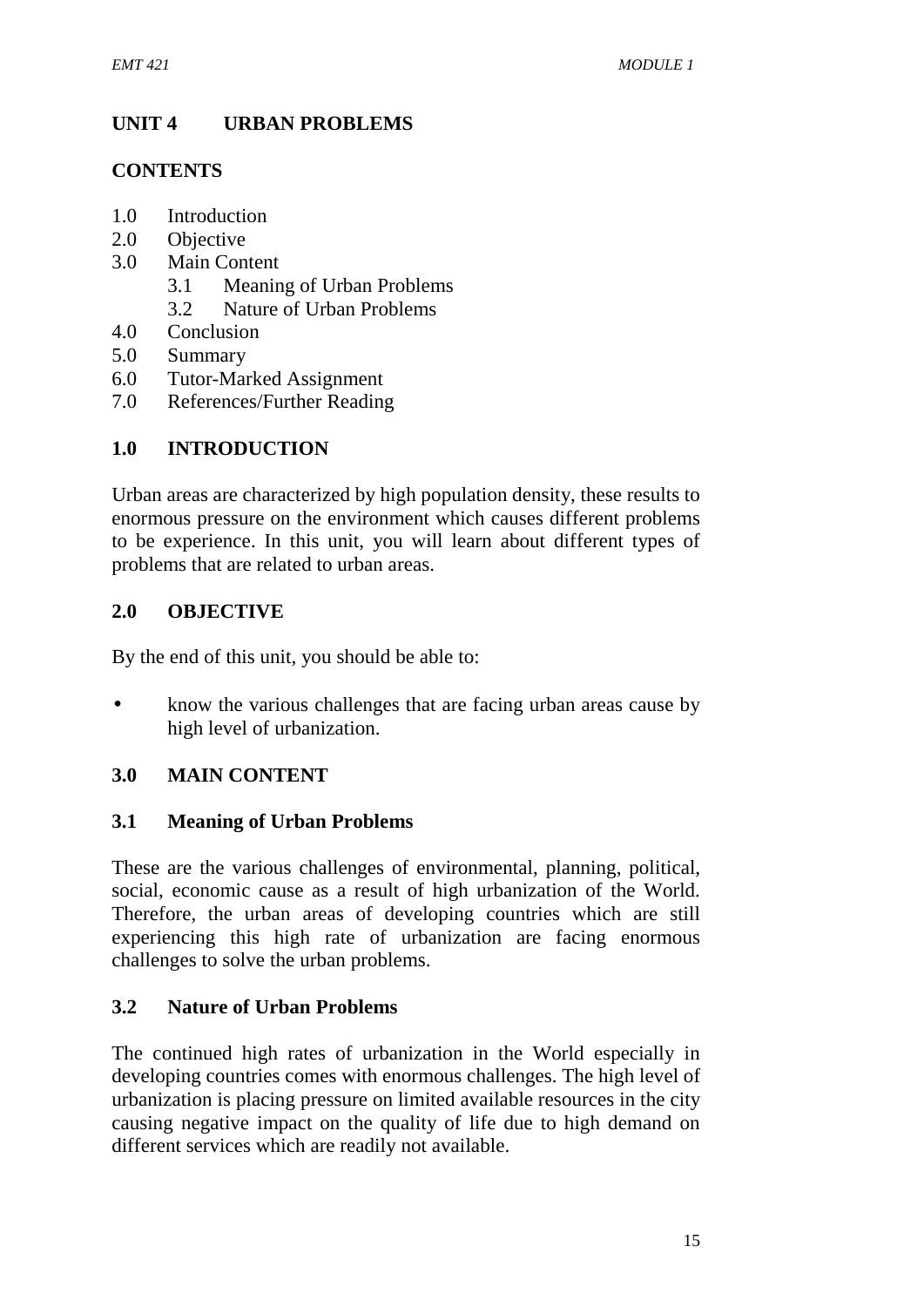## UNIT 4 URBAN PROBLEMS

**CONTENTS**

1.0 Introduction
2.0 Objective
3.0 Main Content
  3.1 Meaning of Urban Problems
  3.2 Nature of Urban Problems
4.0 Conclusion
5.0 Summary
6.0 Tutor-Marked Assignment
7.0 References/Further Reading

### 1.0 INTRODUCTION

Urban areas are characterized by high population density, these results to enormous pressure on the environment which causes different problems to be experience. In this unit, you will learn about different types of problems that are related to urban areas.

### 2.0 OBJECTIVE

By the end of this unit, you should be able to:

- know the various challenges that are facing urban areas cause by high level of urbanization.

### 3.0 MAIN CONTENT

#### 3.1 Meaning of Urban Problems

These are the various challenges of environmental, planning, political, social, economic cause as a result of high urbanization of the World. Therefore, the urban areas of developing countries which are still experiencing this high rate of urbanization are facing enormous challenges to solve the urban problems.

#### 3.2 Nature of Urban Problems

The continued high rates of urbanization in the World especially in developing countries comes with enormous challenges. The high level of urbanization is placing pressure on limited available resources in the city causing negative impact on the quality of life due to high demand on different services which are readily not available.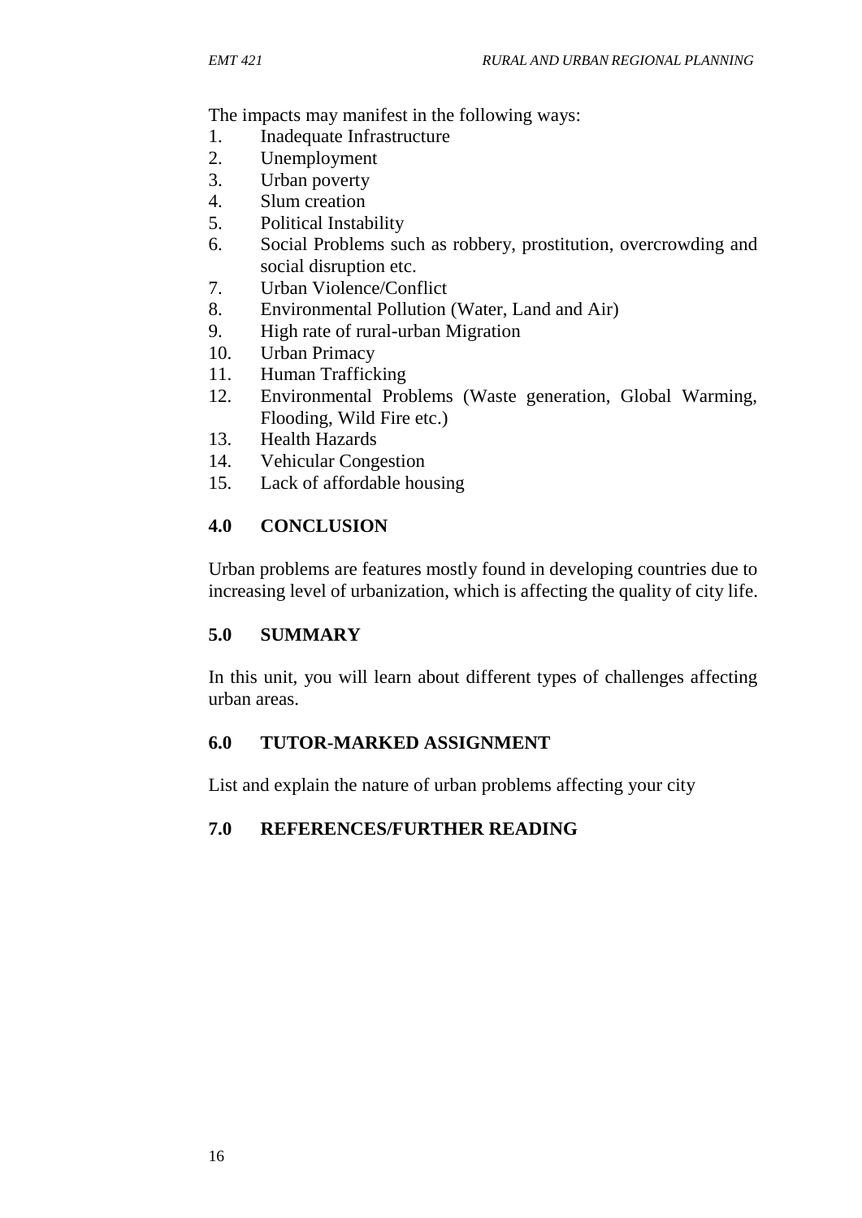The impacts may manifest in the following ways:

1. Inadequate Infrastructure
2. Unemployment
3. Urban poverty
4. Slum creation
5. Political Instability
6. Social Problems such as robbery, prostitution, overcrowding and social disruption etc.
7. Urban Violence/Conflict
8. Environmental Pollution (Water, Land and Air)
9. High rate of rural-urban Migration
10. Urban Primacy
11. Human Trafficking
12. Environmental Problems (Waste generation, Global Warming, Flooding, Wild Fire etc.)
13. Health Hazards
14. Vehicular Congestion
15. Lack of affordable housing

## 4.0 CONCLUSION

Urban problems are features mostly found in developing countries due to increasing level of urbanization, which is affecting the quality of city life.

## 5.0 SUMMARY

In this unit, you will learn about different types of challenges affecting urban areas.

## 6.0 TUTOR-MARKED ASSIGNMENT

List and explain the nature of urban problems affecting your city

## 7.0 REFERENCES/FURTHER READING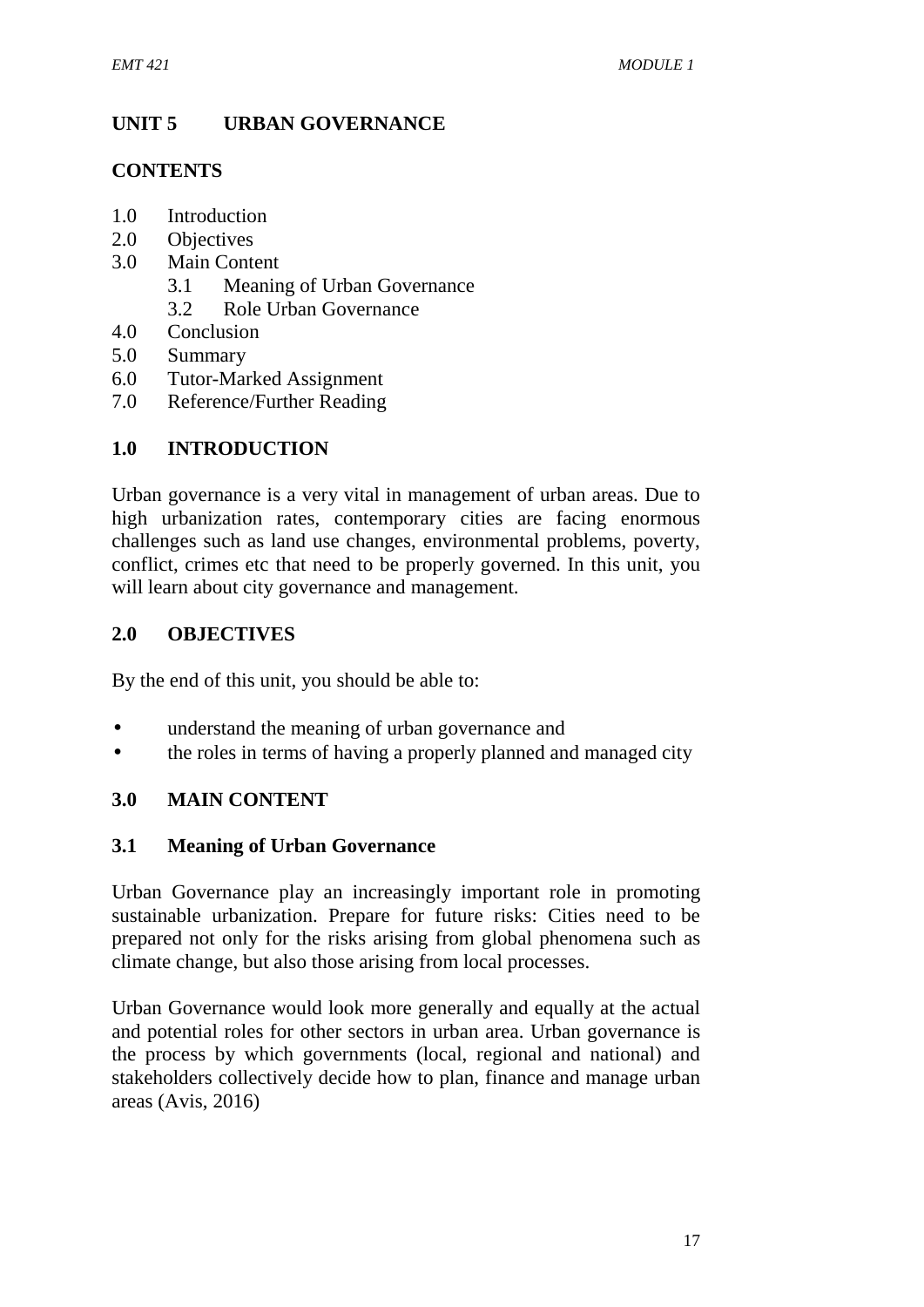# UNIT 5 URBAN GOVERNANCE

## CONTENTS

1.0 Introduction
2.0 Objectives
3.0 Main Content
   3.1 Meaning of Urban Governance
   3.2 Role Urban Governance
4.0 Conclusion
5.0 Summary
6.0 Tutor-Marked Assignment
7.0 Reference/Further Reading

## 1.0 INTRODUCTION

Urban governance is a very vital in management of urban areas. Due to high urbanization rates, contemporary cities are facing enormous challenges such as land use changes, environmental problems, poverty, conflict, crimes etc that need to be properly governed. In this unit, you will learn about city governance and management.

## 2.0 OBJECTIVES

By the end of this unit, you should be able to:

- understand the meaning of urban governance and
- the roles in terms of having a properly planned and managed city

## 3.0 MAIN CONTENT

### 3.1 Meaning of Urban Governance

Urban Governance play an increasingly important role in promoting sustainable urbanization. Prepare for future risks: Cities need to be prepared not only for the risks arising from global phenomena such as climate change, but also those arising from local processes.

Urban Governance would look more generally and equally at the actual and potential roles for other sectors in urban area. Urban governance is the process by which governments (local, regional and national) and stakeholders collectively decide how to plan, finance and manage urban areas (Avis, 2016)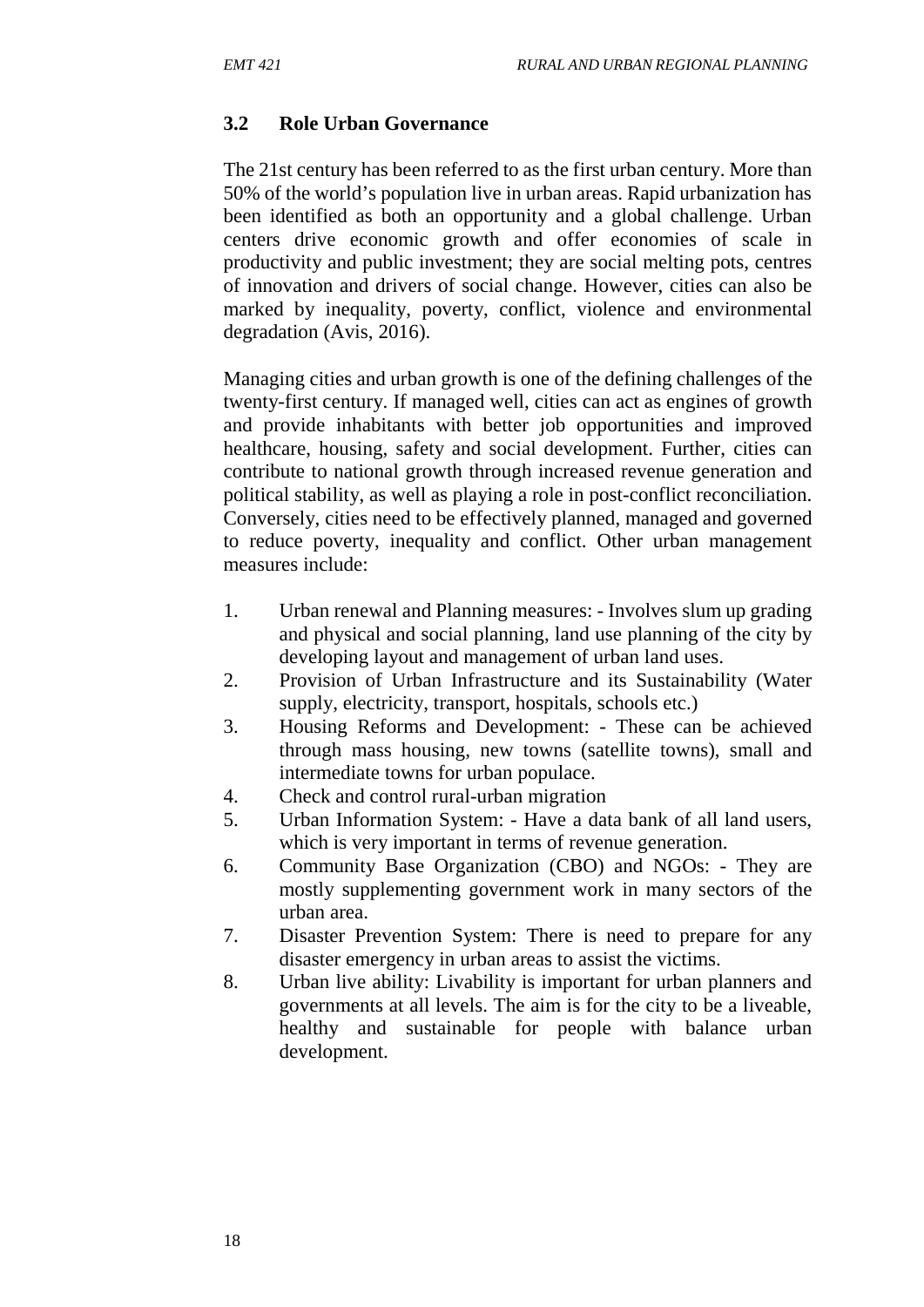### 3.2 Role Urban Governance

The 21st century has been referred to as the first urban century. More than 50% of the world's population live in urban areas. Rapid urbanization has been identified as both an opportunity and a global challenge. Urban centers drive economic growth and offer economies of scale in productivity and public investment; they are social melting pots, centres of innovation and drivers of social change. However, cities can also be marked by inequality, poverty, conflict, violence and environmental degradation (Avis, 2016).

Managing cities and urban growth is one of the defining challenges of the twenty-first century. If managed well, cities can act as engines of growth and provide inhabitants with better job opportunities and improved healthcare, housing, safety and social development. Further, cities can contribute to national growth through increased revenue generation and political stability, as well as playing a role in post-conflict reconciliation. Conversely, cities need to be effectively planned, managed and governed to reduce poverty, inequality and conflict. Other urban management measures include:

1. Urban renewal and Planning measures: - Involves slum up grading and physical and social planning, land use planning of the city by developing layout and management of urban land uses.
2. Provision of Urban Infrastructure and its Sustainability (Water supply, electricity, transport, hospitals, schools etc.)
3. Housing Reforms and Development: - These can be achieved through mass housing, new towns (satellite towns), small and intermediate towns for urban populace.
4. Check and control rural-urban migration
5. Urban Information System: - Have a data bank of all land users, which is very important in terms of revenue generation.
6. Community Base Organization (CBO) and NGOs: - They are mostly supplementing government work in many sectors of the urban area.
7. Disaster Prevention System: There is need to prepare for any disaster emergency in urban areas to assist the victims.
8. Urban live ability: Livability is important for urban planners and governments at all levels. The aim is for the city to be a liveable, healthy and sustainable for people with balance urban development.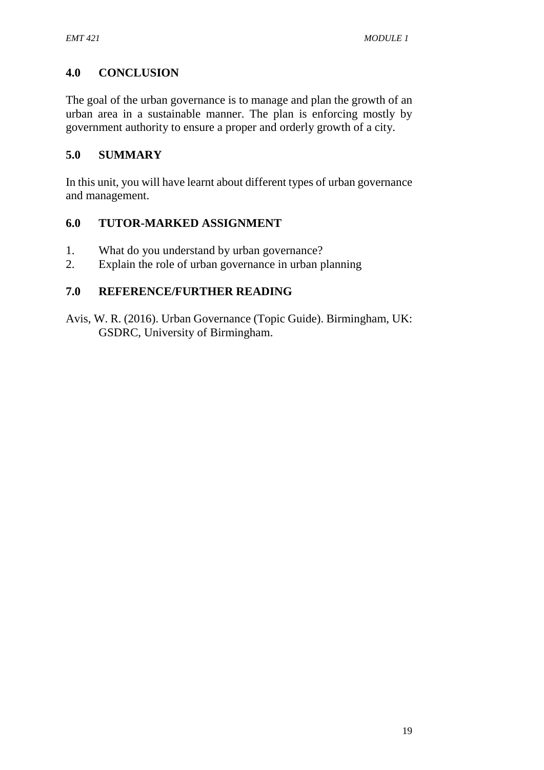## 4.0 CONCLUSION

The goal of the urban governance is to manage and plan the growth of an urban area in a sustainable manner. The plan is enforcing mostly by government authority to ensure a proper and orderly growth of a city.

## 5.0 SUMMARY

In this unit, you will have learnt about different types of urban governance and management.

## 6.0 TUTOR-MARKED ASSIGNMENT

1. What do you understand by urban governance?
2. Explain the role of urban governance in urban planning

## 7.0 REFERENCE/FURTHER READING

Avis, W. R. (2016). Urban Governance (Topic Guide). Birmingham, UK: GSDRC, University of Birmingham.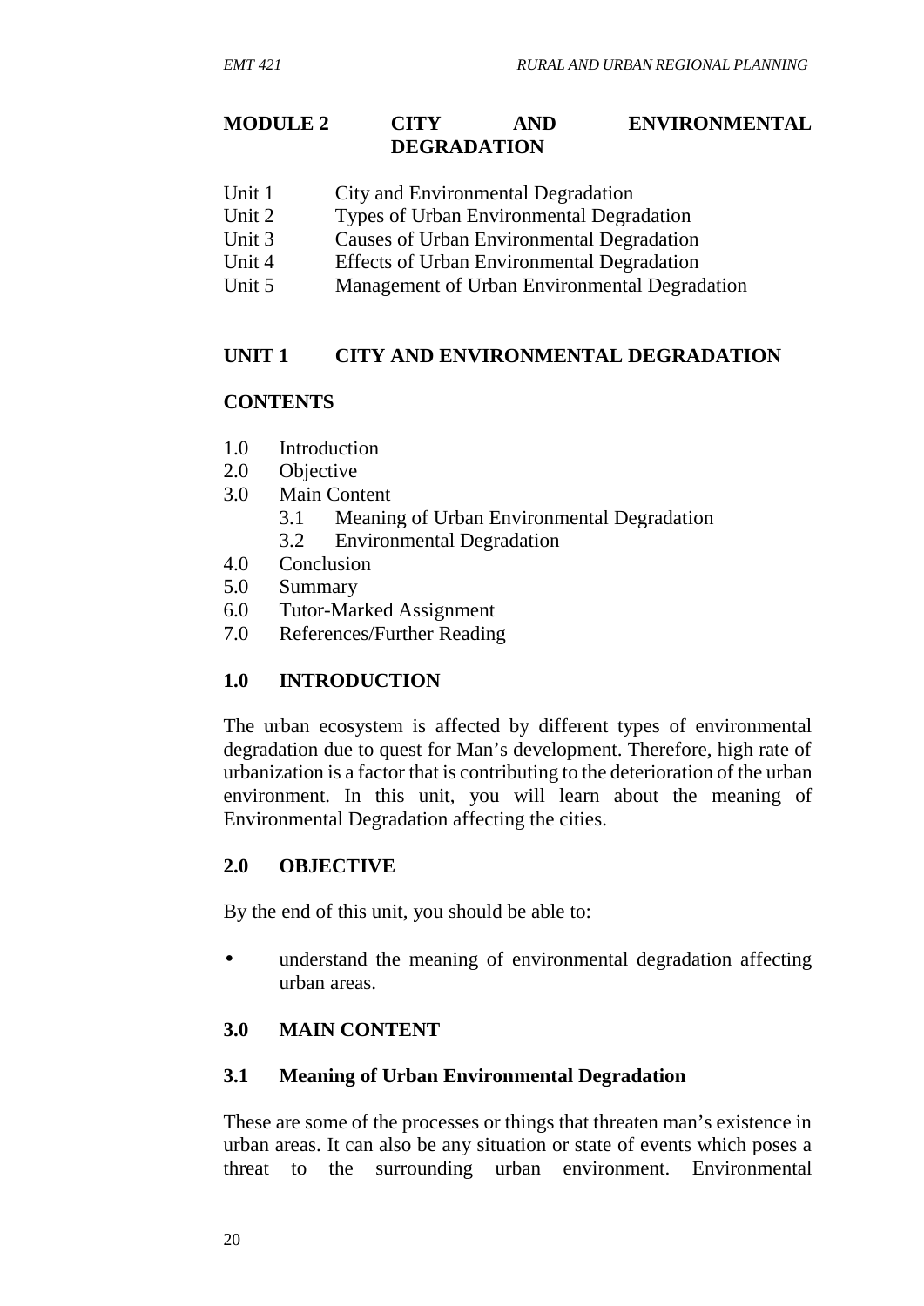## MODULE 2 CITY AND ENVIRONMENTAL DEGRADATION

Unit 1 City and Environmental Degradation
Unit 2 Types of Urban Environmental Degradation
Unit 3 Causes of Urban Environmental Degradation
Unit 4 Effects of Urban Environmental Degradation
Unit 5 Management of Urban Environmental Degradation

## UNIT 1 CITY AND ENVIRONMENTAL DEGRADATION

**CONTENTS**

1.0 Introduction
2.0 Objective
3.0 Main Content
  3.1 Meaning of Urban Environmental Degradation
  3.2 Environmental Degradation
4.0 Conclusion
5.0 Summary
6.0 Tutor-Marked Assignment
7.0 References/Further Reading

### 1.0 INTRODUCTION

The urban ecosystem is affected by different types of environmental degradation due to quest for Man's development. Therefore, high rate of urbanization is a factor that is contributing to the deterioration of the urban environment. In this unit, you will learn about the meaning of Environmental Degradation affecting the cities.

### 2.0 OBJECTIVE

By the end of this unit, you should be able to:

- understand the meaning of environmental degradation affecting urban areas.

### 3.0 MAIN CONTENT

### 3.1 Meaning of Urban Environmental Degradation

These are some of the processes or things that threaten man's existence in urban areas. It can also be any situation or state of events which poses a threat to the surrounding urban environment. Environmental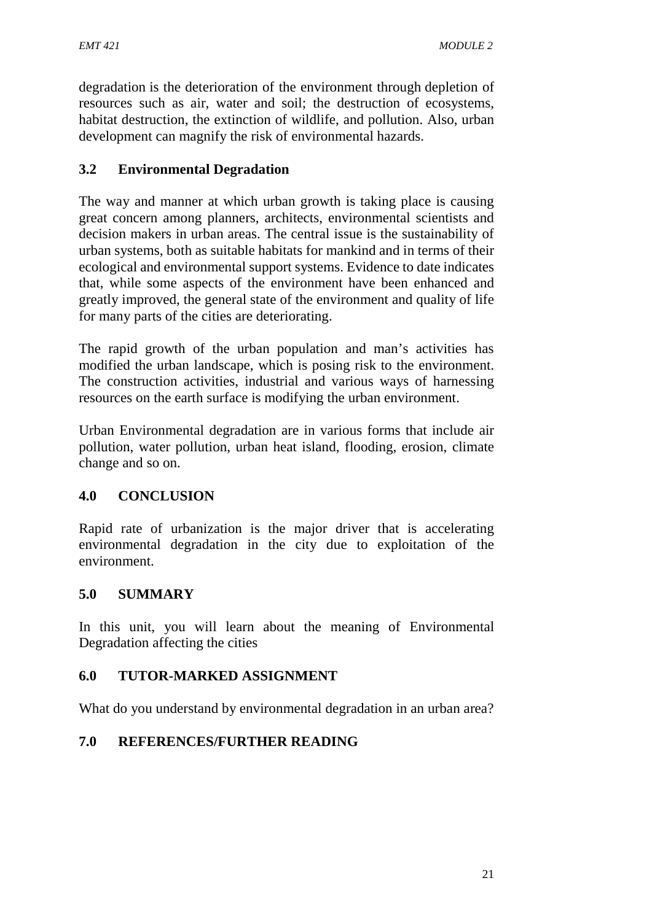degradation is the deterioration of the environment through depletion of resources such as air, water and soil; the destruction of ecosystems, habitat destruction, the extinction of wildlife, and pollution. Also, urban development can magnify the risk of environmental hazards.

## 3.2 Environmental Degradation

The way and manner at which urban growth is taking place is causing great concern among planners, architects, environmental scientists and decision makers in urban areas. The central issue is the sustainability of urban systems, both as suitable habitats for mankind and in terms of their ecological and environmental support systems. Evidence to date indicates that, while some aspects of the environment have been enhanced and greatly improved, the general state of the environment and quality of life for many parts of the cities are deteriorating.

The rapid growth of the urban population and man's activities has modified the urban landscape, which is posing risk to the environment. The construction activities, industrial and various ways of harnessing resources on the earth surface is modifying the urban environment.

Urban Environmental degradation are in various forms that include air pollution, water pollution, urban heat island, flooding, erosion, climate change and so on.

## 4.0 CONCLUSION

Rapid rate of urbanization is the major driver that is accelerating environmental degradation in the city due to exploitation of the environment.

## 5.0 SUMMARY

In this unit, you will learn about the meaning of Environmental Degradation affecting the cities

## 6.0 TUTOR-MARKED ASSIGNMENT

What do you understand by environmental degradation in an urban area?

## 7.0 REFERENCES/FURTHER READING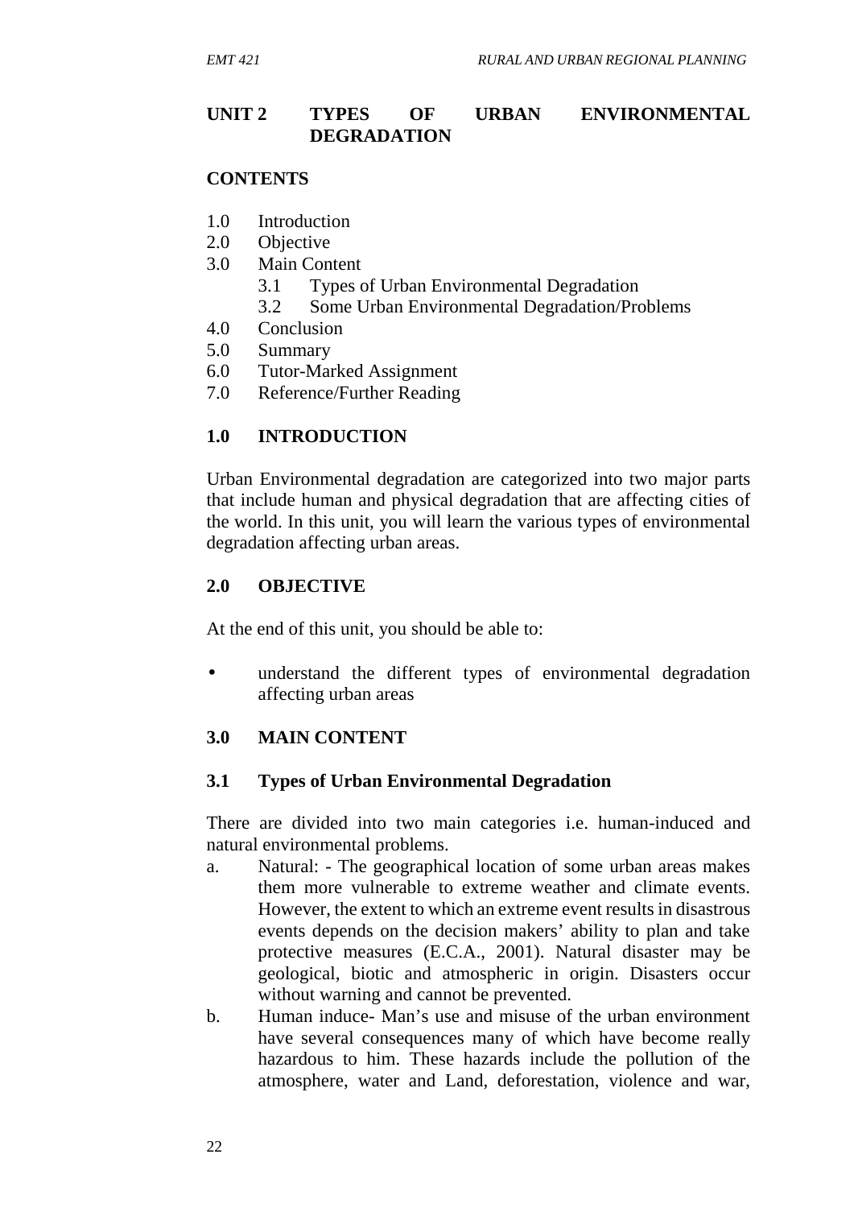# UNIT 2 TYPES OF URBAN ENVIRONMENTAL DEGRADATION

## CONTENTS

1.0 Introduction
2.0 Objective
3.0 Main Content
  3.1 Types of Urban Environmental Degradation
  3.2 Some Urban Environmental Degradation/Problems
4.0 Conclusion
5.0 Summary
6.0 Tutor-Marked Assignment
7.0 Reference/Further Reading

## 1.0 INTRODUCTION

Urban Environmental degradation are categorized into two major parts that include human and physical degradation that are affecting cities of the world. In this unit, you will learn the various types of environmental degradation affecting urban areas.

## 2.0 OBJECTIVE

At the end of this unit, you should be able to:

- understand the different types of environmental degradation affecting urban areas

## 3.0 MAIN CONTENT

### 3.1 Types of Urban Environmental Degradation

There are divided into two main categories i.e. human-induced and natural environmental problems.

a. Natural: - The geographical location of some urban areas makes them more vulnerable to extreme weather and climate events. However, the extent to which an extreme event results in disastrous events depends on the decision makers' ability to plan and take protective measures (E.C.A., 2001). Natural disaster may be geological, biotic and atmospheric in origin. Disasters occur without warning and cannot be prevented.

b. Human induce- Man's use and misuse of the urban environment have several consequences many of which have become really hazardous to him. These hazards include the pollution of the atmosphere, water and Land, deforestation, violence and war,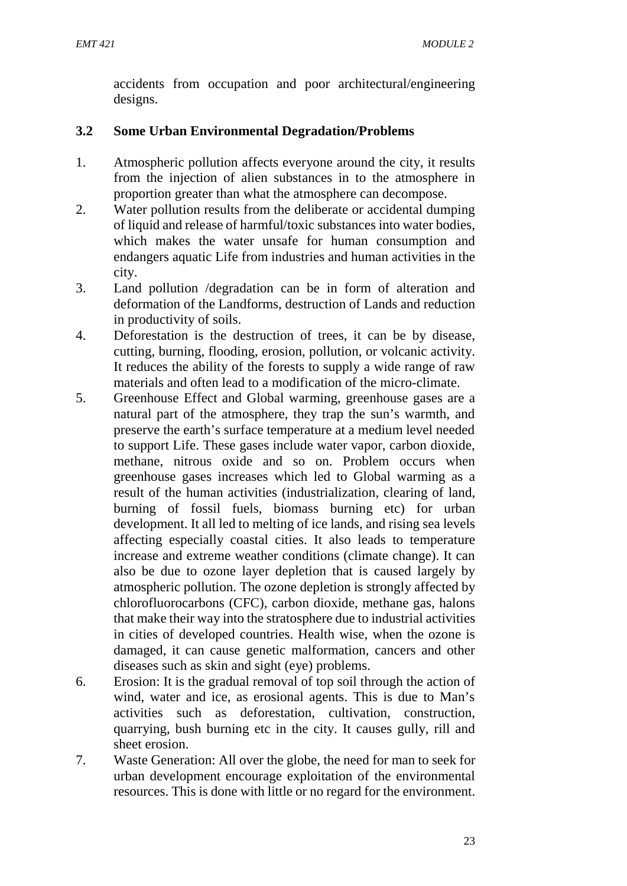accidents from occupation and poor architectural/engineering designs.

### 3.2 Some Urban Environmental Degradation/Problems

1. Atmospheric pollution affects everyone around the city, it results from the injection of alien substances in to the atmosphere in proportion greater than what the atmosphere can decompose.
2. Water pollution results from the deliberate or accidental dumping of liquid and release of harmful/toxic substances into water bodies, which makes the water unsafe for human consumption and endangers aquatic Life from industries and human activities in the city.
3. Land pollution /degradation can be in form of alteration and deformation of the Landforms, destruction of Lands and reduction in productivity of soils.
4. Deforestation is the destruction of trees, it can be by disease, cutting, burning, flooding, erosion, pollution, or volcanic activity. It reduces the ability of the forests to supply a wide range of raw materials and often lead to a modification of the micro-climate.
5. Greenhouse Effect and Global warming, greenhouse gases are a natural part of the atmosphere, they trap the sun's warmth, and preserve the earth's surface temperature at a medium level needed to support Life. These gases include water vapor, carbon dioxide, methane, nitrous oxide and so on. Problem occurs when greenhouse gases increases which led to Global warming as a result of the human activities (industrialization, clearing of land, burning of fossil fuels, biomass burning etc) for urban development. It all led to melting of ice lands, and rising sea levels affecting especially coastal cities. It also leads to temperature increase and extreme weather conditions (climate change). It can also be due to ozone layer depletion that is caused largely by atmospheric pollution. The ozone depletion is strongly affected by chlorofluorocarbons (CFC), carbon dioxide, methane gas, halons that make their way into the stratosphere due to industrial activities in cities of developed countries. Health wise, when the ozone is damaged, it can cause genetic malformation, cancers and other diseases such as skin and sight (eye) problems.
6. Erosion: It is the gradual removal of top soil through the action of wind, water and ice, as erosional agents. This is due to Man's activities such as deforestation, cultivation, construction, quarrying, bush burning etc in the city. It causes gully, rill and sheet erosion.
7. Waste Generation: All over the globe, the need for man to seek for urban development encourage exploitation of the environmental resources. This is done with little or no regard for the environment.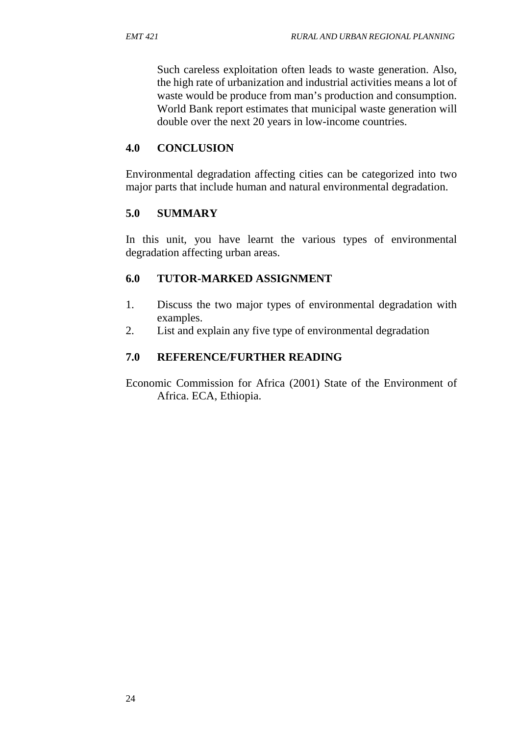Such careless exploitation often leads to waste generation. Also, the high rate of urbanization and industrial activities means a lot of waste would be produce from man's production and consumption. World Bank report estimates that municipal waste generation will double over the next 20 years in low-income countries.

## 4.0 CONCLUSION

Environmental degradation affecting cities can be categorized into two major parts that include human and natural environmental degradation.

## 5.0 SUMMARY

In this unit, you have learnt the various types of environmental degradation affecting urban areas.

## 6.0 TUTOR-MARKED ASSIGNMENT

1. Discuss the two major types of environmental degradation with examples.
2. List and explain any five type of environmental degradation

## 7.0 REFERENCE/FURTHER READING

Economic Commission for Africa (2001) State of the Environment of Africa. ECA, Ethiopia.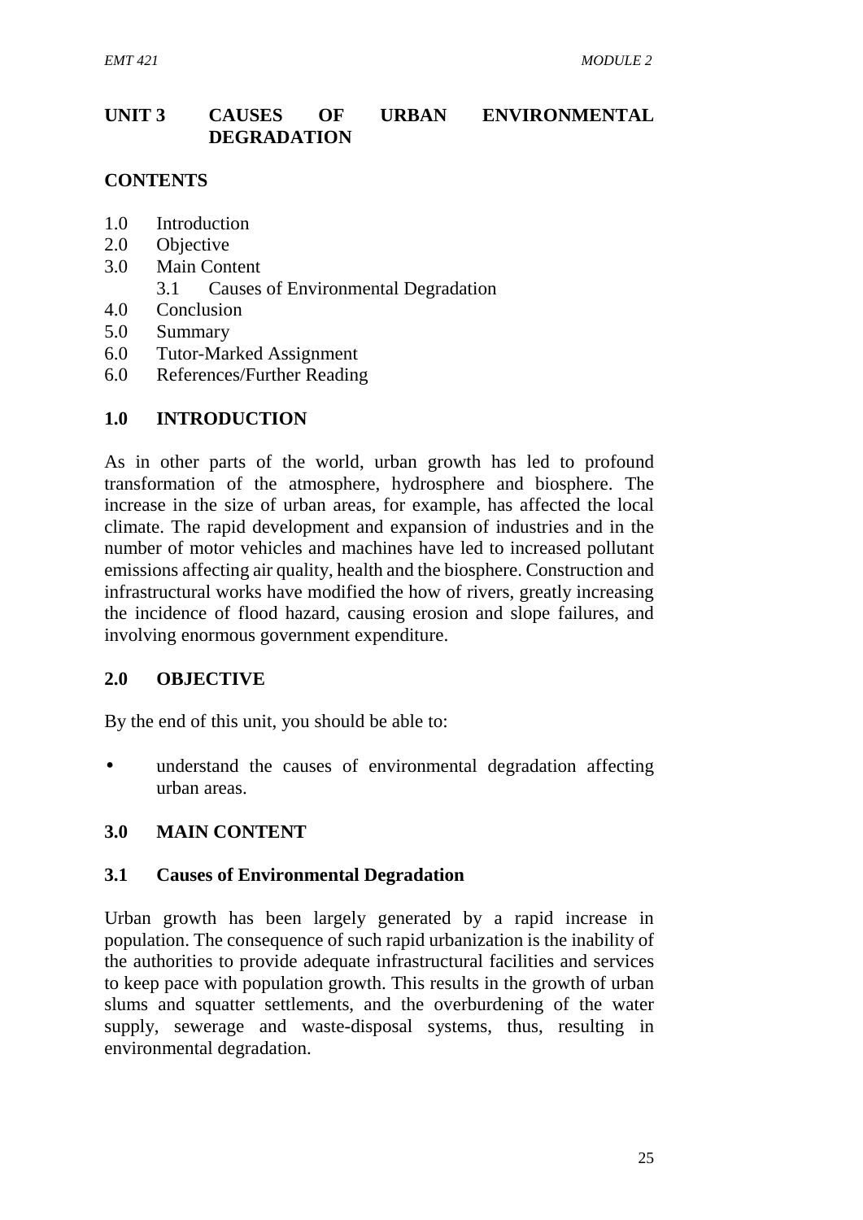## UNIT 3 CAUSES OF URBAN ENVIRONMENTAL DEGRADATION

### CONTENTS

1.0 Introduction
2.0 Objective
3.0 Main Content
 3.1 Causes of Environmental Degradation
4.0 Conclusion
5.0 Summary
6.0 Tutor-Marked Assignment
6.0 References/Further Reading

### 1.0 INTRODUCTION

As in other parts of the world, urban growth has led to profound transformation of the atmosphere, hydrosphere and biosphere. The increase in the size of urban areas, for example, has affected the local climate. The rapid development and expansion of industries and in the number of motor vehicles and machines have led to increased pollutant emissions affecting air quality, health and the biosphere. Construction and infrastructural works have modified the how of rivers, greatly increasing the incidence of flood hazard, causing erosion and slope failures, and involving enormous government expenditure.

### 2.0 OBJECTIVE

By the end of this unit, you should be able to:

- understand the causes of environmental degradation affecting urban areas.

### 3.0 MAIN CONTENT

#### 3.1 Causes of Environmental Degradation

Urban growth has been largely generated by a rapid increase in population. The consequence of such rapid urbanization is the inability of the authorities to provide adequate infrastructural facilities and services to keep pace with population growth. This results in the growth of urban slums and squatter settlements, and the overburdening of the water supply, sewerage and waste-disposal systems, thus, resulting in environmental degradation.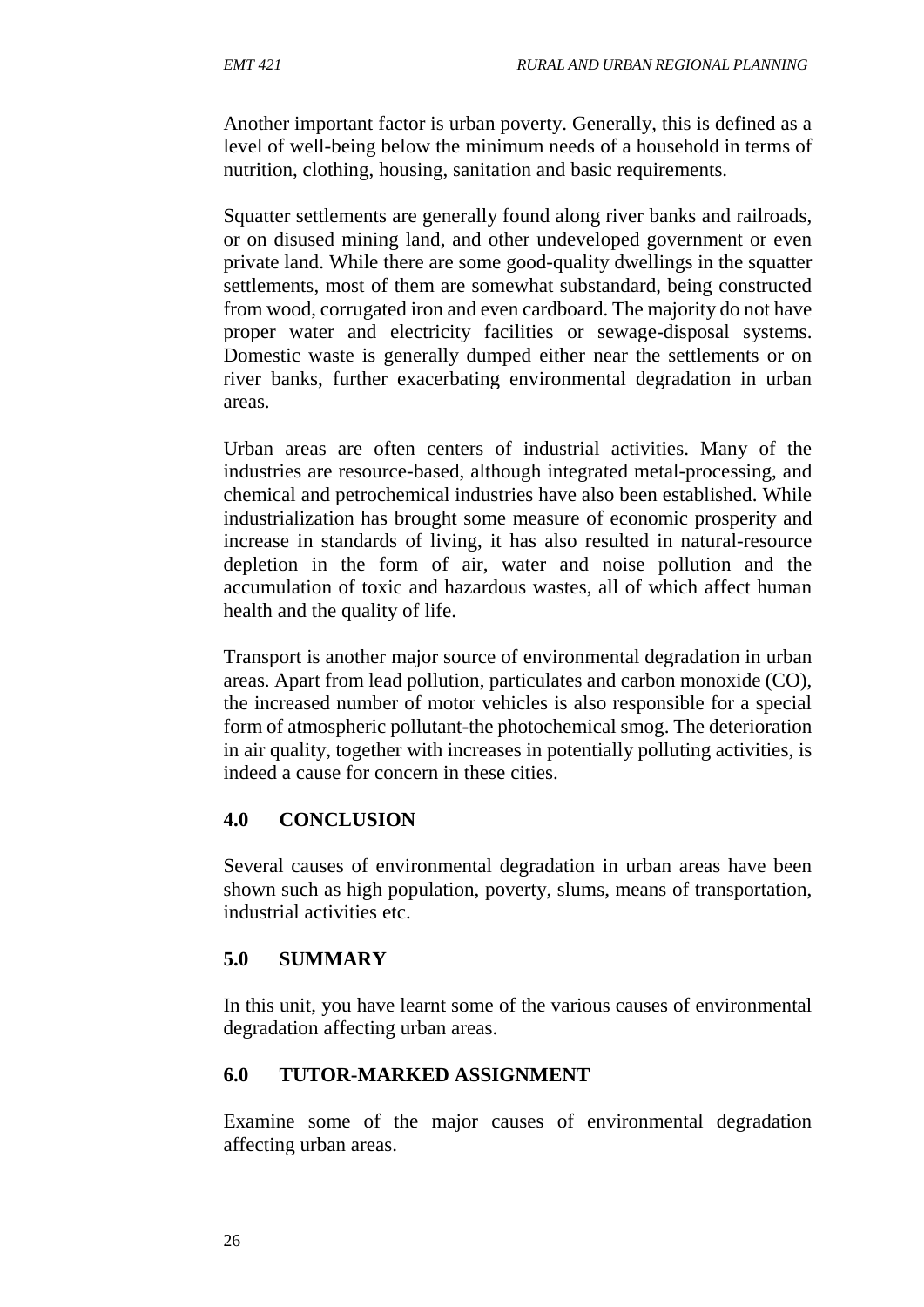Another important factor is urban poverty. Generally, this is defined as a level of well-being below the minimum needs of a household in terms of nutrition, clothing, housing, sanitation and basic requirements.

Squatter settlements are generally found along river banks and railroads, or on disused mining land, and other undeveloped government or even private land. While there are some good-quality dwellings in the squatter settlements, most of them are somewhat substandard, being constructed from wood, corrugated iron and even cardboard. The majority do not have proper water and electricity facilities or sewage-disposal systems. Domestic waste is generally dumped either near the settlements or on river banks, further exacerbating environmental degradation in urban areas.

Urban areas are often centers of industrial activities. Many of the industries are resource-based, although integrated metal-processing, and chemical and petrochemical industries have also been established. While industrialization has brought some measure of economic prosperity and increase in standards of living, it has also resulted in natural-resource depletion in the form of air, water and noise pollution and the accumulation of toxic and hazardous wastes, all of which affect human health and the quality of life.

Transport is another major source of environmental degradation in urban areas. Apart from lead pollution, particulates and carbon monoxide (CO), the increased number of motor vehicles is also responsible for a special form of atmospheric pollutant-the photochemical smog. The deterioration in air quality, together with increases in potentially polluting activities, is indeed a cause for concern in these cities.

## 4.0 CONCLUSION

Several causes of environmental degradation in urban areas have been shown such as high population, poverty, slums, means of transportation, industrial activities etc.

## 5.0 SUMMARY

In this unit, you have learnt some of the various causes of environmental degradation affecting urban areas.

## 6.0 TUTOR-MARKED ASSIGNMENT

Examine some of the major causes of environmental degradation affecting urban areas.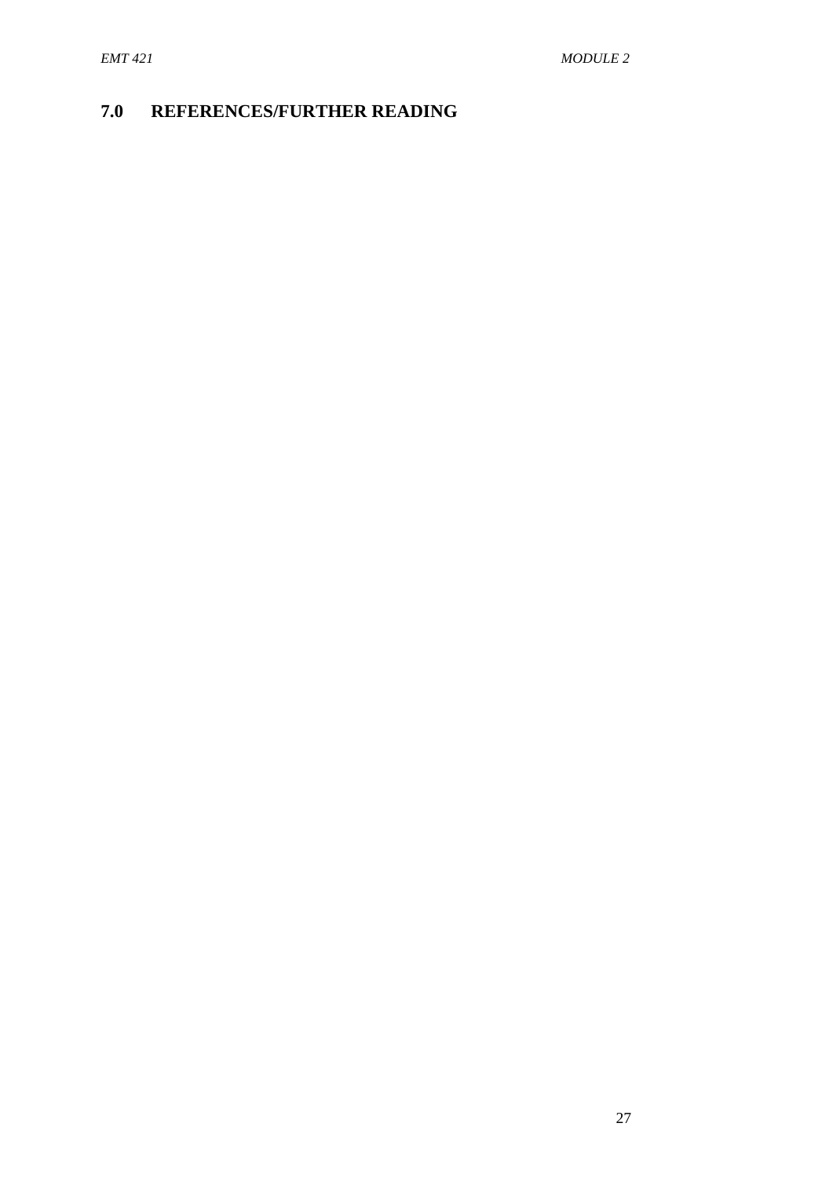## 7.0 REFERENCES/FURTHER READING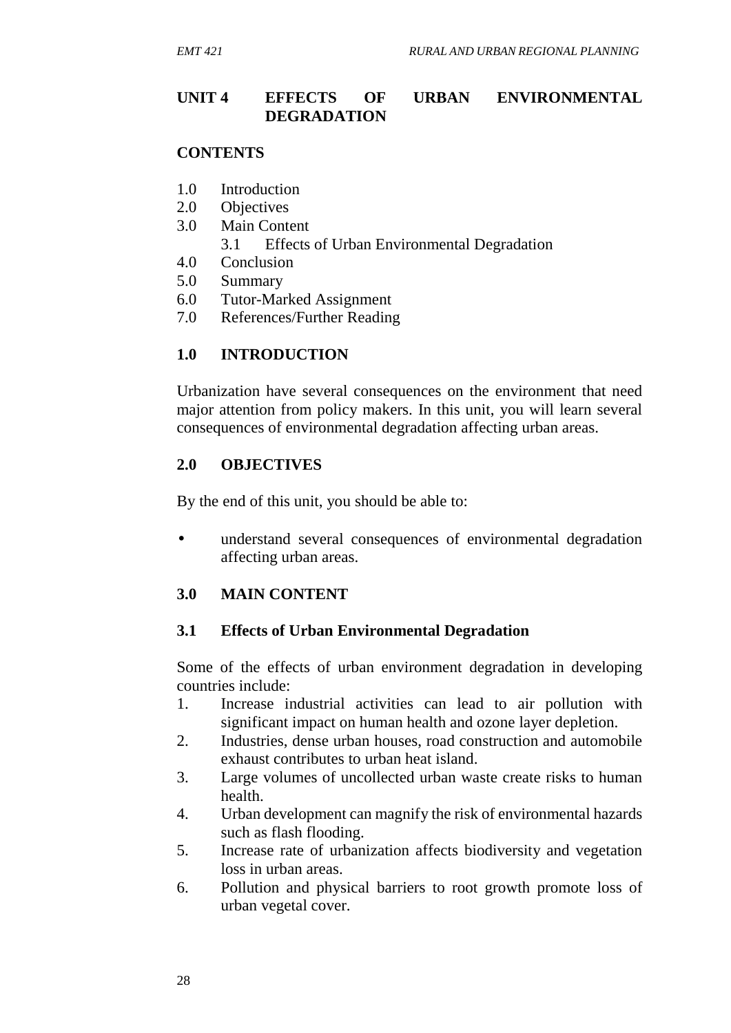# UNIT 4 EFFECTS OF URBAN ENVIRONMENTAL DEGRADATION

**CONTENTS**

1.0 Introduction
2.0 Objectives
3.0 Main Content
    3.1 Effects of Urban Environmental Degradation
4.0 Conclusion
5.0 Summary
6.0 Tutor-Marked Assignment
7.0 References/Further Reading

## 1.0 INTRODUCTION

Urbanization have several consequences on the environment that need major attention from policy makers. In this unit, you will learn several consequences of environmental degradation affecting urban areas.

## 2.0 OBJECTIVES

By the end of this unit, you should be able to:

- understand several consequences of environmental degradation affecting urban areas.

## 3.0 MAIN CONTENT

### 3.1 Effects of Urban Environmental Degradation

Some of the effects of urban environment degradation in developing countries include:

1. Increase industrial activities can lead to air pollution with significant impact on human health and ozone layer depletion.
2. Industries, dense urban houses, road construction and automobile exhaust contributes to urban heat island.
3. Large volumes of uncollected urban waste create risks to human health.
4. Urban development can magnify the risk of environmental hazards such as flash flooding.
5. Increase rate of urbanization affects biodiversity and vegetation loss in urban areas.
6. Pollution and physical barriers to root growth promote loss of urban vegetal cover.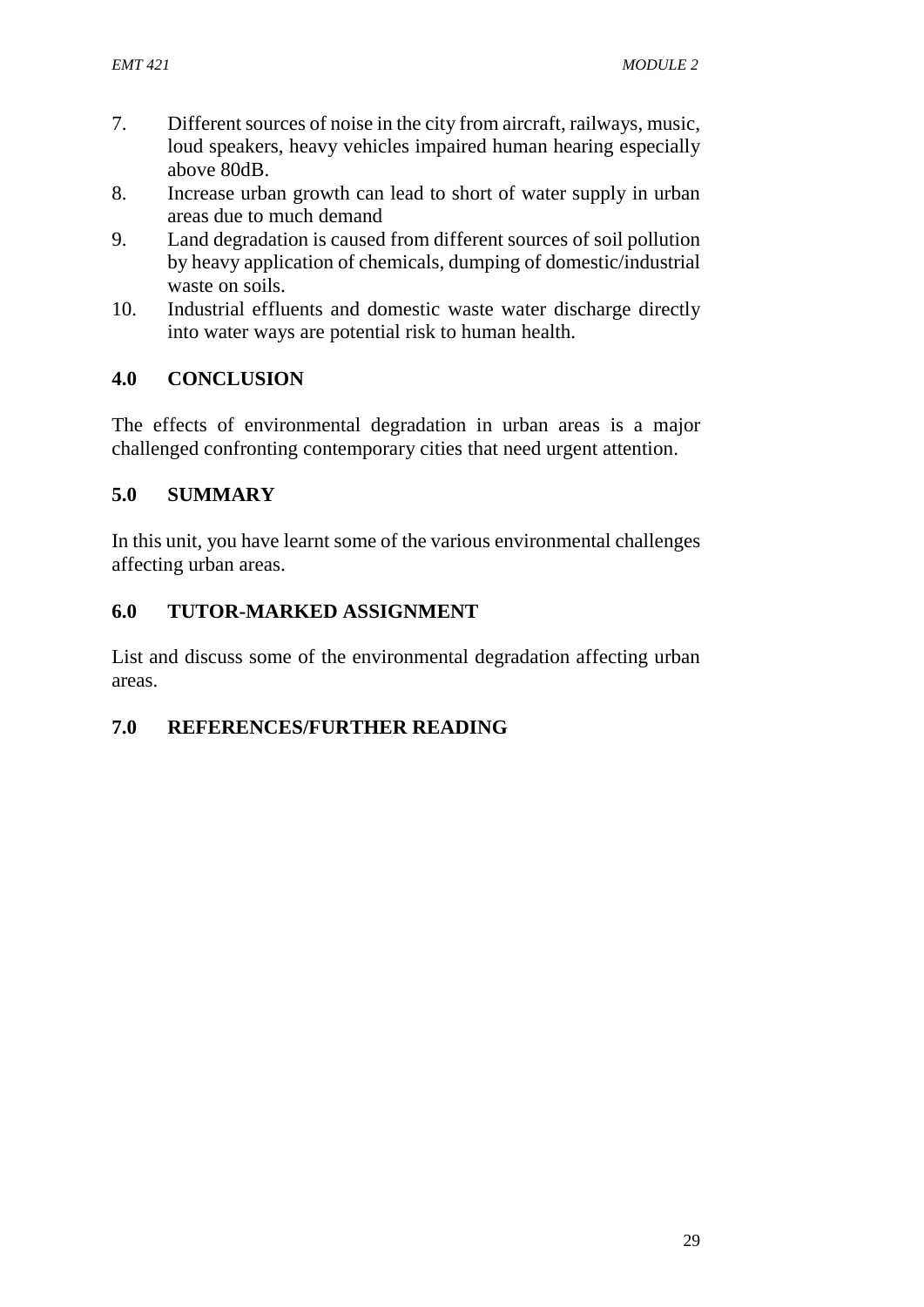7. Different sources of noise in the city from aircraft, railways, music, loud speakers, heavy vehicles impaired human hearing especially above 80dB.
8. Increase urban growth can lead to short of water supply in urban areas due to much demand
9. Land degradation is caused from different sources of soil pollution by heavy application of chemicals, dumping of domestic/industrial waste on soils.
10. Industrial effluents and domestic waste water discharge directly into water ways are potential risk to human health.

## 4.0 CONCLUSION

The effects of environmental degradation in urban areas is a major challenged confronting contemporary cities that need urgent attention.

## 5.0 SUMMARY

In this unit, you have learnt some of the various environmental challenges affecting urban areas.

## 6.0 TUTOR-MARKED ASSIGNMENT

List and discuss some of the environmental degradation affecting urban areas.

## 7.0 REFERENCES/FURTHER READING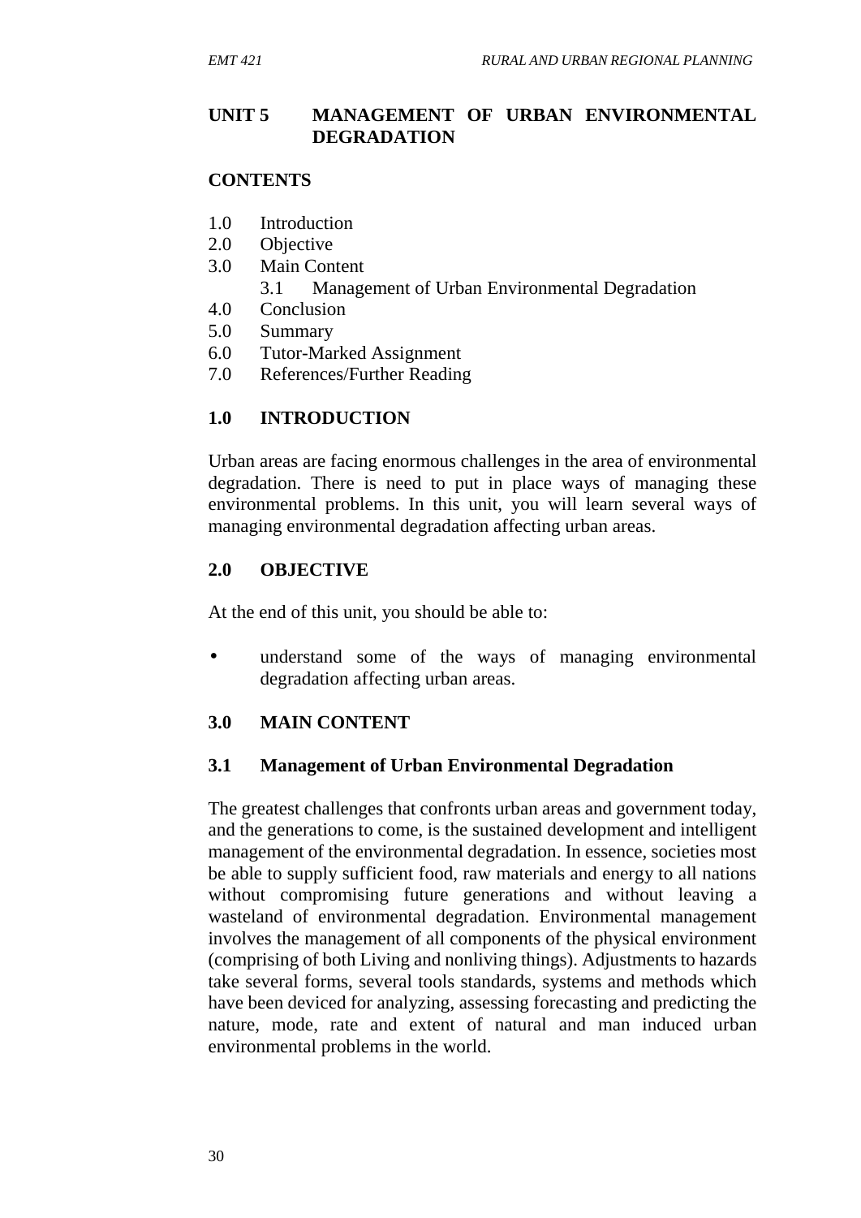## UNIT 5 MANAGEMENT OF URBAN ENVIRONMENTAL DEGRADATION

**CONTENTS**

1.0 Introduction
2.0 Objective
3.0 Main Content
    3.1 Management of Urban Environmental Degradation
4.0 Conclusion
5.0 Summary
6.0 Tutor-Marked Assignment
7.0 References/Further Reading

### 1.0 INTRODUCTION

Urban areas are facing enormous challenges in the area of environmental degradation. There is need to put in place ways of managing these environmental problems. In this unit, you will learn several ways of managing environmental degradation affecting urban areas.

### 2.0 OBJECTIVE

At the end of this unit, you should be able to:

- understand some of the ways of managing environmental degradation affecting urban areas.

### 3.0 MAIN CONTENT

#### 3.1 Management of Urban Environmental Degradation

The greatest challenges that confronts urban areas and government today, and the generations to come, is the sustained development and intelligent management of the environmental degradation. In essence, societies most be able to supply sufficient food, raw materials and energy to all nations without compromising future generations and without leaving a wasteland of environmental degradation. Environmental management involves the management of all components of the physical environment (comprising of both Living and nonliving things). Adjustments to hazards take several forms, several tools standards, systems and methods which have been deviced for analyzing, assessing forecasting and predicting the nature, mode, rate and extent of natural and man induced urban environmental problems in the world.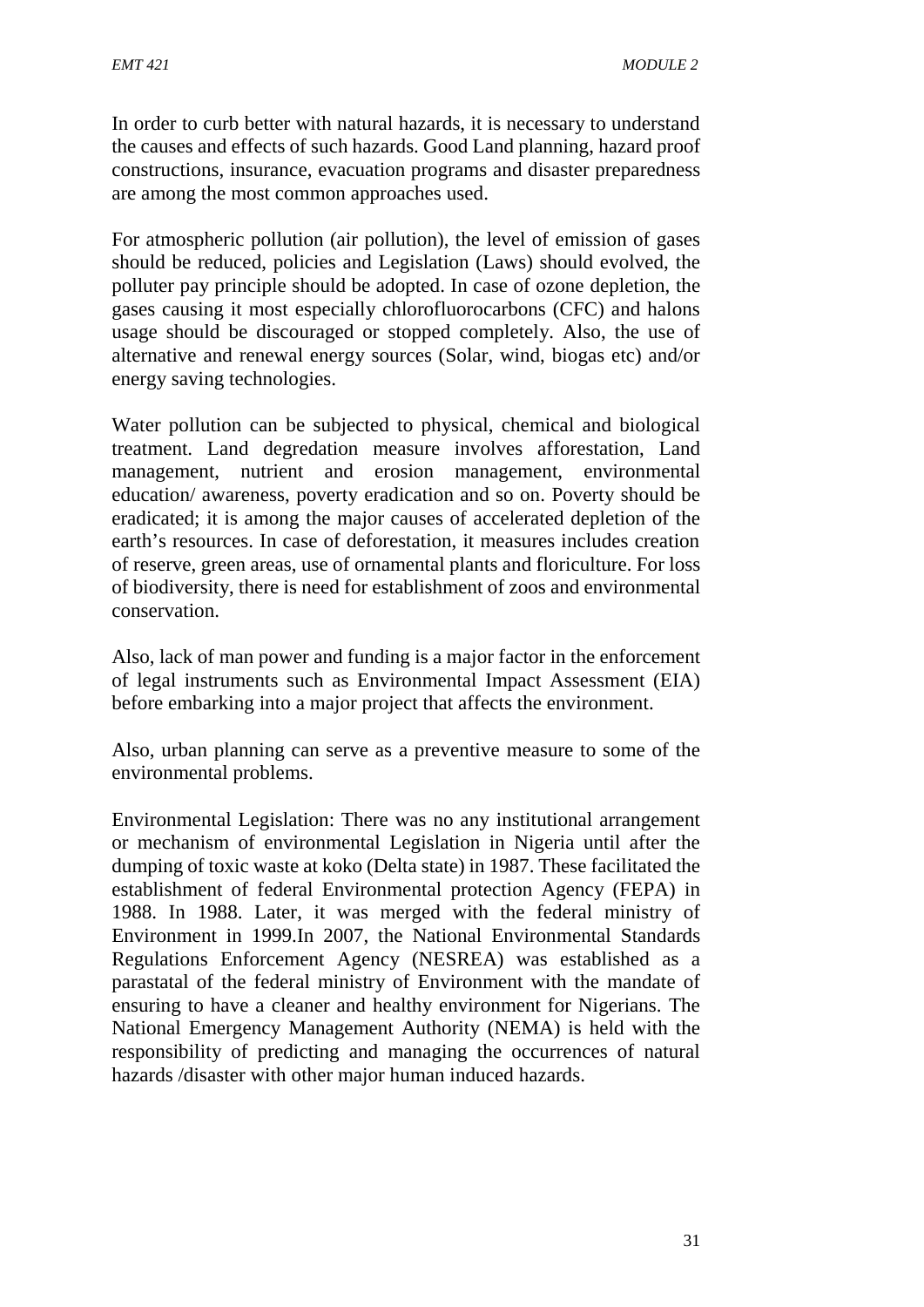In order to curb better with natural hazards, it is necessary to understand the causes and effects of such hazards. Good Land planning, hazard proof constructions, insurance, evacuation programs and disaster preparedness are among the most common approaches used.

For atmospheric pollution (air pollution), the level of emission of gases should be reduced, policies and Legislation (Laws) should evolved, the polluter pay principle should be adopted. In case of ozone depletion, the gases causing it most especially chlorofluorocarbons (CFC) and halons usage should be discouraged or stopped completely. Also, the use of alternative and renewal energy sources (Solar, wind, biogas etc) and/or energy saving technologies.

Water pollution can be subjected to physical, chemical and biological treatment. Land degredation measure involves afforestation, Land management, nutrient and erosion management, environmental education/ awareness, poverty eradication and so on. Poverty should be eradicated; it is among the major causes of accelerated depletion of the earth's resources. In case of deforestation, it measures includes creation of reserve, green areas, use of ornamental plants and floriculture. For loss of biodiversity, there is need for establishment of zoos and environmental conservation.

Also, lack of man power and funding is a major factor in the enforcement of legal instruments such as Environmental Impact Assessment (EIA) before embarking into a major project that affects the environment.

Also, urban planning can serve as a preventive measure to some of the environmental problems.

Environmental Legislation: There was no any institutional arrangement or mechanism of environmental Legislation in Nigeria until after the dumping of toxic waste at koko (Delta state) in 1987. These facilitated the establishment of federal Environmental protection Agency (FEPA) in 1988. In 1988. Later, it was merged with the federal ministry of Environment in 1999.In 2007, the National Environmental Standards Regulations Enforcement Agency (NESREA) was established as a parastatal of the federal ministry of Environment with the mandate of ensuring to have a cleaner and healthy environment for Nigerians. The National Emergency Management Authority (NEMA) is held with the responsibility of predicting and managing the occurrences of natural hazards /disaster with other major human induced hazards.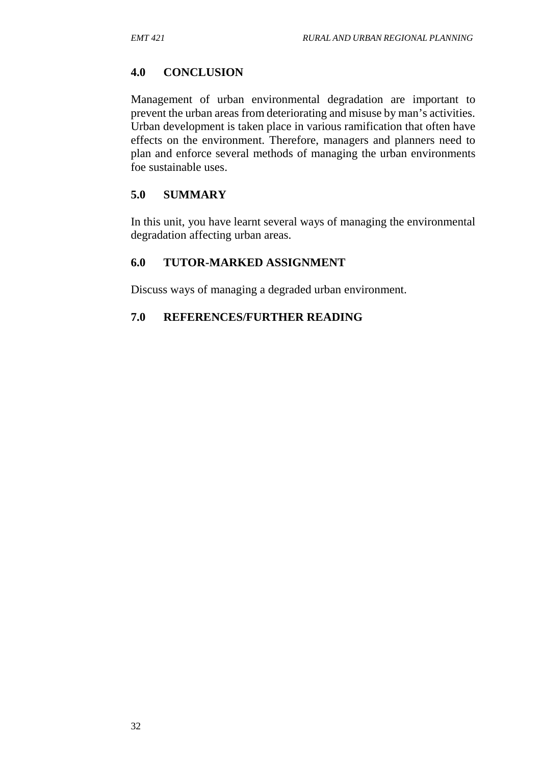## 4.0 CONCLUSION

Management of urban environmental degradation are important to prevent the urban areas from deteriorating and misuse by man's activities. Urban development is taken place in various ramification that often have effects on the environment. Therefore, managers and planners need to plan and enforce several methods of managing the urban environments foe sustainable uses.

## 5.0 SUMMARY

In this unit, you have learnt several ways of managing the environmental degradation affecting urban areas.

## 6.0 TUTOR-MARKED ASSIGNMENT

Discuss ways of managing a degraded urban environment.

## 7.0 REFERENCES/FURTHER READING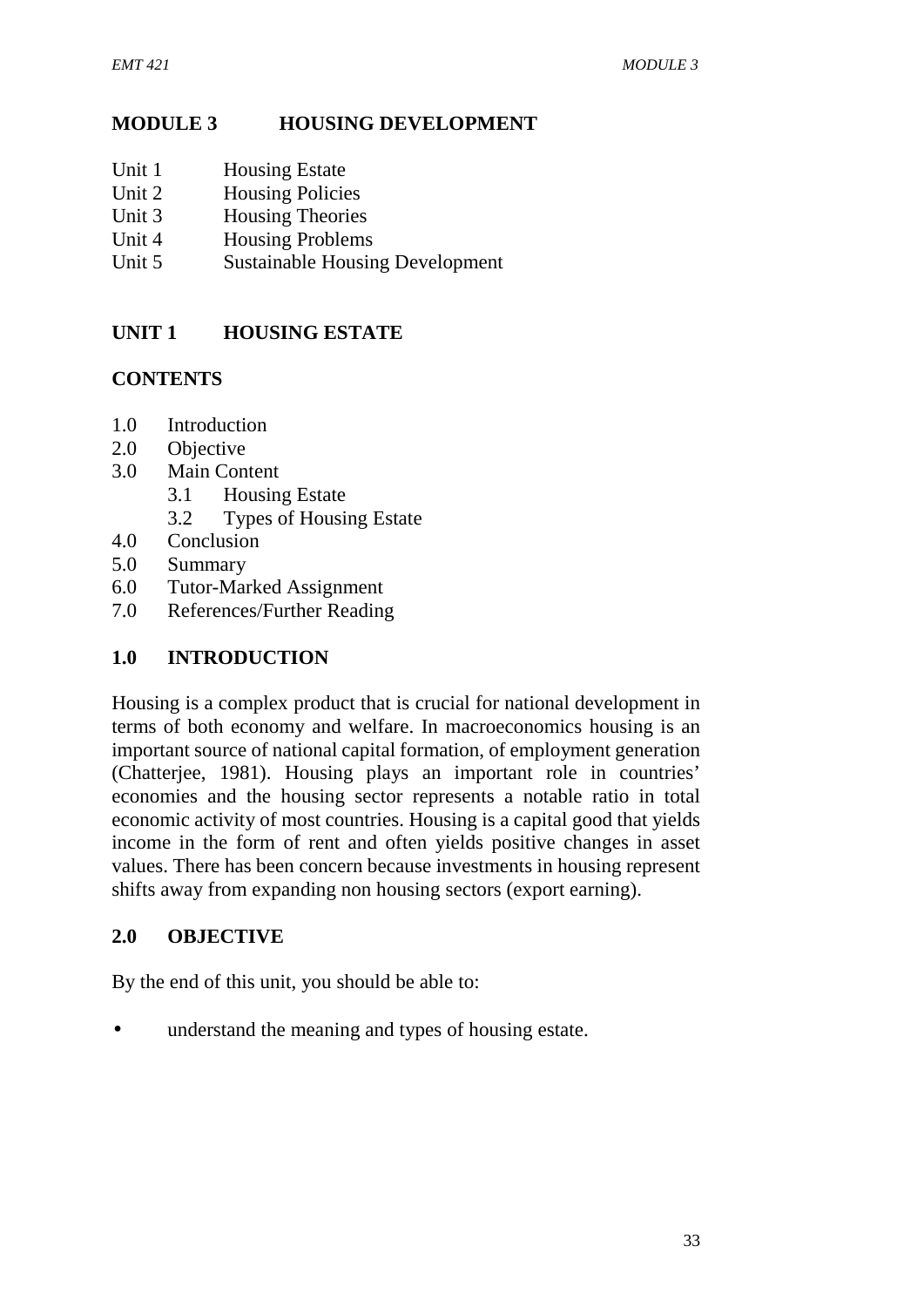# MODULE 3 HOUSING DEVELOPMENT

Unit 1 Housing Estate
Unit 2 Housing Policies
Unit 3 Housing Theories
Unit 4 Housing Problems
Unit 5 Sustainable Housing Development

## UNIT 1 HOUSING ESTATE

### CONTENTS

1.0 Introduction
2.0 Objective
3.0 Main Content
  3.1 Housing Estate
  3.2 Types of Housing Estate
4.0 Conclusion
5.0 Summary
6.0 Tutor-Marked Assignment
7.0 References/Further Reading

### 1.0 INTRODUCTION

Housing is a complex product that is crucial for national development in terms of both economy and welfare. In macroeconomics housing is an important source of national capital formation, of employment generation (Chatterjee, 1981). Housing plays an important role in countries' economies and the housing sector represents a notable ratio in total economic activity of most countries. Housing is a capital good that yields income in the form of rent and often yields positive changes in asset values. There has been concern because investments in housing represent shifts away from expanding non housing sectors (export earning).

### 2.0 OBJECTIVE

By the end of this unit, you should be able to:

- understand the meaning and types of housing estate.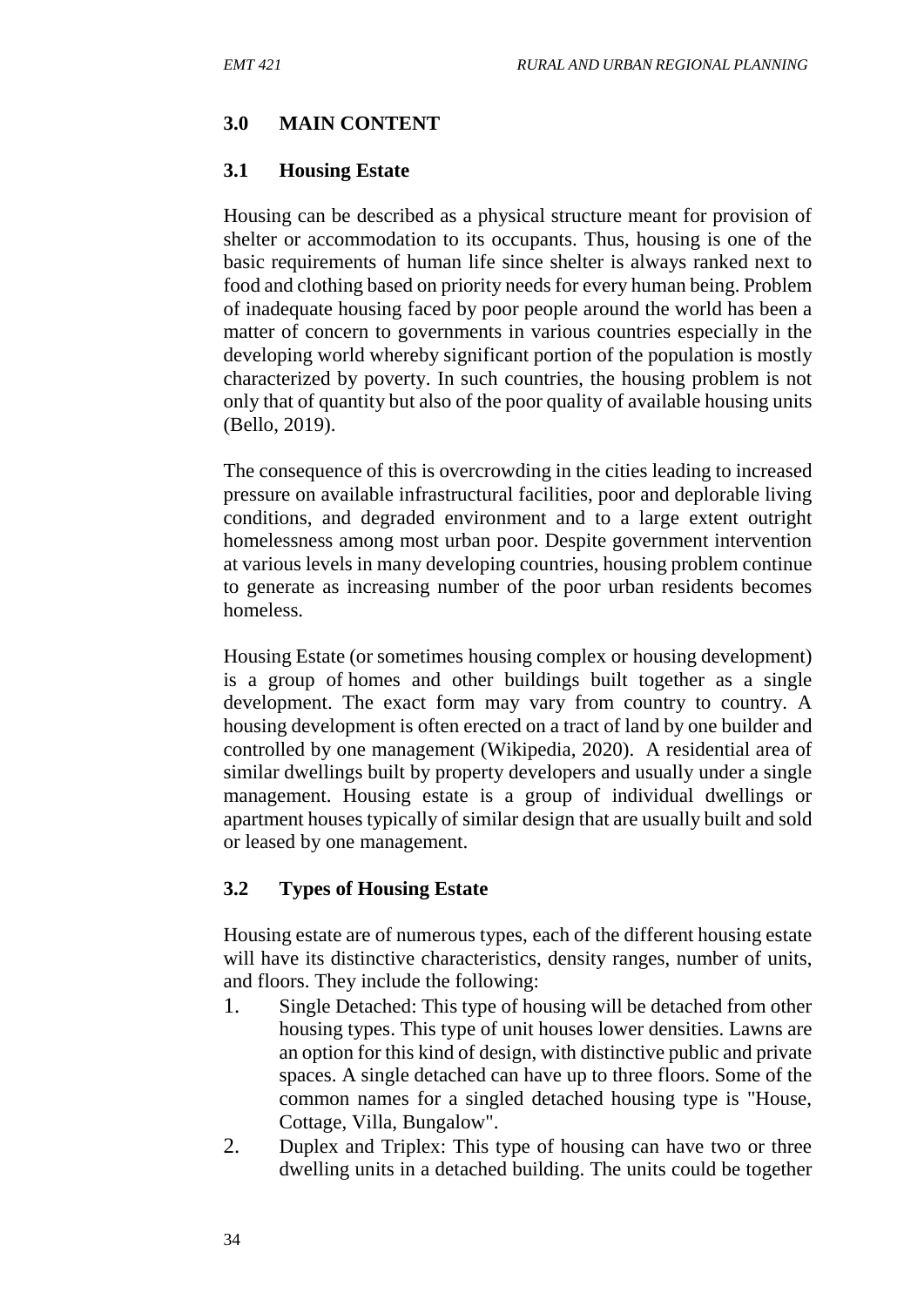## 3.0 MAIN CONTENT

### 3.1 Housing Estate

Housing can be described as a physical structure meant for provision of shelter or accommodation to its occupants. Thus, housing is one of the basic requirements of human life since shelter is always ranked next to food and clothing based on priority needs for every human being. Problem of inadequate housing faced by poor people around the world has been a matter of concern to governments in various countries especially in the developing world whereby significant portion of the population is mostly characterized by poverty. In such countries, the housing problem is not only that of quantity but also of the poor quality of available housing units (Bello, 2019).

The consequence of this is overcrowding in the cities leading to increased pressure on available infrastructural facilities, poor and deplorable living conditions, and degraded environment and to a large extent outright homelessness among most urban poor. Despite government intervention at various levels in many developing countries, housing problem continue to generate as increasing number of the poor urban residents becomes homeless.

Housing Estate (or sometimes housing complex or housing development) is a group of homes and other buildings built together as a single development. The exact form may vary from country to country. A housing development is often erected on a tract of land by one builder and controlled by one management (Wikipedia, 2020). A residential area of similar dwellings built by property developers and usually under a single management. Housing estate is a group of individual dwellings or apartment houses typically of similar design that are usually built and sold or leased by one management.

### 3.2 Types of Housing Estate

Housing estate are of numerous types, each of the different housing estate will have its distinctive characteristics, density ranges, number of units, and floors. They include the following:

1. Single Detached: This type of housing will be detached from other housing types. This type of unit houses lower densities. Lawns are an option for this kind of design, with distinctive public and private spaces. A single detached can have up to three floors. Some of the common names for a singled detached housing type is "House, Cottage, Villa, Bungalow".
2. Duplex and Triplex: This type of housing can have two or three dwelling units in a detached building. The units could be together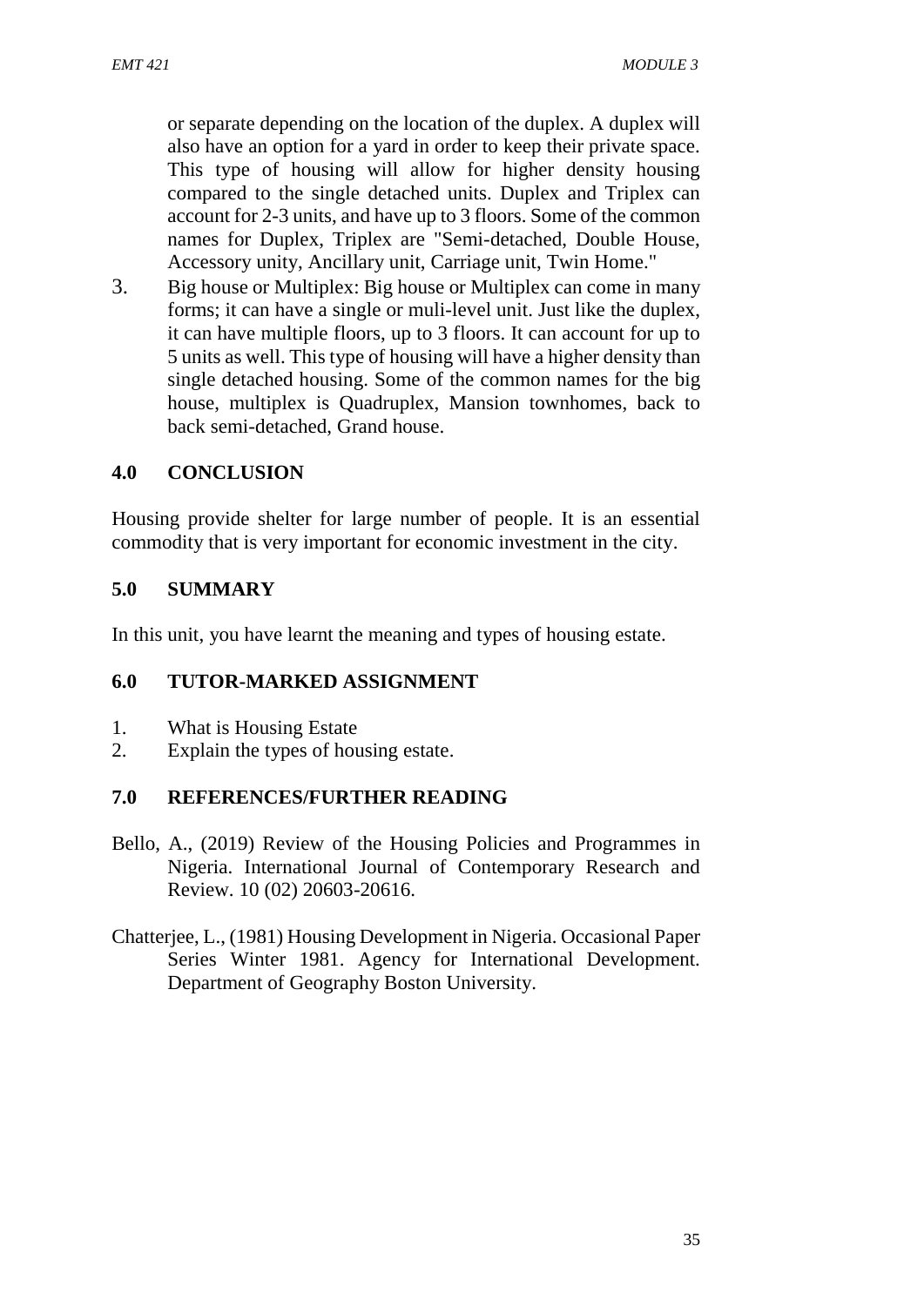or separate depending on the location of the duplex. A duplex will also have an option for a yard in order to keep their private space. This type of housing will allow for higher density housing compared to the single detached units. Duplex and Triplex can account for 2-3 units, and have up to 3 floors. Some of the common names for Duplex, Triplex are "Semi-detached, Double House, Accessory unity, Ancillary unit, Carriage unit, Twin Home."

3. Big house or Multiplex: Big house or Multiplex can come in many forms; it can have a single or muli-level unit. Just like the duplex, it can have multiple floors, up to 3 floors. It can account for up to 5 units as well. This type of housing will have a higher density than single detached housing. Some of the common names for the big house, multiplex is Quadruplex, Mansion townhomes, back to back semi-detached, Grand house.

## 4.0 CONCLUSION

Housing provide shelter for large number of people. It is an essential commodity that is very important for economic investment in the city.

## 5.0 SUMMARY

In this unit, you have learnt the meaning and types of housing estate.

## 6.0 TUTOR-MARKED ASSIGNMENT

1. What is Housing Estate
2. Explain the types of housing estate.

## 7.0 REFERENCES/FURTHER READING

Bello, A., (2019) Review of the Housing Policies and Programmes in Nigeria. International Journal of Contemporary Research and Review. 10 (02) 20603-20616.

Chatterjee, L., (1981) Housing Development in Nigeria. Occasional Paper Series Winter 1981. Agency for International Development. Department of Geography Boston University.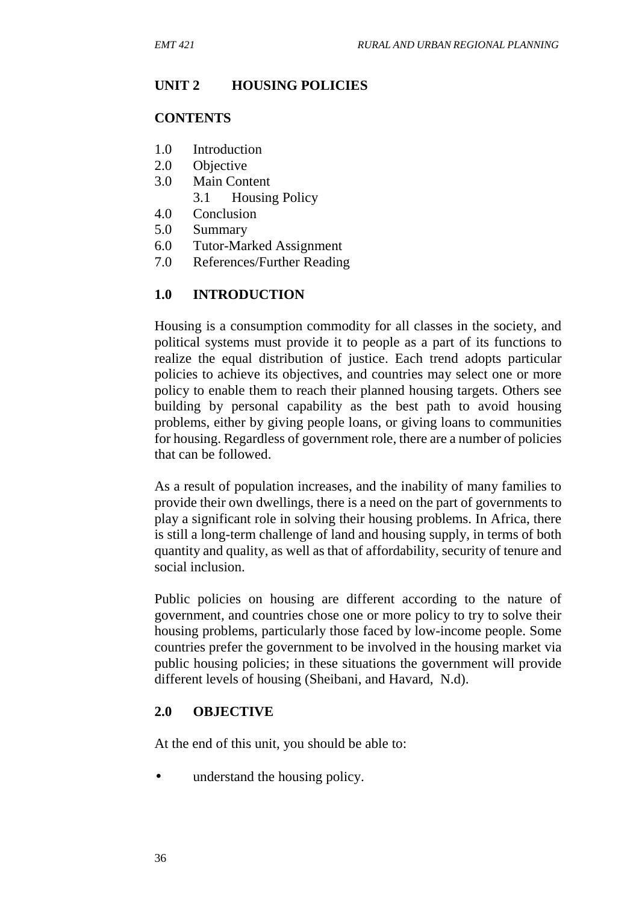## UNIT 2 HOUSING POLICIES

### CONTENTS

1.0 Introduction
2.0 Objective
3.0 Main Content
    3.1 Housing Policy
4.0 Conclusion
5.0 Summary
6.0 Tutor-Marked Assignment
7.0 References/Further Reading

### 1.0 INTRODUCTION

Housing is a consumption commodity for all classes in the society, and political systems must provide it to people as a part of its functions to realize the equal distribution of justice. Each trend adopts particular policies to achieve its objectives, and countries may select one or more policy to enable them to reach their planned housing targets. Others see building by personal capability as the best path to avoid housing problems, either by giving people loans, or giving loans to communities for housing. Regardless of government role, there are a number of policies that can be followed.

As a result of population increases, and the inability of many families to provide their own dwellings, there is a need on the part of governments to play a significant role in solving their housing problems. In Africa, there is still a long-term challenge of land and housing supply, in terms of both quantity and quality, as well as that of affordability, security of tenure and social inclusion.

Public policies on housing are different according to the nature of government, and countries chose one or more policy to try to solve their housing problems, particularly those faced by low-income people. Some countries prefer the government to be involved in the housing market via public housing policies; in these situations the government will provide different levels of housing (Sheibani, and Havard, N.d).

### 2.0 OBJECTIVE

At the end of this unit, you should be able to:

- understand the housing policy.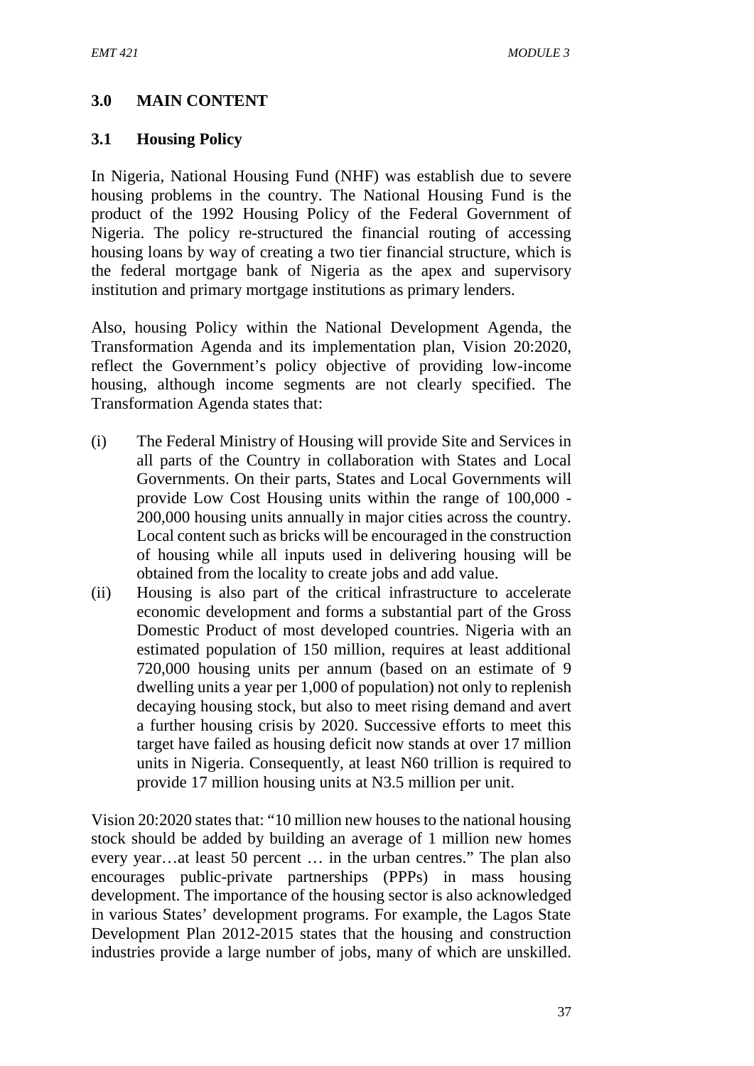## 3.0 MAIN CONTENT

### 3.1 Housing Policy

In Nigeria, National Housing Fund (NHF) was establish due to severe housing problems in the country. The National Housing Fund is the product of the 1992 Housing Policy of the Federal Government of Nigeria. The policy re-structured the financial routing of accessing housing loans by way of creating a two tier financial structure, which is the federal mortgage bank of Nigeria as the apex and supervisory institution and primary mortgage institutions as primary lenders.

Also, housing Policy within the National Development Agenda, the Transformation Agenda and its implementation plan, Vision 20:2020, reflect the Government's policy objective of providing low-income housing, although income segments are not clearly specified. The Transformation Agenda states that:

(i) The Federal Ministry of Housing will provide Site and Services in all parts of the Country in collaboration with States and Local Governments. On their parts, States and Local Governments will provide Low Cost Housing units within the range of 100,000 - 200,000 housing units annually in major cities across the country. Local content such as bricks will be encouraged in the construction of housing while all inputs used in delivering housing will be obtained from the locality to create jobs and add value.

(ii) Housing is also part of the critical infrastructure to accelerate economic development and forms a substantial part of the Gross Domestic Product of most developed countries. Nigeria with an estimated population of 150 million, requires at least additional 720,000 housing units per annum (based on an estimate of 9 dwelling units a year per 1,000 of population) not only to replenish decaying housing stock, but also to meet rising demand and avert a further housing crisis by 2020. Successive efforts to meet this target have failed as housing deficit now stands at over 17 million units in Nigeria. Consequently, at least N60 trillion is required to provide 17 million housing units at N3.5 million per unit.

Vision 20:2020 states that: "10 million new houses to the national housing stock should be added by building an average of 1 million new homes every year…at least 50 percent … in the urban centres." The plan also encourages public-private partnerships (PPPs) in mass housing development. The importance of the housing sector is also acknowledged in various States' development programs. For example, the Lagos State Development Plan 2012-2015 states that the housing and construction industries provide a large number of jobs, many of which are unskilled.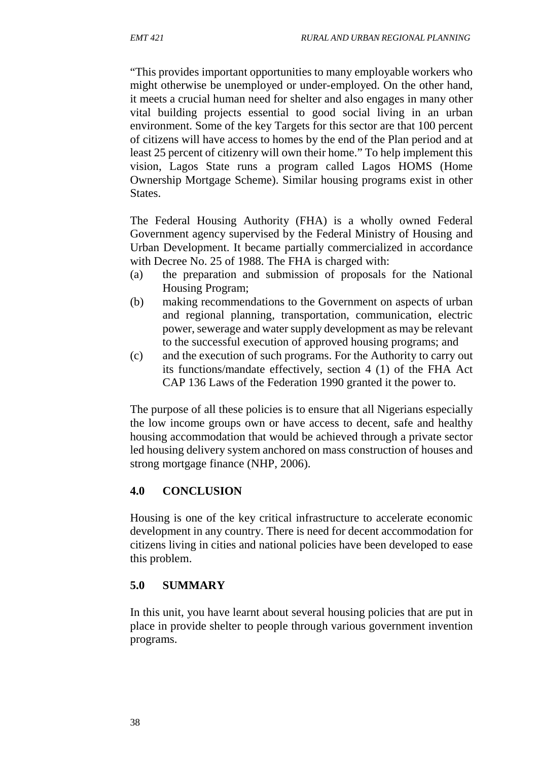"This provides important opportunities to many employable workers who might otherwise be unemployed or under-employed. On the other hand, it meets a crucial human need for shelter and also engages in many other vital building projects essential to good social living in an urban environment. Some of the key Targets for this sector are that 100 percent of citizens will have access to homes by the end of the Plan period and at least 25 percent of citizenry will own their home." To help implement this vision, Lagos State runs a program called Lagos HOMS (Home Ownership Mortgage Scheme). Similar housing programs exist in other States.

The Federal Housing Authority (FHA) is a wholly owned Federal Government agency supervised by the Federal Ministry of Housing and Urban Development. It became partially commercialized in accordance with Decree No. 25 of 1988. The FHA is charged with:

(a) the preparation and submission of proposals for the National Housing Program;
(b) making recommendations to the Government on aspects of urban and regional planning, transportation, communication, electric power, sewerage and water supply development as may be relevant to the successful execution of approved housing programs; and
(c) and the execution of such programs. For the Authority to carry out its functions/mandate effectively, section 4 (1) of the FHA Act CAP 136 Laws of the Federation 1990 granted it the power to.

The purpose of all these policies is to ensure that all Nigerians especially the low income groups own or have access to decent, safe and healthy housing accommodation that would be achieved through a private sector led housing delivery system anchored on mass construction of houses and strong mortgage finance (NHP, 2006).

## 4.0 CONCLUSION

Housing is one of the key critical infrastructure to accelerate economic development in any country. There is need for decent accommodation for citizens living in cities and national policies have been developed to ease this problem.

## 5.0 SUMMARY

In this unit, you have learnt about several housing policies that are put in place in provide shelter to people through various government invention programs.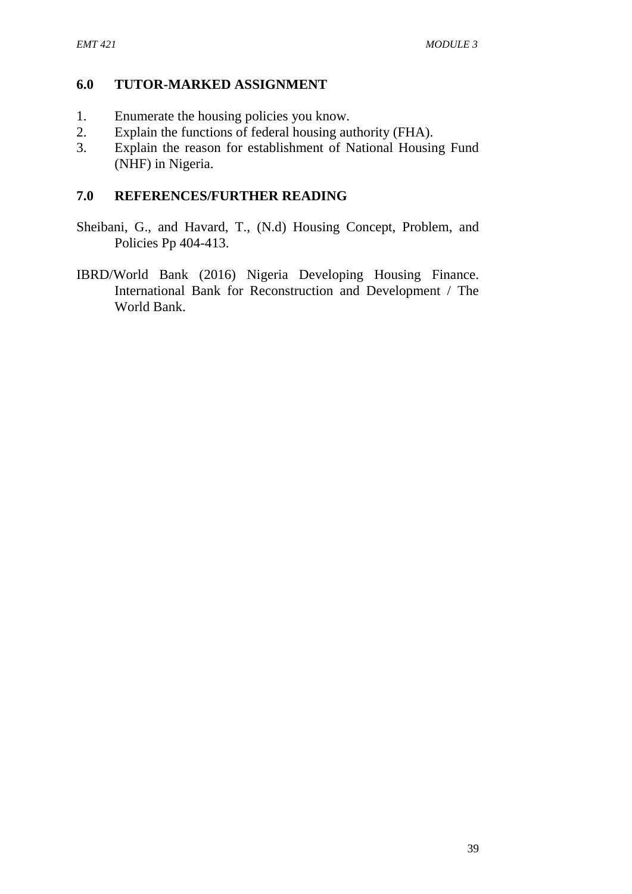## 6.0 TUTOR-MARKED ASSIGNMENT

1. Enumerate the housing policies you know.
2. Explain the functions of federal housing authority (FHA).
3. Explain the reason for establishment of National Housing Fund (NHF) in Nigeria.

## 7.0 REFERENCES/FURTHER READING

Sheibani, G., and Havard, T., (N.d) Housing Concept, Problem, and Policies Pp 404-413.

IBRD/World Bank (2016) Nigeria Developing Housing Finance. International Bank for Reconstruction and Development / The World Bank.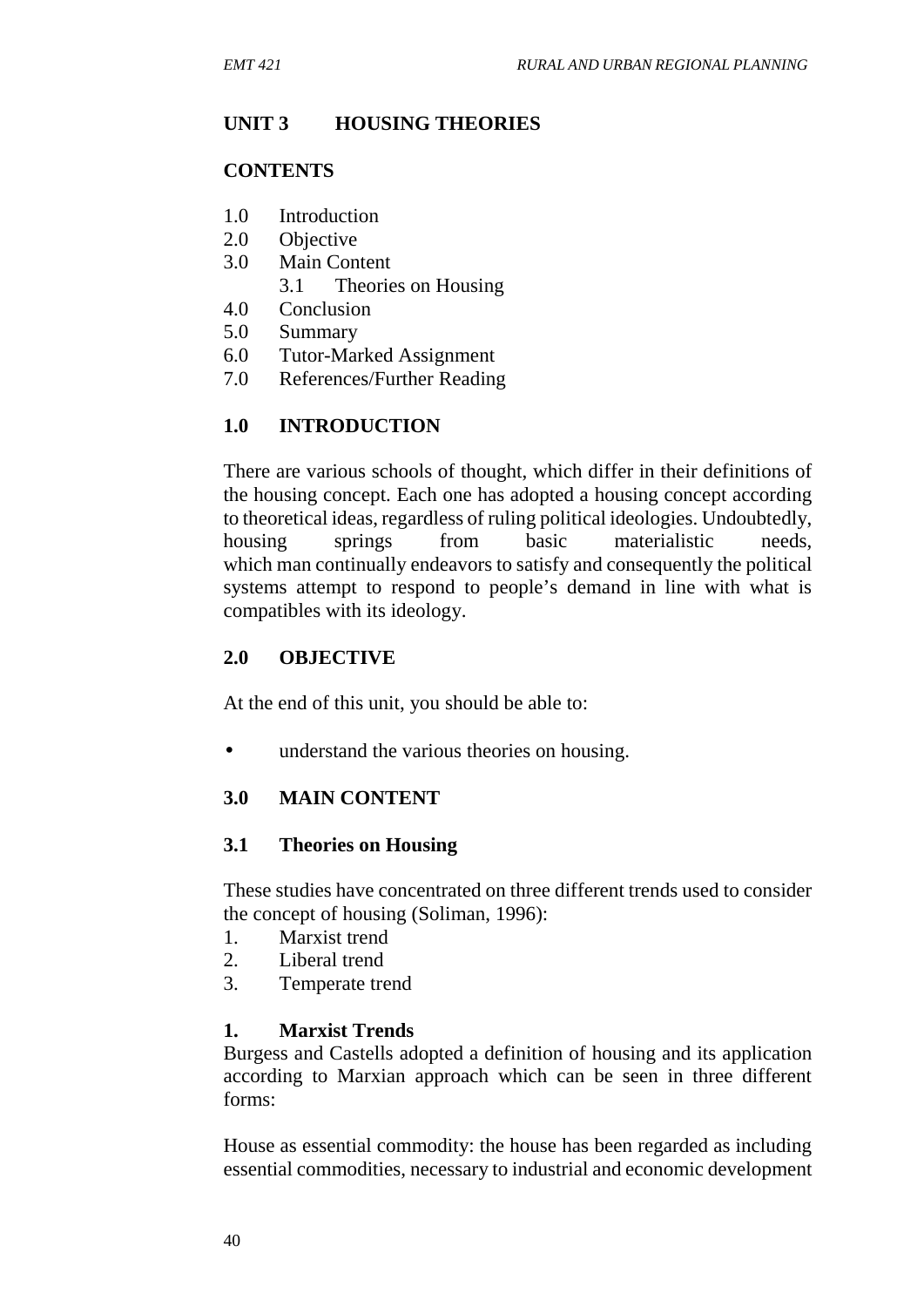# UNIT 3 HOUSING THEORIES

## CONTENTS

1.0 Introduction
2.0 Objective
3.0 Main Content
    3.1 Theories on Housing
4.0 Conclusion
5.0 Summary
6.0 Tutor-Marked Assignment
7.0 References/Further Reading

## 1.0 INTRODUCTION

There are various schools of thought, which differ in their definitions of the housing concept. Each one has adopted a housing concept according to theoretical ideas, regardless of ruling political ideologies. Undoubtedly, housing springs from basic materialistic needs, which man continually endeavors to satisfy and consequently the political systems attempt to respond to people's demand in line with what is compatibles with its ideology.

## 2.0 OBJECTIVE

At the end of this unit, you should be able to:

- understand the various theories on housing.

## 3.0 MAIN CONTENT

### 3.1 Theories on Housing

These studies have concentrated on three different trends used to consider the concept of housing (Soliman, 1996):

1. Marxist trend
2. Liberal trend
3. Temperate trend

**1. Marxist Trends**

Burgess and Castells adopted a definition of housing and its application according to Marxian approach which can be seen in three different forms:

House as essential commodity: the house has been regarded as including essential commodities, necessary to industrial and economic development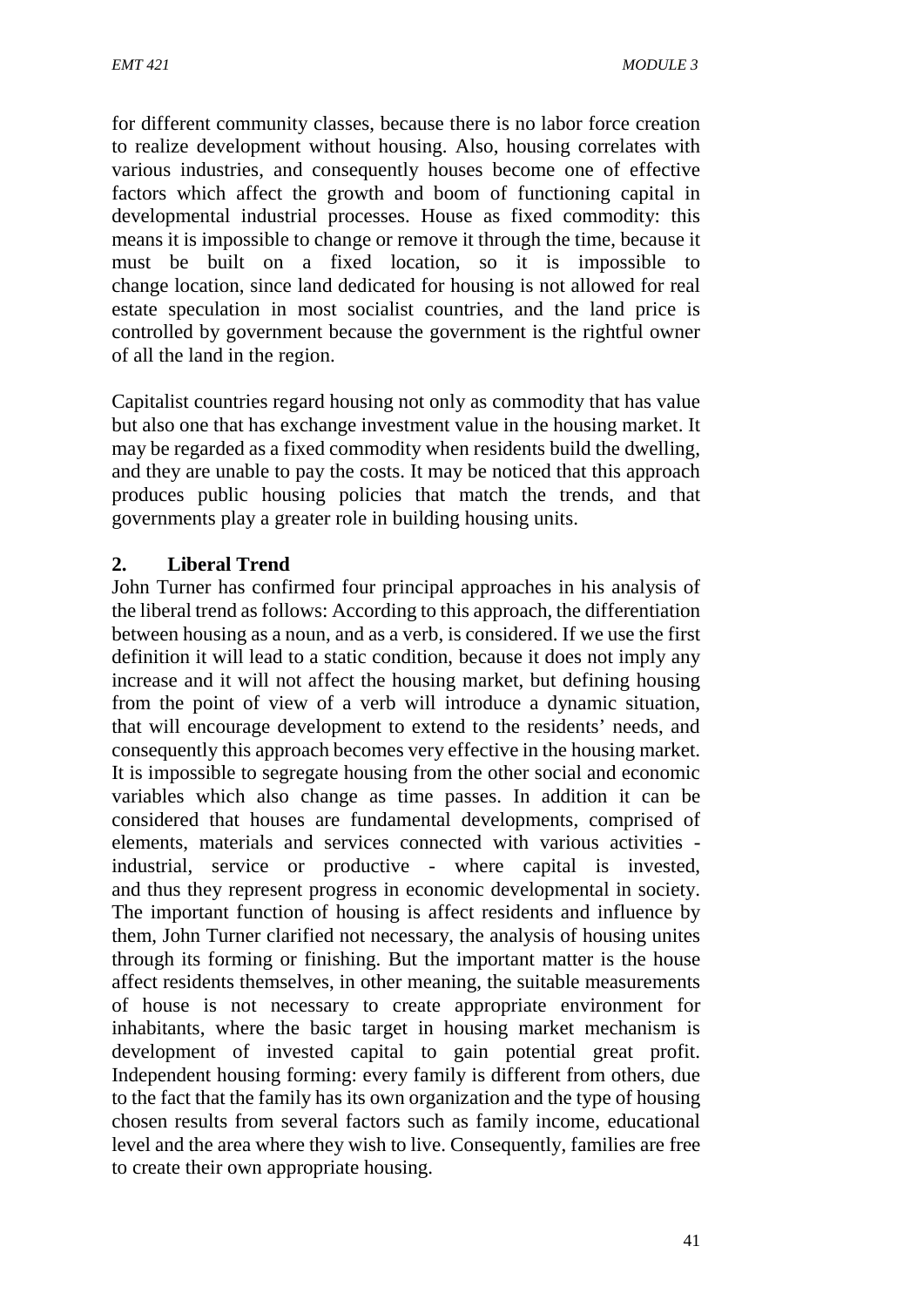for different community classes, because there is no labor force creation to realize development without housing. Also, housing correlates with various industries, and consequently houses become one of effective factors which affect the growth and boom of functioning capital in developmental industrial processes. House as fixed commodity: this means it is impossible to change or remove it through the time, because it must be built on a fixed location, so it is impossible to change location, since land dedicated for housing is not allowed for real estate speculation in most socialist countries, and the land price is controlled by government because the government is the rightful owner of all the land in the region.

Capitalist countries regard housing not only as commodity that has value but also one that has exchange investment value in the housing market. It may be regarded as a fixed commodity when residents build the dwelling, and they are unable to pay the costs. It may be noticed that this approach produces public housing policies that match the trends, and that governments play a greater role in building housing units.

**2. Liberal Trend**

John Turner has confirmed four principal approaches in his analysis of the liberal trend as follows: According to this approach, the differentiation between housing as a noun, and as a verb, is considered. If we use the first definition it will lead to a static condition, because it does not imply any increase and it will not affect the housing market, but defining housing from the point of view of a verb will introduce a dynamic situation, that will encourage development to extend to the residents' needs, and consequently this approach becomes very effective in the housing market. It is impossible to segregate housing from the other social and economic variables which also change as time passes. In addition it can be considered that houses are fundamental developments, comprised of elements, materials and services connected with various activities - industrial, service or productive - where capital is invested, and thus they represent progress in economic developmental in society. The important function of housing is affect residents and influence by them, John Turner clarified not necessary, the analysis of housing unites through its forming or finishing. But the important matter is the house affect residents themselves, in other meaning, the suitable measurements of house is not necessary to create appropriate environment for inhabitants, where the basic target in housing market mechanism is development of invested capital to gain potential great profit. Independent housing forming: every family is different from others, due to the fact that the family has its own organization and the type of housing chosen results from several factors such as family income, educational level and the area where they wish to live. Consequently, families are free to create their own appropriate housing.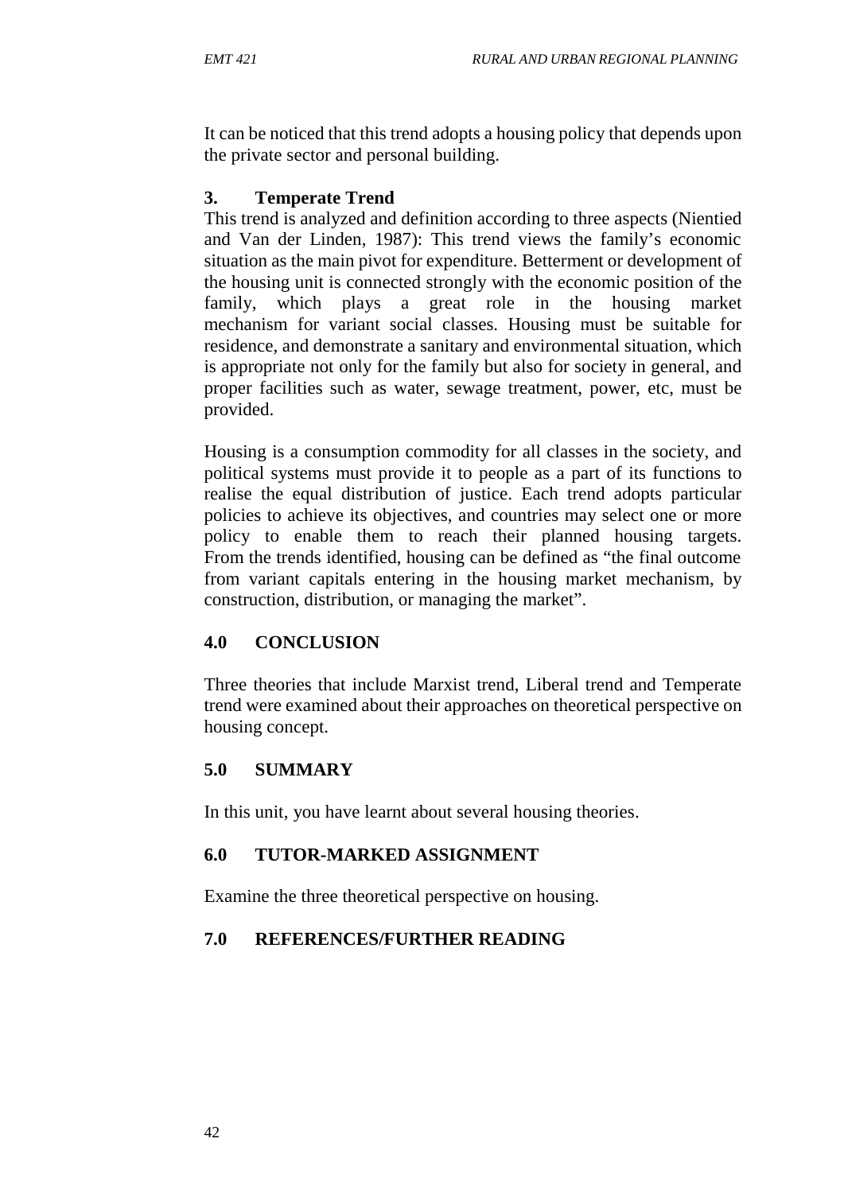It can be noticed that this trend adopts a housing policy that depends upon the private sector and personal building.

### 3. Temperate Trend

This trend is analyzed and definition according to three aspects (Nientied and Van der Linden, 1987): This trend views the family's economic situation as the main pivot for expenditure. Betterment or development of the housing unit is connected strongly with the economic position of the family, which plays a great role in the housing market mechanism for variant social classes. Housing must be suitable for residence, and demonstrate a sanitary and environmental situation, which is appropriate not only for the family but also for society in general, and proper facilities such as water, sewage treatment, power, etc, must be provided.

Housing is a consumption commodity for all classes in the society, and political systems must provide it to people as a part of its functions to realise the equal distribution of justice. Each trend adopts particular policies to achieve its objectives, and countries may select one or more policy to enable them to reach their planned housing targets. From the trends identified, housing can be defined as "the final outcome from variant capitals entering in the housing market mechanism, by construction, distribution, or managing the market".

## 4.0 CONCLUSION

Three theories that include Marxist trend, Liberal trend and Temperate trend were examined about their approaches on theoretical perspective on housing concept.

## 5.0 SUMMARY

In this unit, you have learnt about several housing theories.

## 6.0 TUTOR-MARKED ASSIGNMENT

Examine the three theoretical perspective on housing.

## 7.0 REFERENCES/FURTHER READING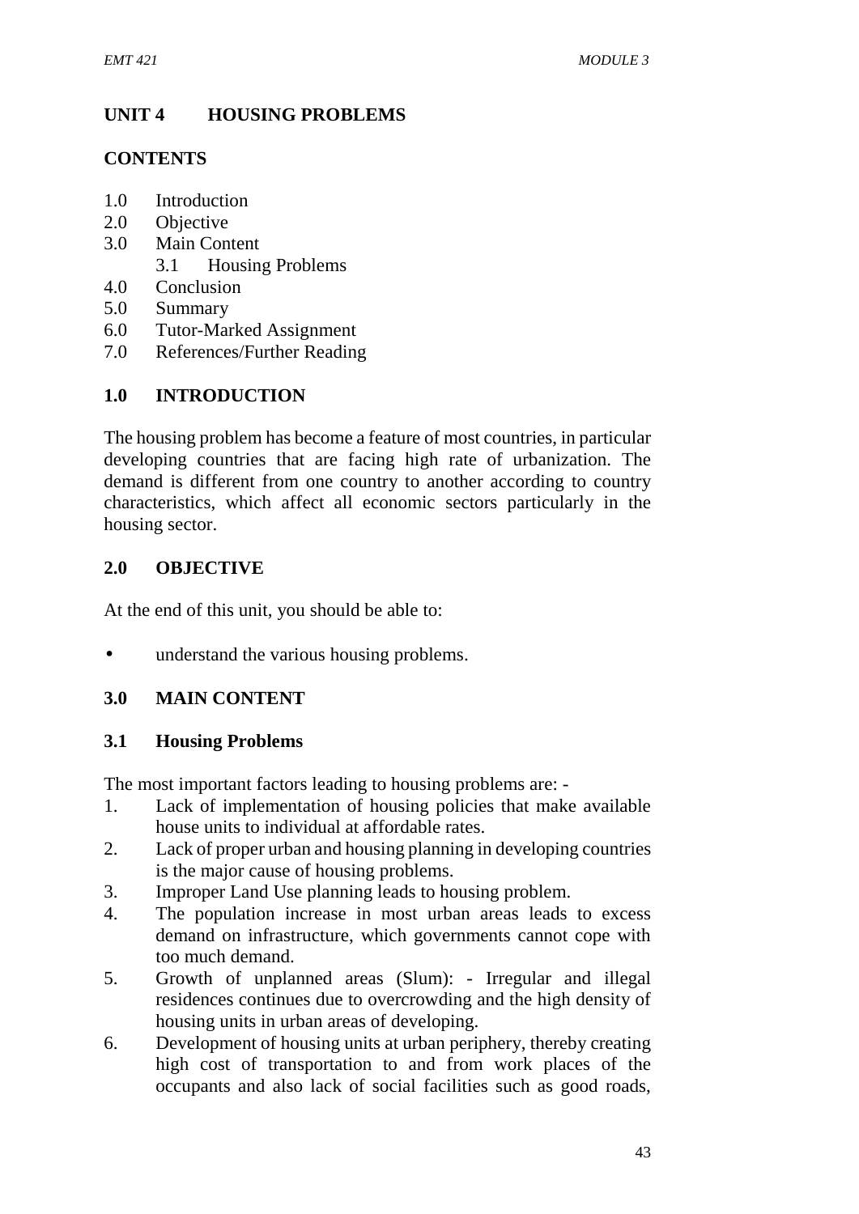## UNIT 4 HOUSING PROBLEMS

### CONTENTS

- 1.0 Introduction
- 2.0 Objective
- 3.0 Main Content
    - 3.1 Housing Problems
- 4.0 Conclusion
- 5.0 Summary
- 6.0 Tutor-Marked Assignment
- 7.0 References/Further Reading

### 1.0 INTRODUCTION

The housing problem has become a feature of most countries, in particular developing countries that are facing high rate of urbanization. The demand is different from one country to another according to country characteristics, which affect all economic sectors particularly in the housing sector.

### 2.0 OBJECTIVE

At the end of this unit, you should be able to:

- understand the various housing problems.

### 3.0 MAIN CONTENT

#### 3.1 Housing Problems

The most important factors leading to housing problems are: -

1. Lack of implementation of housing policies that make available house units to individual at affordable rates.
2. Lack of proper urban and housing planning in developing countries is the major cause of housing problems.
3. Improper Land Use planning leads to housing problem.
4. The population increase in most urban areas leads to excess demand on infrastructure, which governments cannot cope with too much demand.
5. Growth of unplanned areas (Slum): - Irregular and illegal residences continues due to overcrowding and the high density of housing units in urban areas of developing.
6. Development of housing units at urban periphery, thereby creating high cost of transportation to and from work places of the occupants and also lack of social facilities such as good roads,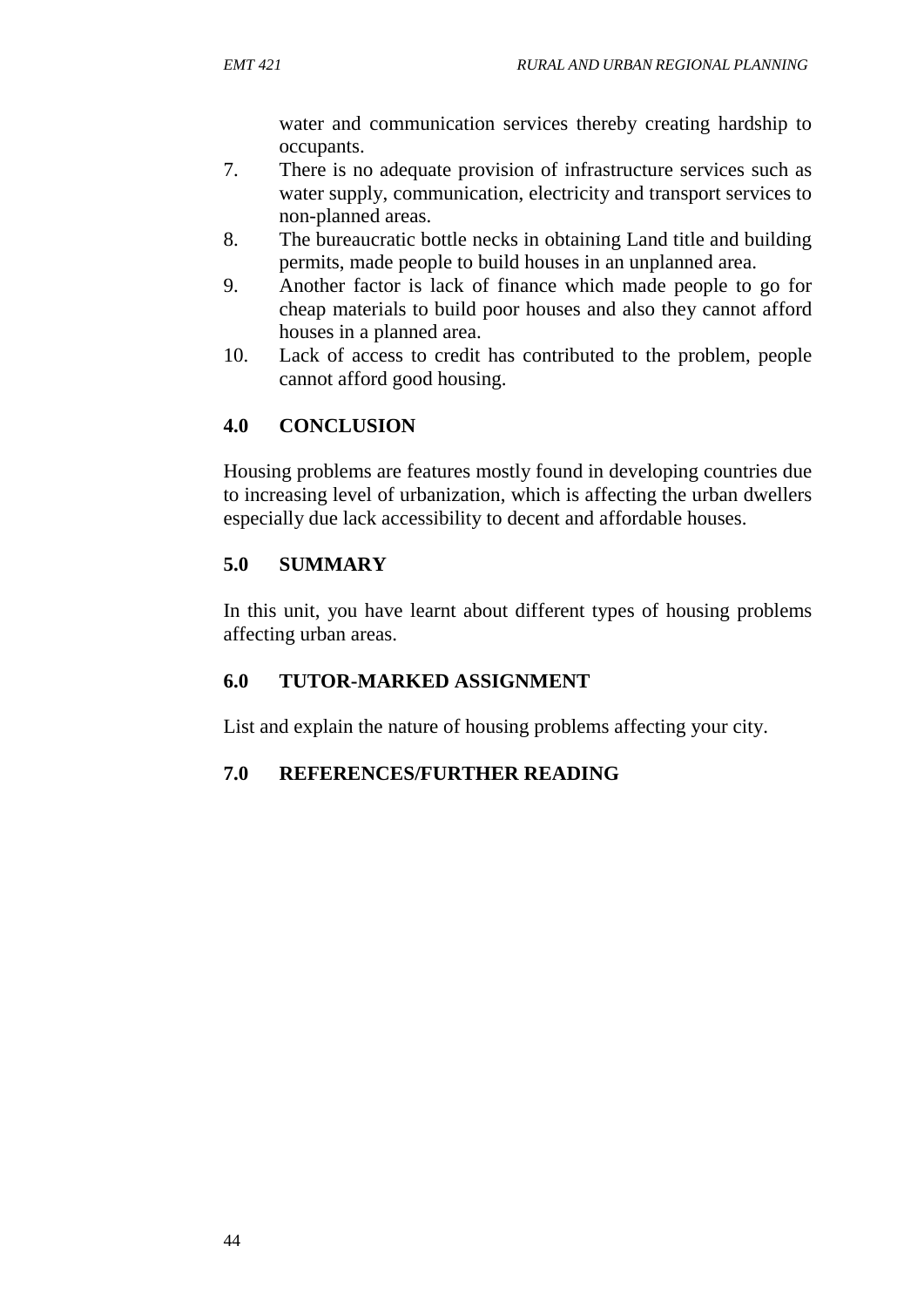water and communication services thereby creating hardship to occupants.

7. There is no adequate provision of infrastructure services such as water supply, communication, electricity and transport services to non-planned areas.
8. The bureaucratic bottle necks in obtaining Land title and building permits, made people to build houses in an unplanned area.
9. Another factor is lack of finance which made people to go for cheap materials to build poor houses and also they cannot afford houses in a planned area.
10. Lack of access to credit has contributed to the problem, people cannot afford good housing.

## 4.0 CONCLUSION

Housing problems are features mostly found in developing countries due to increasing level of urbanization, which is affecting the urban dwellers especially due lack accessibility to decent and affordable houses.

## 5.0 SUMMARY

In this unit, you have learnt about different types of housing problems affecting urban areas.

## 6.0 TUTOR-MARKED ASSIGNMENT

List and explain the nature of housing problems affecting your city.

## 7.0 REFERENCES/FURTHER READING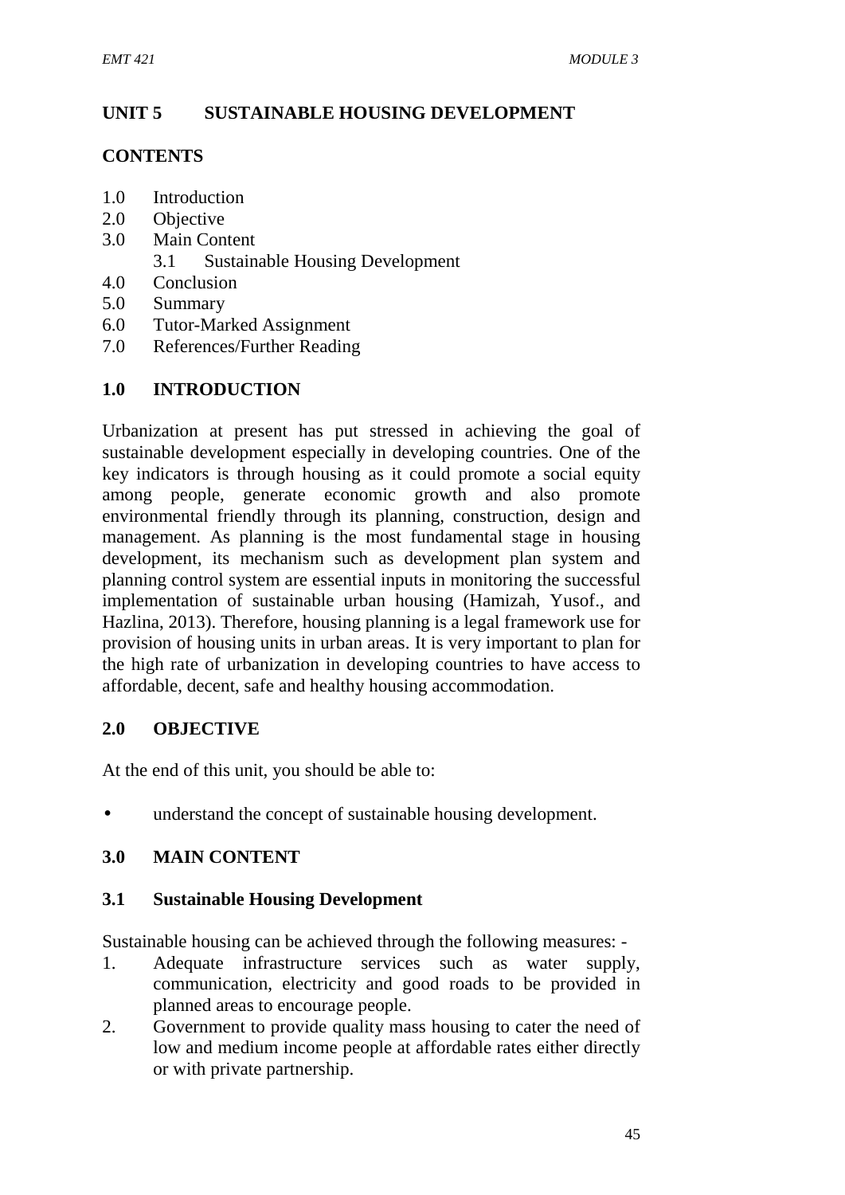## UNIT 5 SUSTAINABLE HOUSING DEVELOPMENT

### CONTENTS

1.0 Introduction
2.0 Objective
3.0 Main Content
  3.1 Sustainable Housing Development
4.0 Conclusion
5.0 Summary
6.0 Tutor-Marked Assignment
7.0 References/Further Reading

### 1.0 INTRODUCTION

Urbanization at present has put stressed in achieving the goal of sustainable development especially in developing countries. One of the key indicators is through housing as it could promote a social equity among people, generate economic growth and also promote environmental friendly through its planning, construction, design and management. As planning is the most fundamental stage in housing development, its mechanism such as development plan system and planning control system are essential inputs in monitoring the successful implementation of sustainable urban housing (Hamizah, Yusof., and Hazlina, 2013). Therefore, housing planning is a legal framework use for provision of housing units in urban areas. It is very important to plan for the high rate of urbanization in developing countries to have access to affordable, decent, safe and healthy housing accommodation.

### 2.0 OBJECTIVE

At the end of this unit, you should be able to:

- understand the concept of sustainable housing development.

### 3.0 MAIN CONTENT

#### 3.1 Sustainable Housing Development

Sustainable housing can be achieved through the following measures: -

1. Adequate infrastructure services such as water supply, communication, electricity and good roads to be provided in planned areas to encourage people.
2. Government to provide quality mass housing to cater the need of low and medium income people at affordable rates either directly or with private partnership.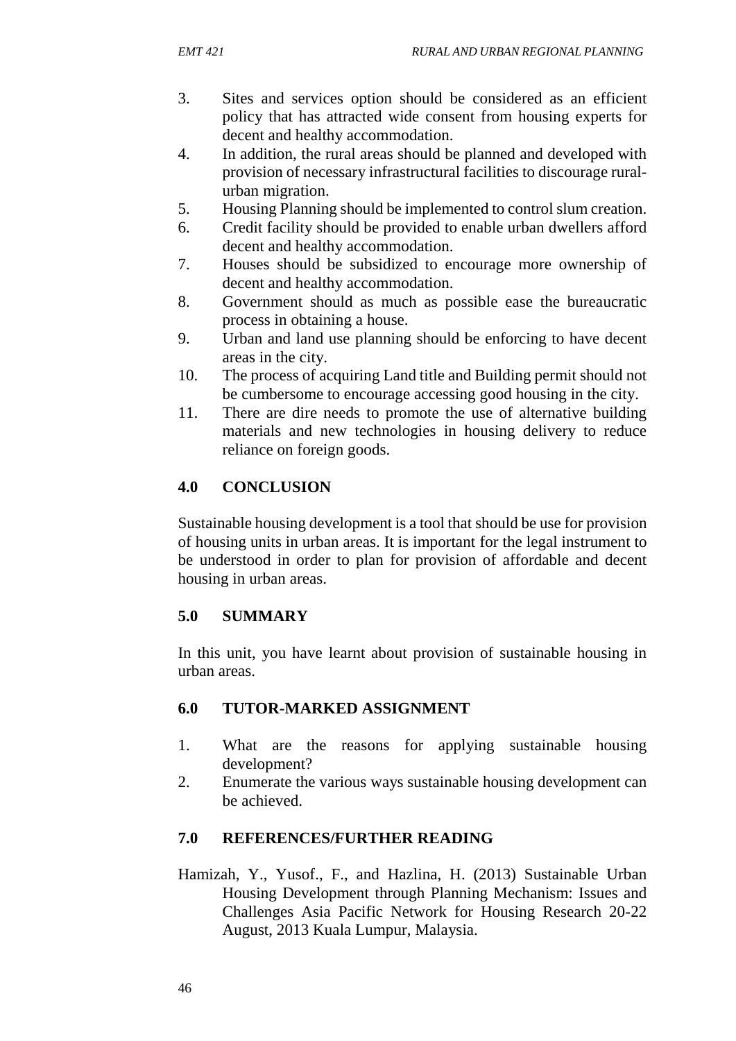3. Sites and services option should be considered as an efficient policy that has attracted wide consent from housing experts for decent and healthy accommodation.
4. In addition, the rural areas should be planned and developed with provision of necessary infrastructural facilities to discourage rural-urban migration.
5. Housing Planning should be implemented to control slum creation.
6. Credit facility should be provided to enable urban dwellers afford decent and healthy accommodation.
7. Houses should be subsidized to encourage more ownership of decent and healthy accommodation.
8. Government should as much as possible ease the bureaucratic process in obtaining a house.
9. Urban and land use planning should be enforcing to have decent areas in the city.
10. The process of acquiring Land title and Building permit should not be cumbersome to encourage accessing good housing in the city.
11. There are dire needs to promote the use of alternative building materials and new technologies in housing delivery to reduce reliance on foreign goods.

## 4.0 CONCLUSION

Sustainable housing development is a tool that should be use for provision of housing units in urban areas. It is important for the legal instrument to be understood in order to plan for provision of affordable and decent housing in urban areas.

## 5.0 SUMMARY

In this unit, you have learnt about provision of sustainable housing in urban areas.

## 6.0 TUTOR-MARKED ASSIGNMENT

1. What are the reasons for applying sustainable housing development?
2. Enumerate the various ways sustainable housing development can be achieved.

## 7.0 REFERENCES/FURTHER READING

Hamizah, Y., Yusof., F., and Hazlina, H. (2013) Sustainable Urban Housing Development through Planning Mechanism: Issues and Challenges Asia Pacific Network for Housing Research 20-22 August, 2013 Kuala Lumpur, Malaysia.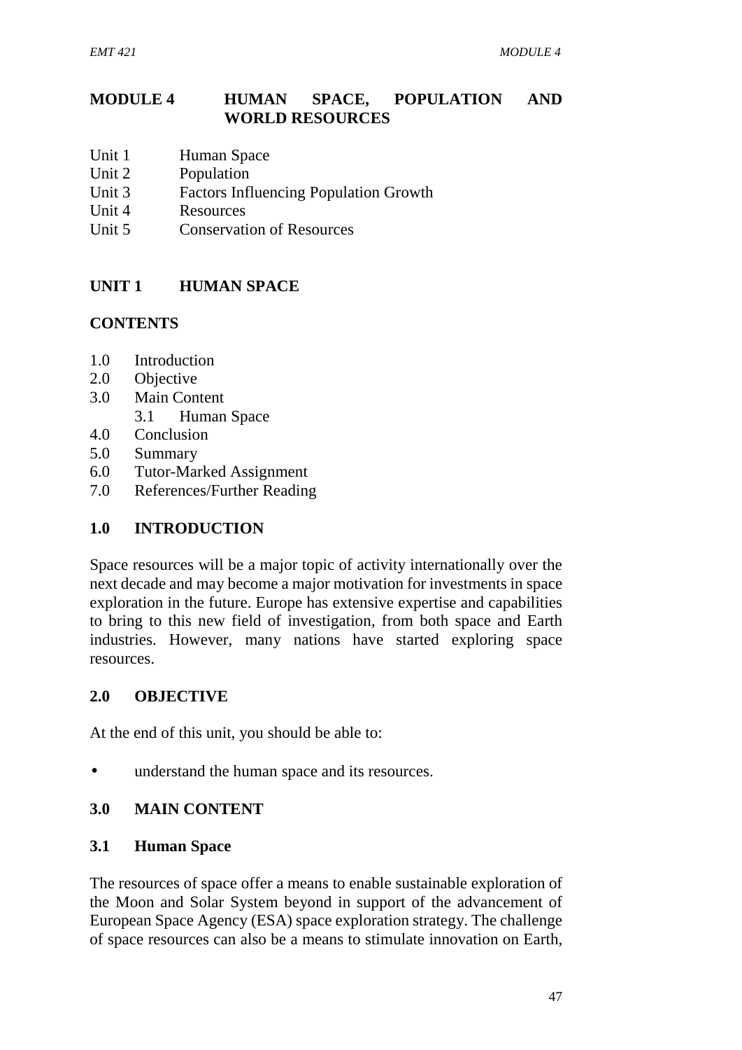# MODULE 4 HUMAN SPACE, POPULATION AND WORLD RESOURCES

Unit 1 Human Space
Unit 2 Population
Unit 3 Factors Influencing Population Growth
Unit 4 Resources
Unit 5 Conservation of Resources

## UNIT 1 HUMAN SPACE

### CONTENTS

1.0 Introduction
2.0 Objective
3.0 Main Content
  3.1 Human Space
4.0 Conclusion
5.0 Summary
6.0 Tutor-Marked Assignment
7.0 References/Further Reading

## 1.0 INTRODUCTION

Space resources will be a major topic of activity internationally over the next decade and may become a major motivation for investments in space exploration in the future. Europe has extensive expertise and capabilities to bring to this new field of investigation, from both space and Earth industries. However, many nations have started exploring space resources.

## 2.0 OBJECTIVE

At the end of this unit, you should be able to:

- understand the human space and its resources.

## 3.0 MAIN CONTENT

### 3.1 Human Space

The resources of space offer a means to enable sustainable exploration of the Moon and Solar System beyond in support of the advancement of European Space Agency (ESA) space exploration strategy. The challenge of space resources can also be a means to stimulate innovation on Earth,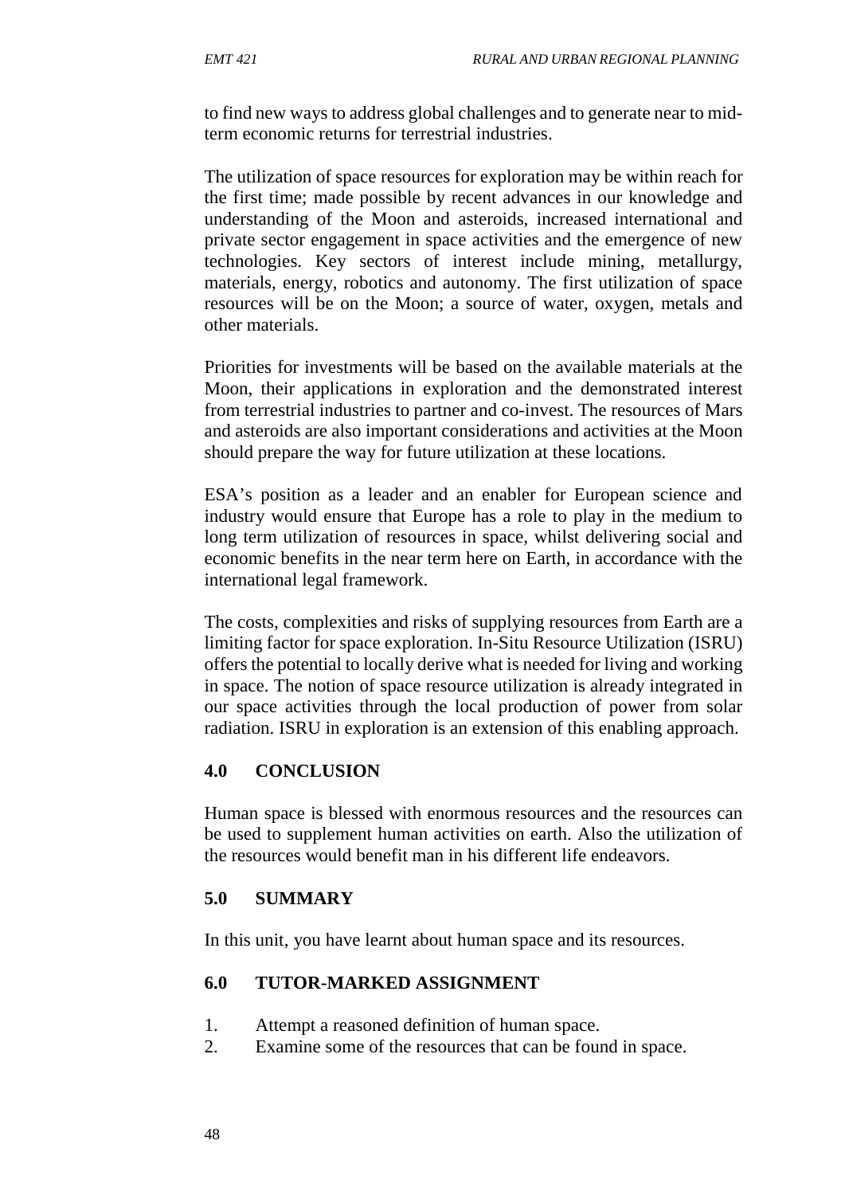to find new ways to address global challenges and to generate near to mid-term economic returns for terrestrial industries.

The utilization of space resources for exploration may be within reach for the first time; made possible by recent advances in our knowledge and understanding of the Moon and asteroids, increased international and private sector engagement in space activities and the emergence of new technologies. Key sectors of interest include mining, metallurgy, materials, energy, robotics and autonomy. The first utilization of space resources will be on the Moon; a source of water, oxygen, metals and other materials.

Priorities for investments will be based on the available materials at the Moon, their applications in exploration and the demonstrated interest from terrestrial industries to partner and co-invest. The resources of Mars and asteroids are also important considerations and activities at the Moon should prepare the way for future utilization at these locations.

ESA's position as a leader and an enabler for European science and industry would ensure that Europe has a role to play in the medium to long term utilization of resources in space, whilst delivering social and economic benefits in the near term here on Earth, in accordance with the international legal framework.

The costs, complexities and risks of supplying resources from Earth are a limiting factor for space exploration. In-Situ Resource Utilization (ISRU) offers the potential to locally derive what is needed for living and working in space. The notion of space resource utilization is already integrated in our space activities through the local production of power from solar radiation. ISRU in exploration is an extension of this enabling approach.

## 4.0 CONCLUSION

Human space is blessed with enormous resources and the resources can be used to supplement human activities on earth. Also the utilization of the resources would benefit man in his different life endeavors.

## 5.0 SUMMARY

In this unit, you have learnt about human space and its resources.

## 6.0 TUTOR-MARKED ASSIGNMENT

1. Attempt a reasoned definition of human space.
2. Examine some of the resources that can be found in space.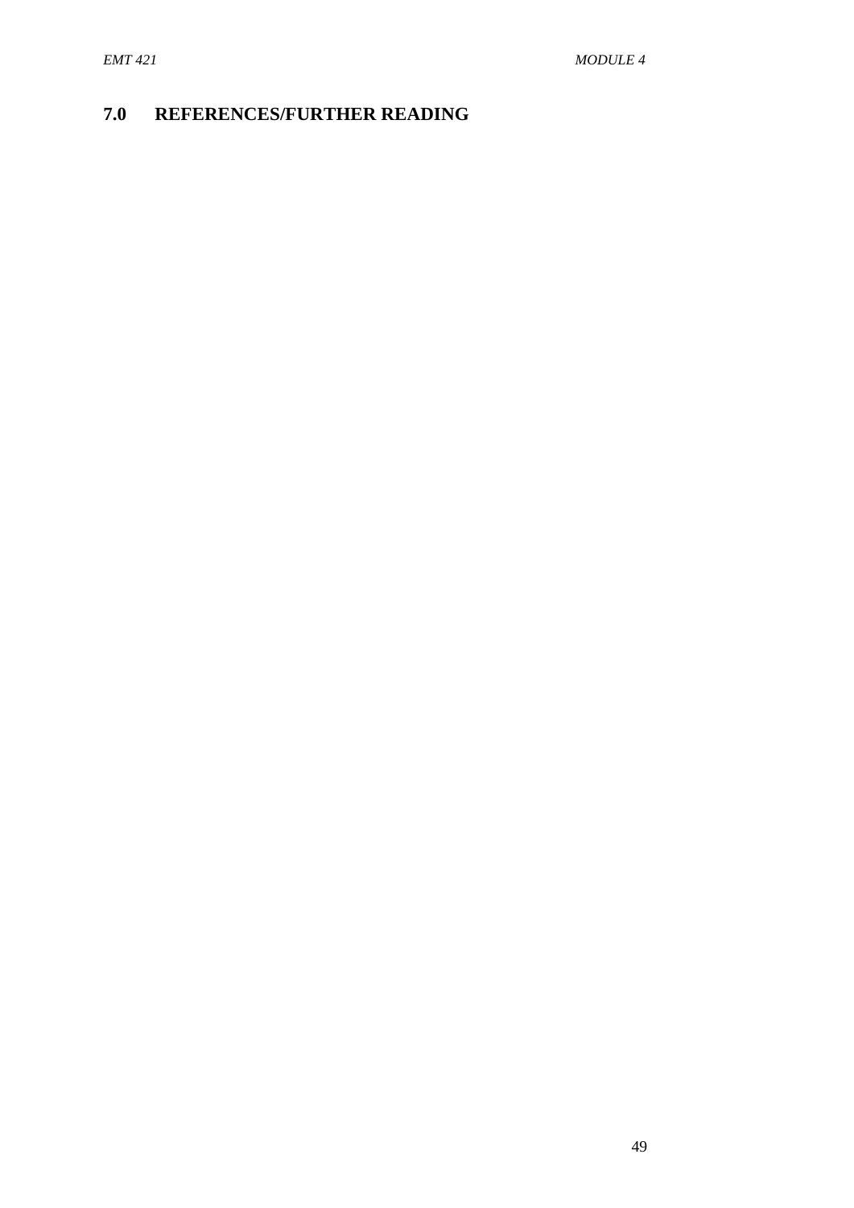## 7.0 REFERENCES/FURTHER READING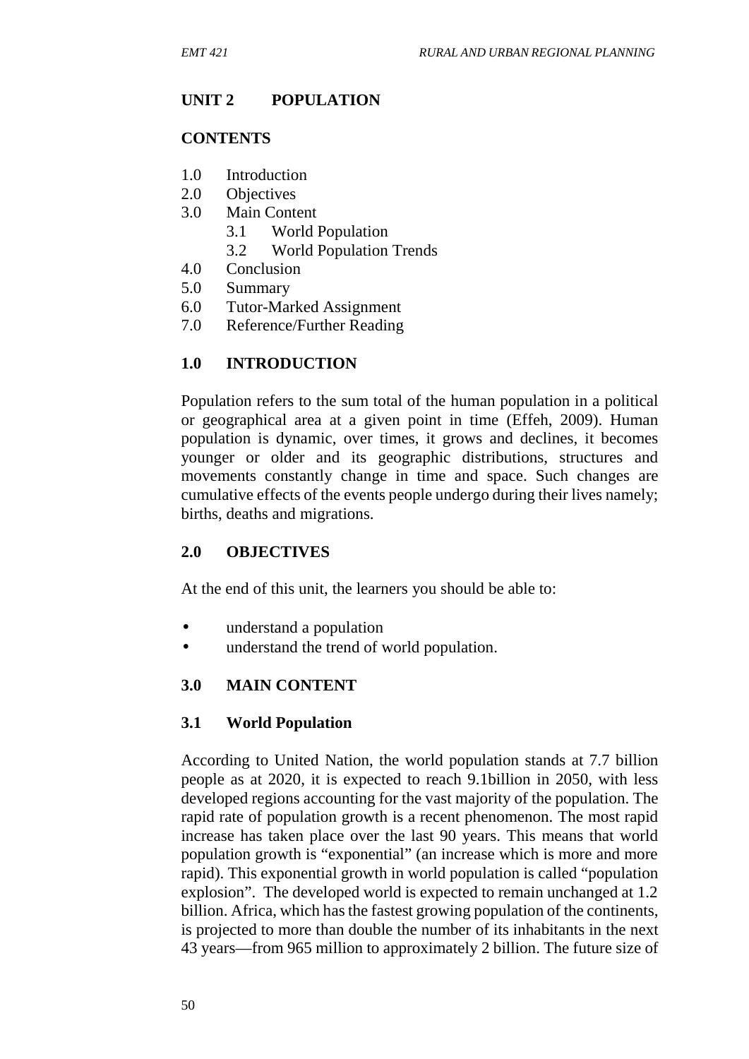## UNIT 2 POPULATION

### CONTENTS

1.0 Introduction
2.0 Objectives
3.0 Main Content
    3.1 World Population
    3.2 World Population Trends
4.0 Conclusion
5.0 Summary
6.0 Tutor-Marked Assignment
7.0 Reference/Further Reading

### 1.0 INTRODUCTION

Population refers to the sum total of the human population in a political or geographical area at a given point in time (Effeh, 2009). Human population is dynamic, over times, it grows and declines, it becomes younger or older and its geographic distributions, structures and movements constantly change in time and space. Such changes are cumulative effects of the events people undergo during their lives namely; births, deaths and migrations.

### 2.0 OBJECTIVES

At the end of this unit, the learners you should be able to:

- understand a population
- understand the trend of world population.

### 3.0 MAIN CONTENT

### 3.1 World Population

According to United Nation, the world population stands at 7.7 billion people as at 2020, it is expected to reach 9.1billion in 2050, with less developed regions accounting for the vast majority of the population. The rapid rate of population growth is a recent phenomenon. The most rapid increase has taken place over the last 90 years. This means that world population growth is "exponential" (an increase which is more and more rapid). This exponential growth in world population is called "population explosion". The developed world is expected to remain unchanged at 1.2 billion. Africa, which has the fastest growing population of the continents, is projected to more than double the number of its inhabitants in the next 43 years—from 965 million to approximately 2 billion. The future size of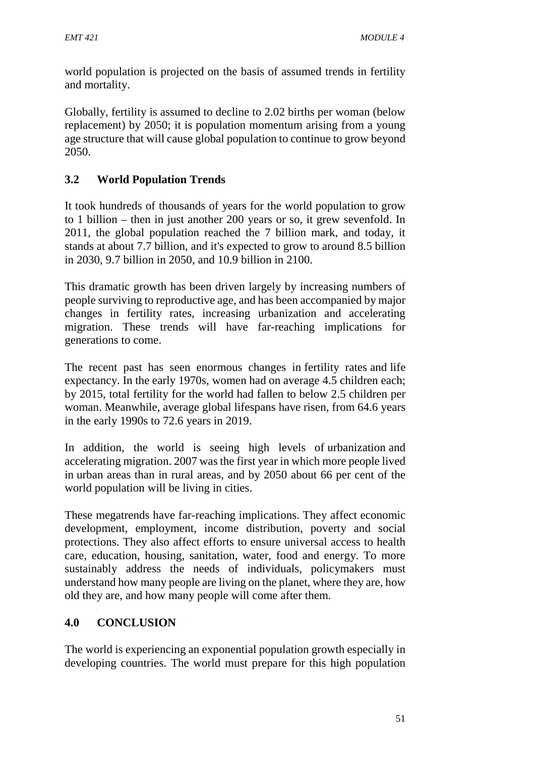world population is projected on the basis of assumed trends in fertility and mortality.

Globally, fertility is assumed to decline to 2.02 births per woman (below replacement) by 2050; it is population momentum arising from a young age structure that will cause global population to continue to grow beyond 2050.

## 3.2 World Population Trends

It took hundreds of thousands of years for the world population to grow to 1 billion – then in just another 200 years or so, it grew sevenfold. In 2011, the global population reached the 7 billion mark, and today, it stands at about 7.7 billion, and it's expected to grow to around 8.5 billion in 2030, 9.7 billion in 2050, and 10.9 billion in 2100.

This dramatic growth has been driven largely by increasing numbers of people surviving to reproductive age, and has been accompanied by major changes in fertility rates, increasing urbanization and accelerating migration. These trends will have far-reaching implications for generations to come.

The recent past has seen enormous changes in fertility rates and life expectancy. In the early 1970s, women had on average 4.5 children each; by 2015, total fertility for the world had fallen to below 2.5 children per woman. Meanwhile, average global lifespans have risen, from 64.6 years in the early 1990s to 72.6 years in 2019.

In addition, the world is seeing high levels of urbanization and accelerating migration. 2007 was the first year in which more people lived in urban areas than in rural areas, and by 2050 about 66 per cent of the world population will be living in cities.

These megatrends have far-reaching implications. They affect economic development, employment, income distribution, poverty and social protections. They also affect efforts to ensure universal access to health care, education, housing, sanitation, water, food and energy. To more sustainably address the needs of individuals, policymakers must understand how many people are living on the planet, where they are, how old they are, and how many people will come after them.

# 4.0 CONCLUSION

The world is experiencing an exponential population growth especially in developing countries. The world must prepare for this high population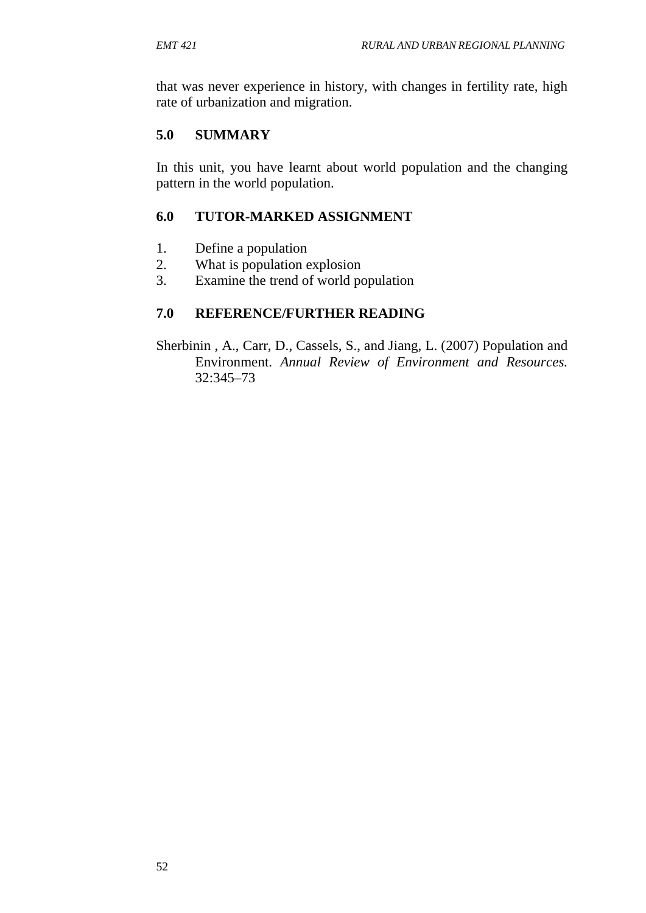that was never experience in history, with changes in fertility rate, high rate of urbanization and migration.

## 5.0 SUMMARY

In this unit, you have learnt about world population and the changing pattern in the world population.

## 6.0 TUTOR-MARKED ASSIGNMENT

1. Define a population
2. What is population explosion
3. Examine the trend of world population

## 7.0 REFERENCE/FURTHER READING

Sherbinin , A., Carr, D., Cassels, S., and Jiang, L. (2007) Population and Environment. *Annual Review of Environment and Resources.* 32:345–73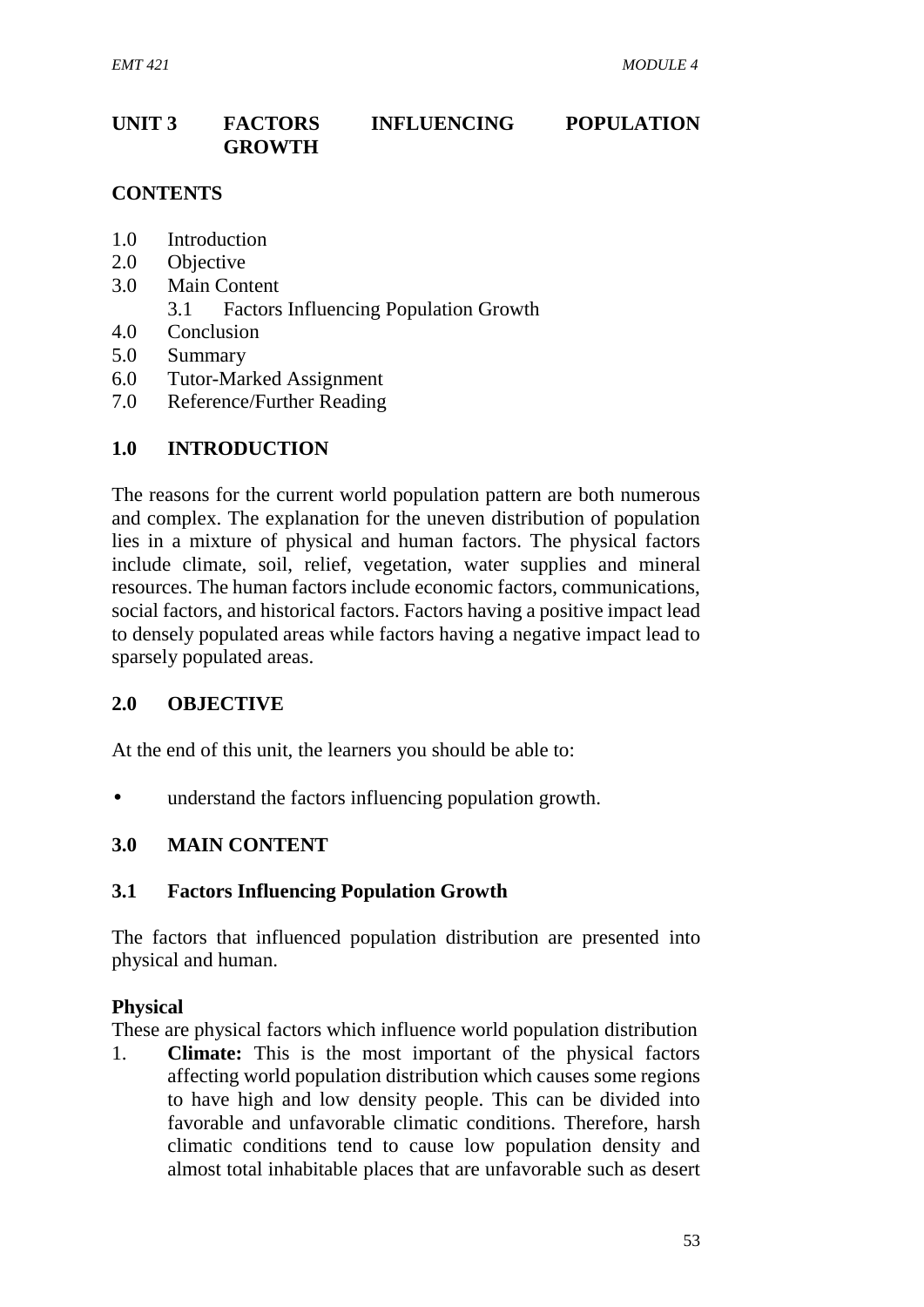# UNIT 3 FACTORS INFLUENCING POPULATION GROWTH

## CONTENTS

1.0 Introduction
2.0 Objective
3.0 Main Content
    3.1 Factors Influencing Population Growth
4.0 Conclusion
5.0 Summary
6.0 Tutor-Marked Assignment
7.0 Reference/Further Reading

## 1.0 INTRODUCTION

The reasons for the current world population pattern are both numerous and complex. The explanation for the uneven distribution of population lies in a mixture of physical and human factors. The physical factors include climate, soil, relief, vegetation, water supplies and mineral resources. The human factors include economic factors, communications, social factors, and historical factors. Factors having a positive impact lead to densely populated areas while factors having a negative impact lead to sparsely populated areas.

## 2.0 OBJECTIVE

At the end of this unit, the learners you should be able to:

- understand the factors influencing population growth.

## 3.0 MAIN CONTENT

### 3.1 Factors Influencing Population Growth

The factors that influenced population distribution are presented into physical and human.

**Physical**

These are physical factors which influence world population distribution

1. **Climate:** This is the most important of the physical factors affecting world population distribution which causes some regions to have high and low density people. This can be divided into favorable and unfavorable climatic conditions. Therefore, harsh climatic conditions tend to cause low population density and almost total inhabitable places that are unfavorable such as desert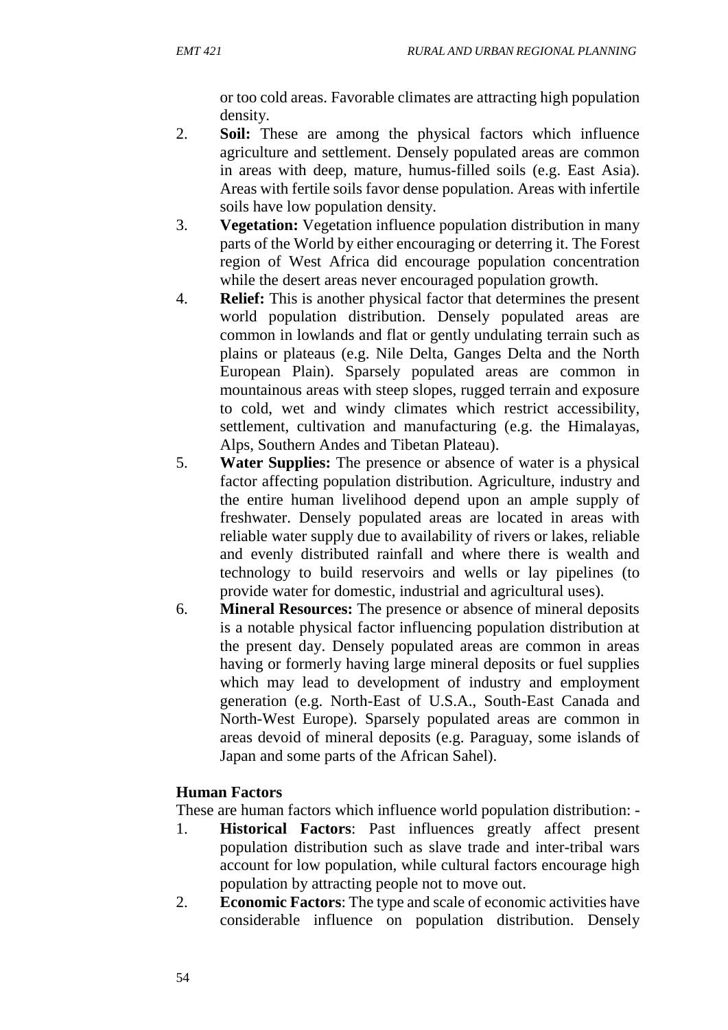or too cold areas. Favorable climates are attracting high population density.

2. **Soil:** These are among the physical factors which influence agriculture and settlement. Densely populated areas are common in areas with deep, mature, humus-filled soils (e.g. East Asia). Areas with fertile soils favor dense population. Areas with infertile soils have low population density.
3. **Vegetation:** Vegetation influence population distribution in many parts of the World by either encouraging or deterring it. The Forest region of West Africa did encourage population concentration while the desert areas never encouraged population growth.
4. **Relief:** This is another physical factor that determines the present world population distribution. Densely populated areas are common in lowlands and flat or gently undulating terrain such as plains or plateaus (e.g. Nile Delta, Ganges Delta and the North European Plain). Sparsely populated areas are common in mountainous areas with steep slopes, rugged terrain and exposure to cold, wet and windy climates which restrict accessibility, settlement, cultivation and manufacturing (e.g. the Himalayas, Alps, Southern Andes and Tibetan Plateau).
5. **Water Supplies:** The presence or absence of water is a physical factor affecting population distribution. Agriculture, industry and the entire human livelihood depend upon an ample supply of freshwater. Densely populated areas are located in areas with reliable water supply due to availability of rivers or lakes, reliable and evenly distributed rainfall and where there is wealth and technology to build reservoirs and wells or lay pipelines (to provide water for domestic, industrial and agricultural uses).
6. **Mineral Resources:** The presence or absence of mineral deposits is a notable physical factor influencing population distribution at the present day. Densely populated areas are common in areas having or formerly having large mineral deposits or fuel supplies which may lead to development of industry and employment generation (e.g. North-East of U.S.A., South-East Canada and North-West Europe). Sparsely populated areas are common in areas devoid of mineral deposits (e.g. Paraguay, some islands of Japan and some parts of the African Sahel).

**Human Factors**

These are human factors which influence world population distribution: -

1. **Historical Factors**: Past influences greatly affect present population distribution such as slave trade and inter-tribal wars account for low population, while cultural factors encourage high population by attracting people not to move out.
2. **Economic Factors**: The type and scale of economic activities have considerable influence on population distribution. Densely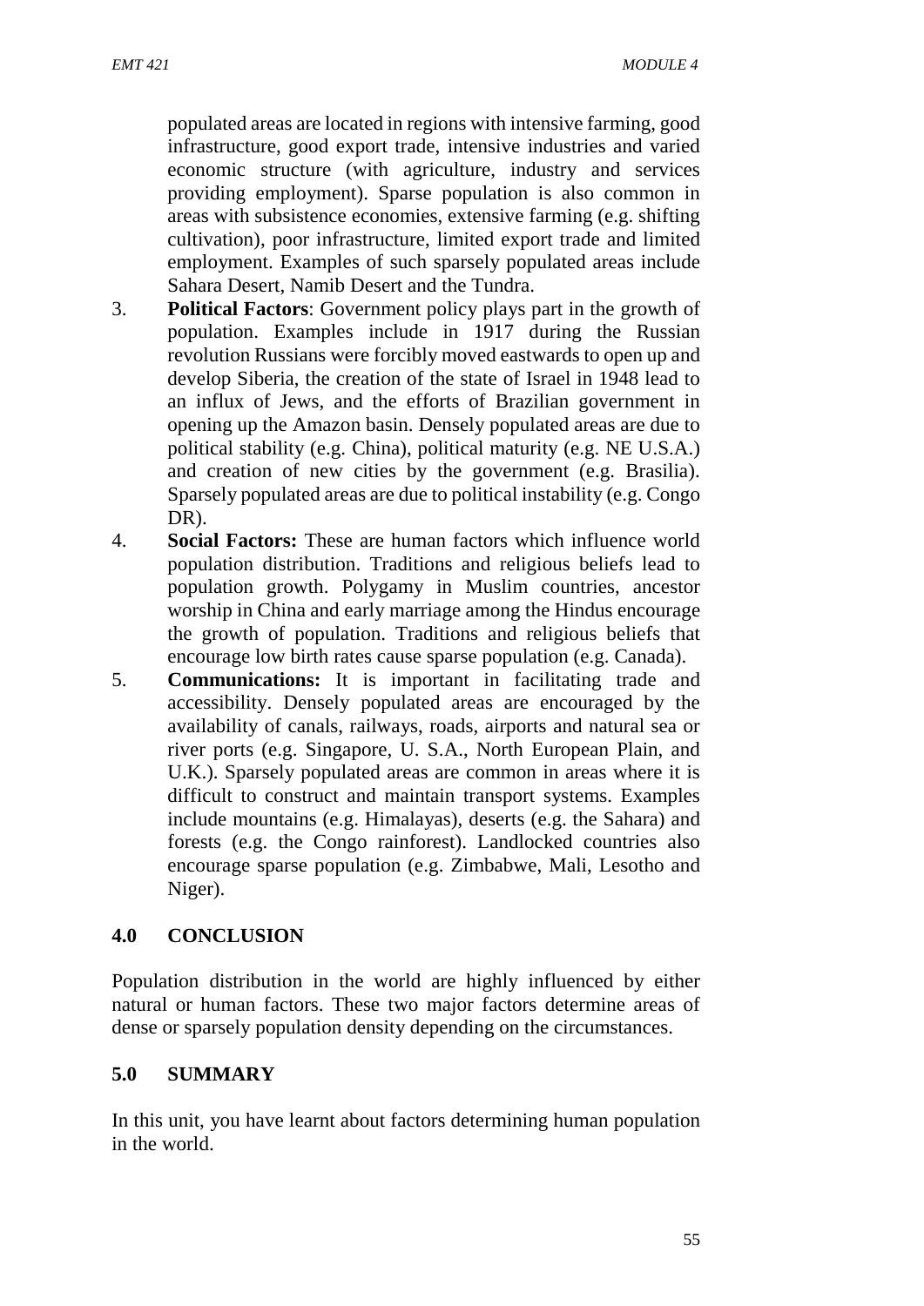populated areas are located in regions with intensive farming, good infrastructure, good export trade, intensive industries and varied economic structure (with agriculture, industry and services providing employment). Sparse population is also common in areas with subsistence economies, extensive farming (e.g. shifting cultivation), poor infrastructure, limited export trade and limited employment. Examples of such sparsely populated areas include Sahara Desert, Namib Desert and the Tundra.

3. **Political Factors**: Government policy plays part in the growth of population. Examples include in 1917 during the Russian revolution Russians were forcibly moved eastwards to open up and develop Siberia, the creation of the state of Israel in 1948 lead to an influx of Jews, and the efforts of Brazilian government in opening up the Amazon basin. Densely populated areas are due to political stability (e.g. China), political maturity (e.g. NE U.S.A.) and creation of new cities by the government (e.g. Brasilia). Sparsely populated areas are due to political instability (e.g. Congo DR).
4. **Social Factors:** These are human factors which influence world population distribution. Traditions and religious beliefs lead to population growth. Polygamy in Muslim countries, ancestor worship in China and early marriage among the Hindus encourage the growth of population. Traditions and religious beliefs that encourage low birth rates cause sparse population (e.g. Canada).
5. **Communications:** It is important in facilitating trade and accessibility. Densely populated areas are encouraged by the availability of canals, railways, roads, airports and natural sea or river ports (e.g. Singapore, U. S.A., North European Plain, and U.K.). Sparsely populated areas are common in areas where it is difficult to construct and maintain transport systems. Examples include mountains (e.g. Himalayas), deserts (e.g. the Sahara) and forests (e.g. the Congo rainforest). Landlocked countries also encourage sparse population (e.g. Zimbabwe, Mali, Lesotho and Niger).

## 4.0 CONCLUSION

Population distribution in the world are highly influenced by either natural or human factors. These two major factors determine areas of dense or sparsely population density depending on the circumstances.

## 5.0 SUMMARY

In this unit, you have learnt about factors determining human population in the world.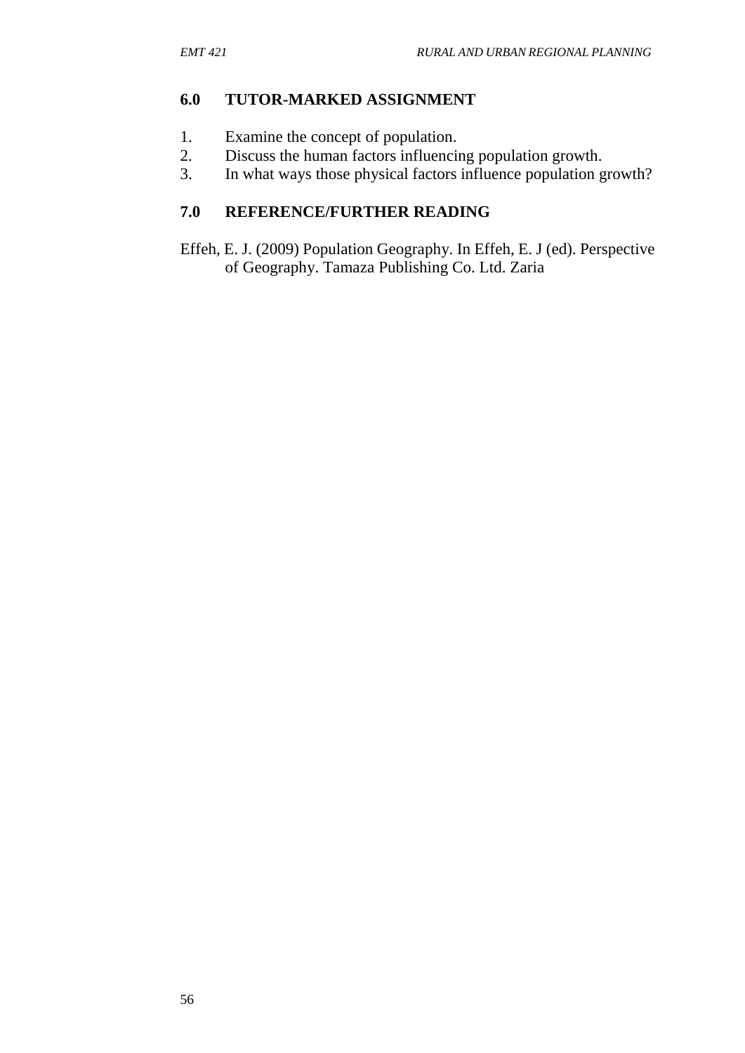## 6.0 TUTOR-MARKED ASSIGNMENT

1. Examine the concept of population.
2. Discuss the human factors influencing population growth.
3. In what ways those physical factors influence population growth?

## 7.0 REFERENCE/FURTHER READING

Effeh, E. J. (2009) Population Geography. In Effeh, E. J (ed). Perspective of Geography. Tamaza Publishing Co. Ltd. Zaria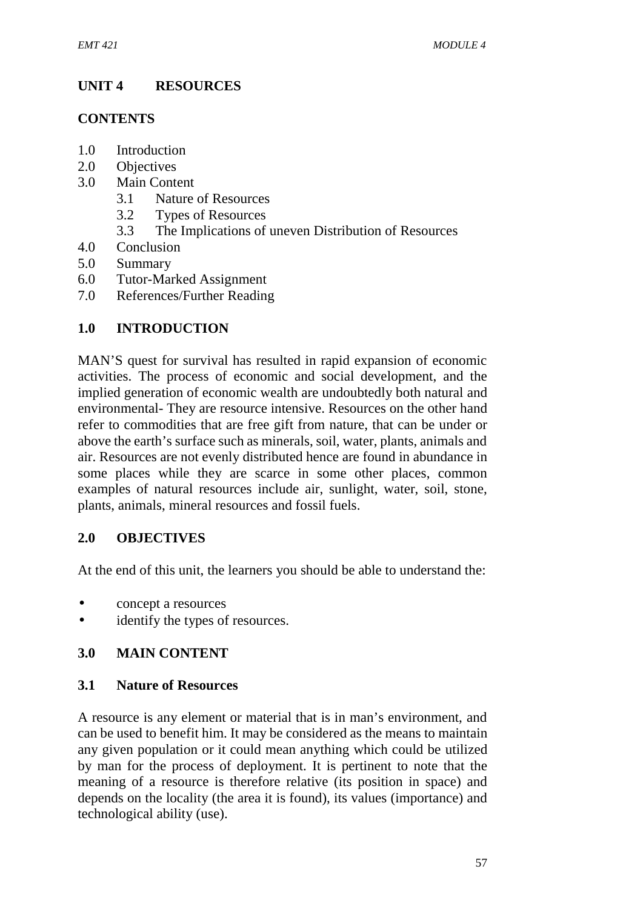## UNIT 4 RESOURCES

### CONTENTS

1.0 Introduction
2.0 Objectives
3.0 Main Content
    3.1 Nature of Resources
    3.2 Types of Resources
    3.3 The Implications of uneven Distribution of Resources
4.0 Conclusion
5.0 Summary
6.0 Tutor-Marked Assignment
7.0 References/Further Reading

### 1.0 INTRODUCTION

MAN'S quest for survival has resulted in rapid expansion of economic activities. The process of economic and social development, and the implied generation of economic wealth are undoubtedly both natural and environmental- They are resource intensive. Resources on the other hand refer to commodities that are free gift from nature, that can be under or above the earth's surface such as minerals, soil, water, plants, animals and air. Resources are not evenly distributed hence are found in abundance in some places while they are scarce in some other places, common examples of natural resources include air, sunlight, water, soil, stone, plants, animals, mineral resources and fossil fuels.

### 2.0 OBJECTIVES

At the end of this unit, the learners you should be able to understand the:

- concept a resources
- identify the types of resources.

### 3.0 MAIN CONTENT

### 3.1 Nature of Resources

A resource is any element or material that is in man's environment, and can be used to benefit him. It may be considered as the means to maintain any given population or it could mean anything which could be utilized by man for the process of deployment. It is pertinent to note that the meaning of a resource is therefore relative (its position in space) and depends on the locality (the area it is found), its values (importance) and technological ability (use).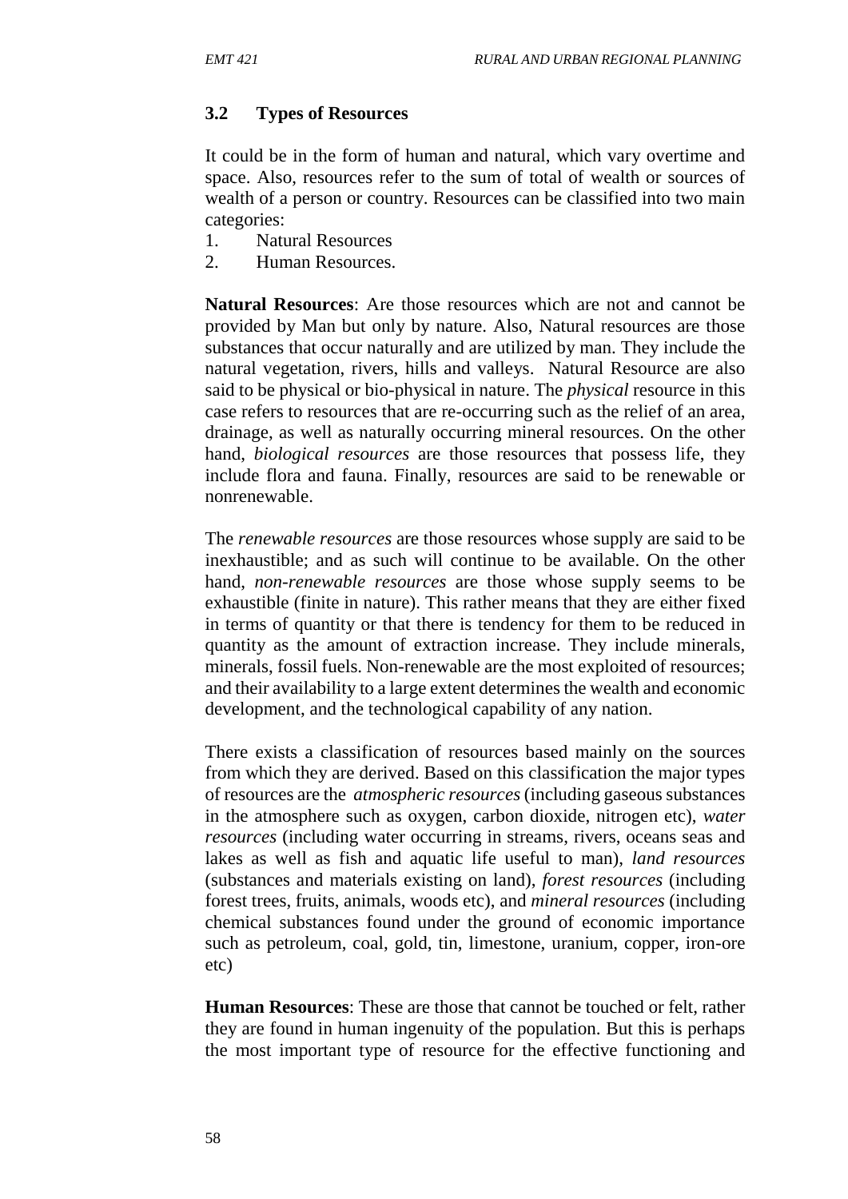### 3.2 Types of Resources

It could be in the form of human and natural, which vary overtime and space. Also, resources refer to the sum of total of wealth or sources of wealth of a person or country. Resources can be classified into two main categories:

1. Natural Resources
2. Human Resources.

**Natural Resources**: Are those resources which are not and cannot be provided by Man but only by nature. Also, Natural resources are those substances that occur naturally and are utilized by man. They include the natural vegetation, rivers, hills and valleys. Natural Resource are also said to be physical or bio-physical in nature. The *physical* resource in this case refers to resources that are re-occurring such as the relief of an area, drainage, as well as naturally occurring mineral resources. On the other hand, *biological resources* are those resources that possess life, they include flora and fauna. Finally, resources are said to be renewable or nonrenewable.

The *renewable resources* are those resources whose supply are said to be inexhaustible; and as such will continue to be available. On the other hand, *non-renewable resources* are those whose supply seems to be exhaustible (finite in nature). This rather means that they are either fixed in terms of quantity or that there is tendency for them to be reduced in quantity as the amount of extraction increase. They include minerals, minerals, fossil fuels. Non-renewable are the most exploited of resources; and their availability to a large extent determines the wealth and economic development, and the technological capability of any nation.

There exists a classification of resources based mainly on the sources from which they are derived. Based on this classification the major types of resources are the *atmospheric resources* (including gaseous substances in the atmosphere such as oxygen, carbon dioxide, nitrogen etc), *water resources* (including water occurring in streams, rivers, oceans seas and lakes as well as fish and aquatic life useful to man), *land resources* (substances and materials existing on land), *forest resources* (including forest trees, fruits, animals, woods etc), and *mineral resources* (including chemical substances found under the ground of economic importance such as petroleum, coal, gold, tin, limestone, uranium, copper, iron-ore etc)

**Human Resources**: These are those that cannot be touched or felt, rather they are found in human ingenuity of the population. But this is perhaps the most important type of resource for the effective functioning and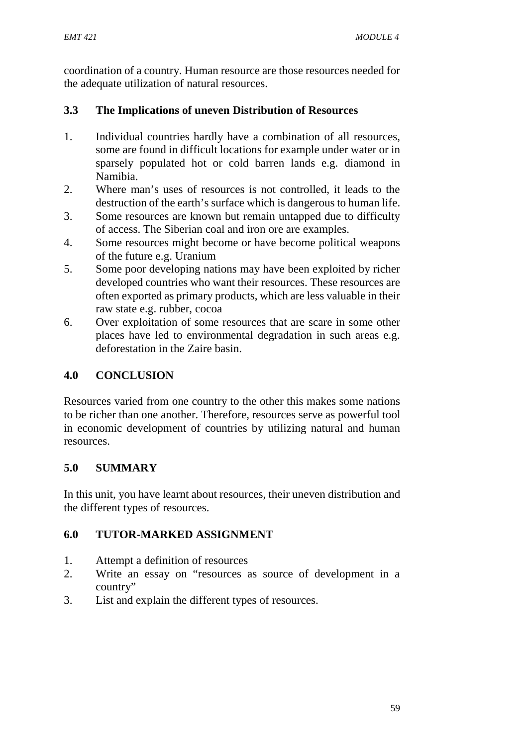coordination of a country. Human resource are those resources needed for the adequate utilization of natural resources.

## 3.3 The Implications of uneven Distribution of Resources

1. Individual countries hardly have a combination of all resources, some are found in difficult locations for example under water or in sparsely populated hot or cold barren lands e.g. diamond in Namibia.
2. Where man's uses of resources is not controlled, it leads to the destruction of the earth's surface which is dangerous to human life.
3. Some resources are known but remain untapped due to difficulty of access. The Siberian coal and iron ore are examples.
4. Some resources might become or have become political weapons of the future e.g. Uranium
5. Some poor developing nations may have been exploited by richer developed countries who want their resources. These resources are often exported as primary products, which are less valuable in their raw state e.g. rubber, cocoa
6. Over exploitation of some resources that are scare in some other places have led to environmental degradation in such areas e.g. deforestation in the Zaire basin.

# 4.0 CONCLUSION

Resources varied from one country to the other this makes some nations to be richer than one another. Therefore, resources serve as powerful tool in economic development of countries by utilizing natural and human resources.

# 5.0 SUMMARY

In this unit, you have learnt about resources, their uneven distribution and the different types of resources.

# 6.0 TUTOR-MARKED ASSIGNMENT

1. Attempt a definition of resources
2. Write an essay on "resources as source of development in a country"
3. List and explain the different types of resources.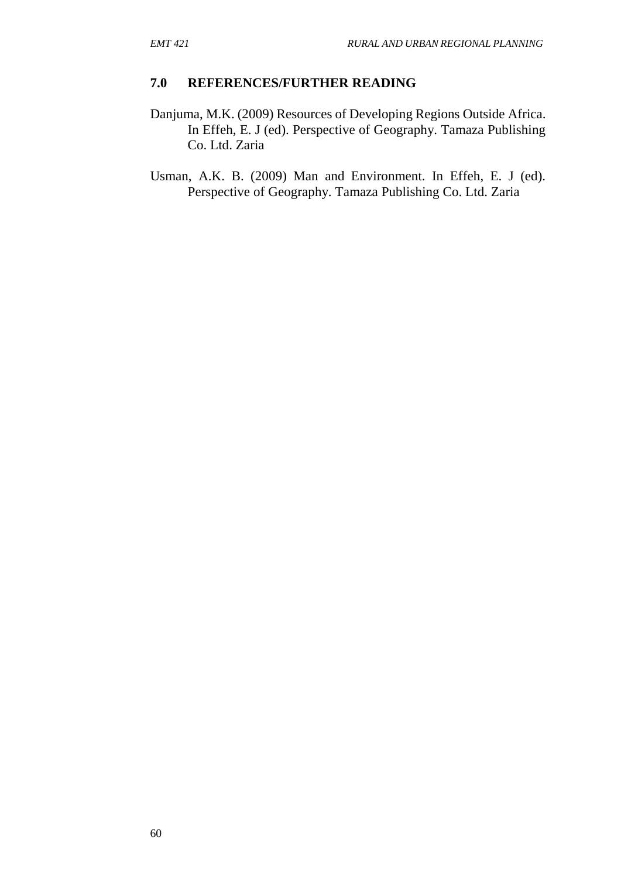## 7.0 REFERENCES/FURTHER READING

Danjuma, M.K. (2009) Resources of Developing Regions Outside Africa. In Effeh, E. J (ed). Perspective of Geography. Tamaza Publishing Co. Ltd. Zaria

Usman, A.K. B. (2009) Man and Environment. In Effeh, E. J (ed). Perspective of Geography. Tamaza Publishing Co. Ltd. Zaria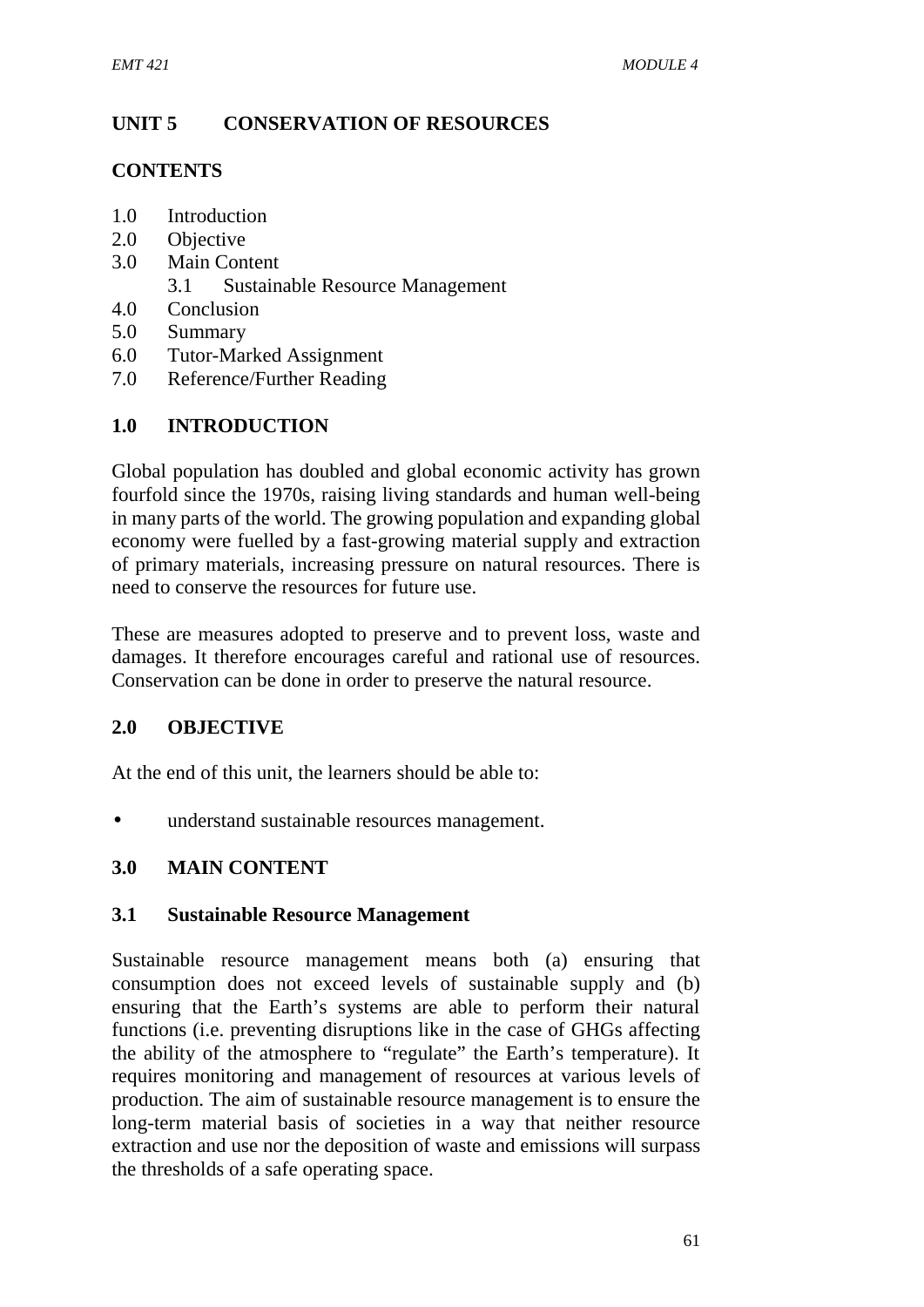## UNIT 5 CONSERVATION OF RESOURCES

### CONTENTS

1.0 Introduction
2.0 Objective
3.0 Main Content
    3.1 Sustainable Resource Management
4.0 Conclusion
5.0 Summary
6.0 Tutor-Marked Assignment
7.0 Reference/Further Reading

### 1.0 INTRODUCTION

Global population has doubled and global economic activity has grown fourfold since the 1970s, raising living standards and human well-being in many parts of the world. The growing population and expanding global economy were fuelled by a fast-growing material supply and extraction of primary materials, increasing pressure on natural resources. There is need to conserve the resources for future use.

These are measures adopted to preserve and to prevent loss, waste and damages. It therefore encourages careful and rational use of resources. Conservation can be done in order to preserve the natural resource.

### 2.0 OBJECTIVE

At the end of this unit, the learners should be able to:

- understand sustainable resources management.

### 3.0 MAIN CONTENT

#### 3.1 Sustainable Resource Management

Sustainable resource management means both (a) ensuring that consumption does not exceed levels of sustainable supply and (b) ensuring that the Earth's systems are able to perform their natural functions (i.e. preventing disruptions like in the case of GHGs affecting the ability of the atmosphere to "regulate" the Earth's temperature). It requires monitoring and management of resources at various levels of production. The aim of sustainable resource management is to ensure the long-term material basis of societies in a way that neither resource extraction and use nor the deposition of waste and emissions will surpass the thresholds of a safe operating space.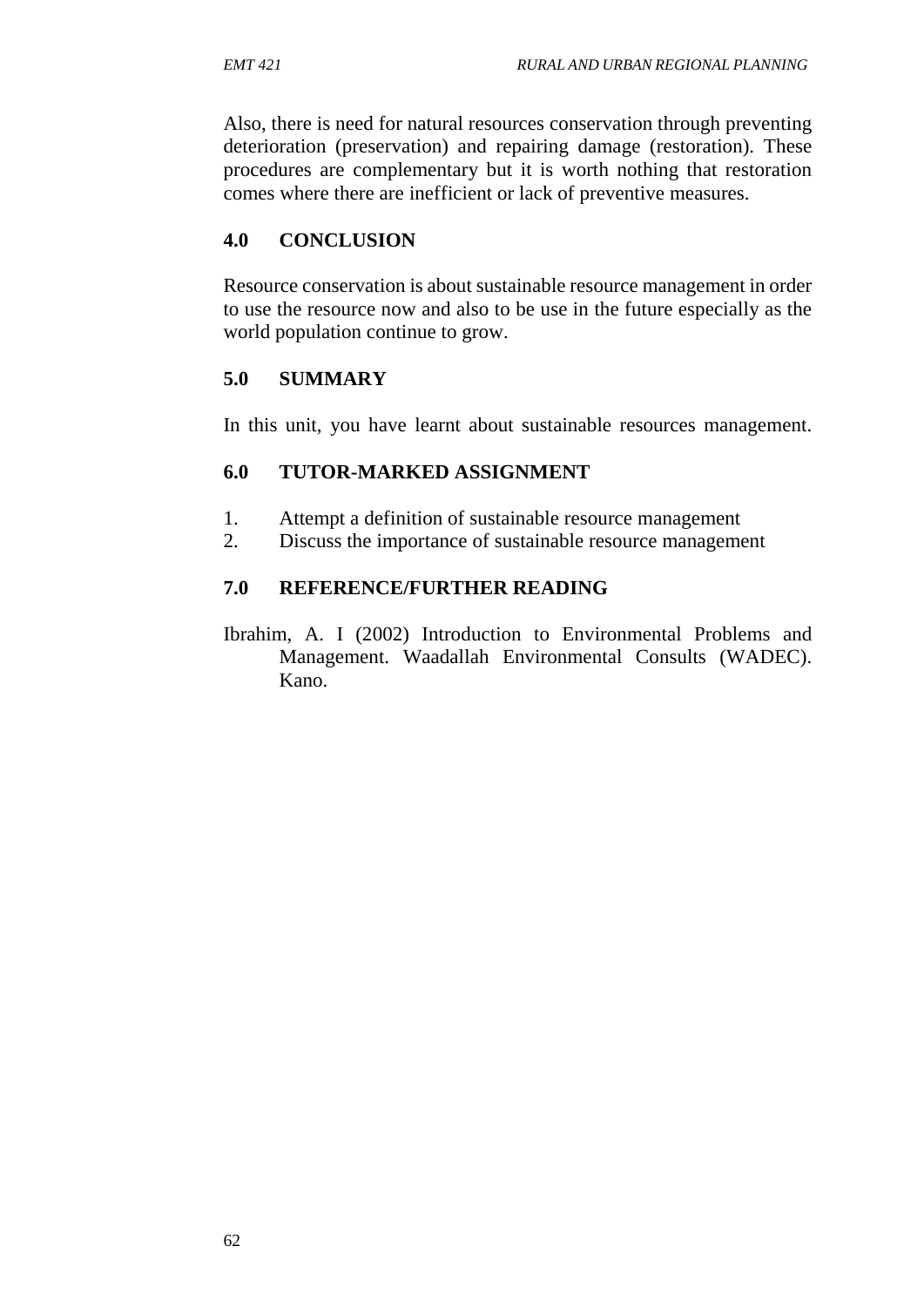Also, there is need for natural resources conservation through preventing deterioration (preservation) and repairing damage (restoration). These procedures are complementary but it is worth nothing that restoration comes where there are inefficient or lack of preventive measures.

## 4.0 CONCLUSION

Resource conservation is about sustainable resource management in order to use the resource now and also to be use in the future especially as the world population continue to grow.

## 5.0 SUMMARY

In this unit, you have learnt about sustainable resources management.

## 6.0 TUTOR-MARKED ASSIGNMENT

1. Attempt a definition of sustainable resource management
2. Discuss the importance of sustainable resource management

## 7.0 REFERENCE/FURTHER READING

Ibrahim, A. I (2002) Introduction to Environmental Problems and Management. Waadallah Environmental Consults (WADEC). Kano.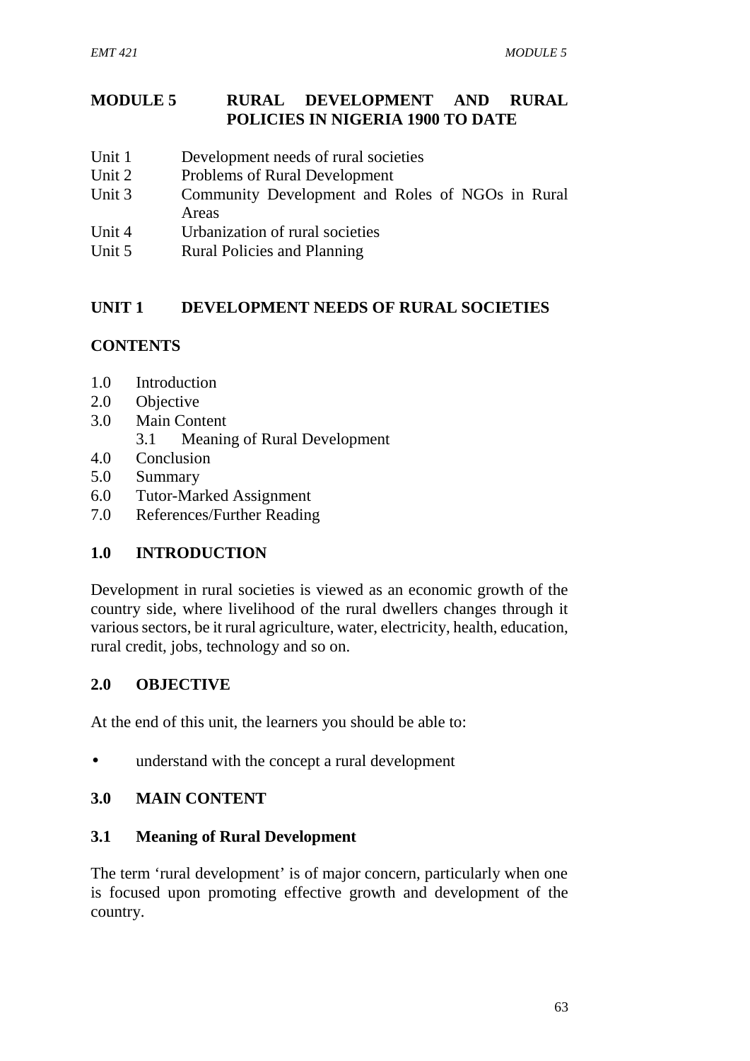# MODULE 5 RURAL DEVELOPMENT AND RURAL POLICIES IN NIGERIA 1900 TO DATE

- Unit 1 Development needs of rural societies
- Unit 2 Problems of Rural Development
- Unit 3 Community Development and Roles of NGOs in Rural Areas
- Unit 4 Urbanization of rural societies
- Unit 5 Rural Policies and Planning

## UNIT 1 DEVELOPMENT NEEDS OF RURAL SOCIETIES

### CONTENTS

- 1.0 Introduction
- 2.0 Objective
- 3.0 Main Content
  - 3.1 Meaning of Rural Development
- 4.0 Conclusion
- 5.0 Summary
- 6.0 Tutor-Marked Assignment
- 7.0 References/Further Reading

### 1.0 INTRODUCTION

Development in rural societies is viewed as an economic growth of the country side, where livelihood of the rural dwellers changes through it various sectors, be it rural agriculture, water, electricity, health, education, rural credit, jobs, technology and so on.

### 2.0 OBJECTIVE

At the end of this unit, the learners you should be able to:

- understand with the concept a rural development

### 3.0 MAIN CONTENT

### 3.1 Meaning of Rural Development

The term 'rural development' is of major concern, particularly when one is focused upon promoting effective growth and development of the country.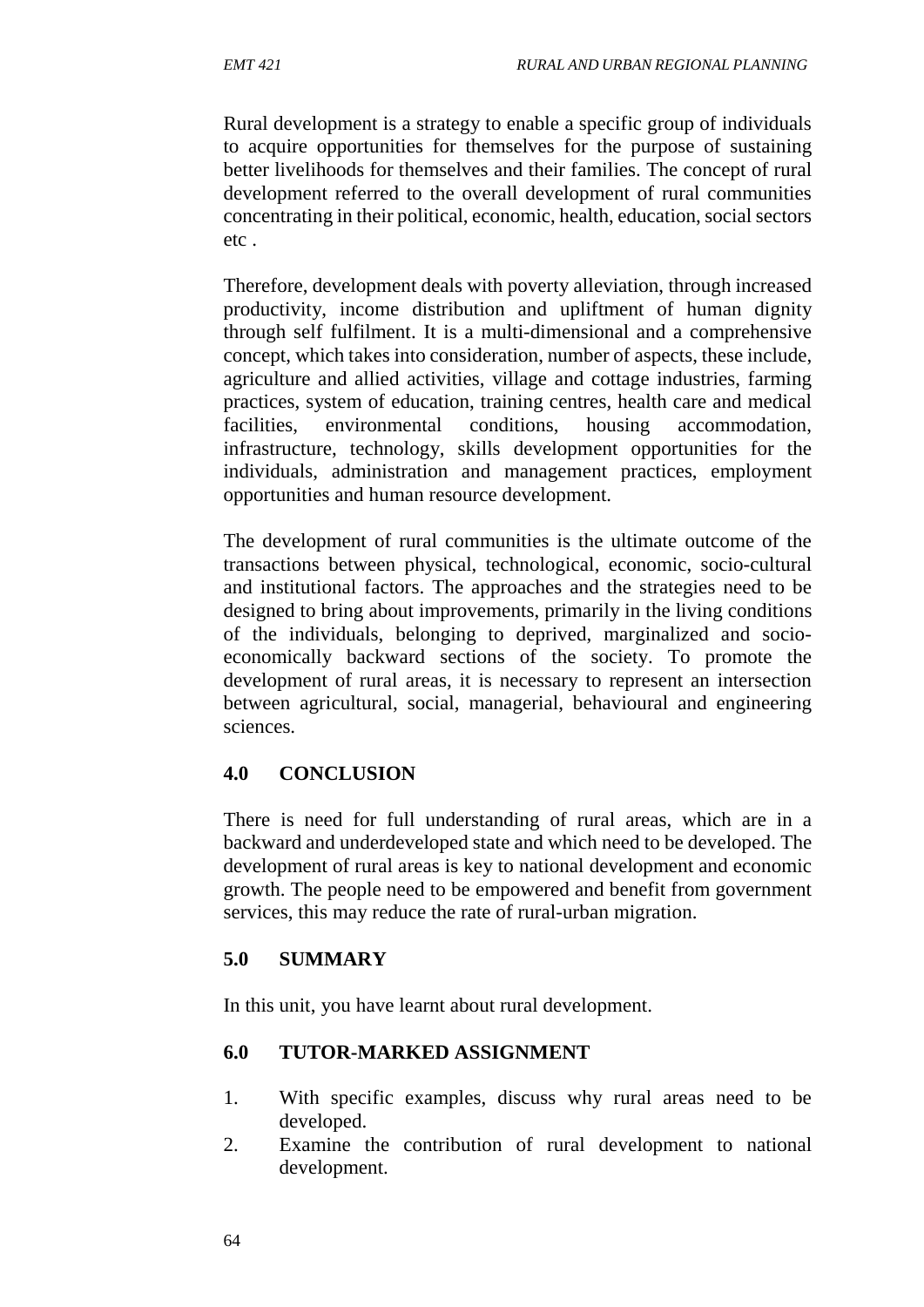Rural development is a strategy to enable a specific group of individuals to acquire opportunities for themselves for the purpose of sustaining better livelihoods for themselves and their families. The concept of rural development referred to the overall development of rural communities concentrating in their political, economic, health, education, social sectors etc .

Therefore, development deals with poverty alleviation, through increased productivity, income distribution and upliftment of human dignity through self fulfilment. It is a multi-dimensional and a comprehensive concept, which takes into consideration, number of aspects, these include, agriculture and allied activities, village and cottage industries, farming practices, system of education, training centres, health care and medical facilities, environmental conditions, housing accommodation, infrastructure, technology, skills development opportunities for the individuals, administration and management practices, employment opportunities and human resource development.

The development of rural communities is the ultimate outcome of the transactions between physical, technological, economic, socio-cultural and institutional factors. The approaches and the strategies need to be designed to bring about improvements, primarily in the living conditions of the individuals, belonging to deprived, marginalized and socio-economically backward sections of the society. To promote the development of rural areas, it is necessary to represent an intersection between agricultural, social, managerial, behavioural and engineering sciences.

## 4.0 CONCLUSION

There is need for full understanding of rural areas, which are in a backward and underdeveloped state and which need to be developed. The development of rural areas is key to national development and economic growth. The people need to be empowered and benefit from government services, this may reduce the rate of rural-urban migration.

## 5.0 SUMMARY

In this unit, you have learnt about rural development.

## 6.0 TUTOR-MARKED ASSIGNMENT

1. With specific examples, discuss why rural areas need to be developed.
2. Examine the contribution of rural development to national development.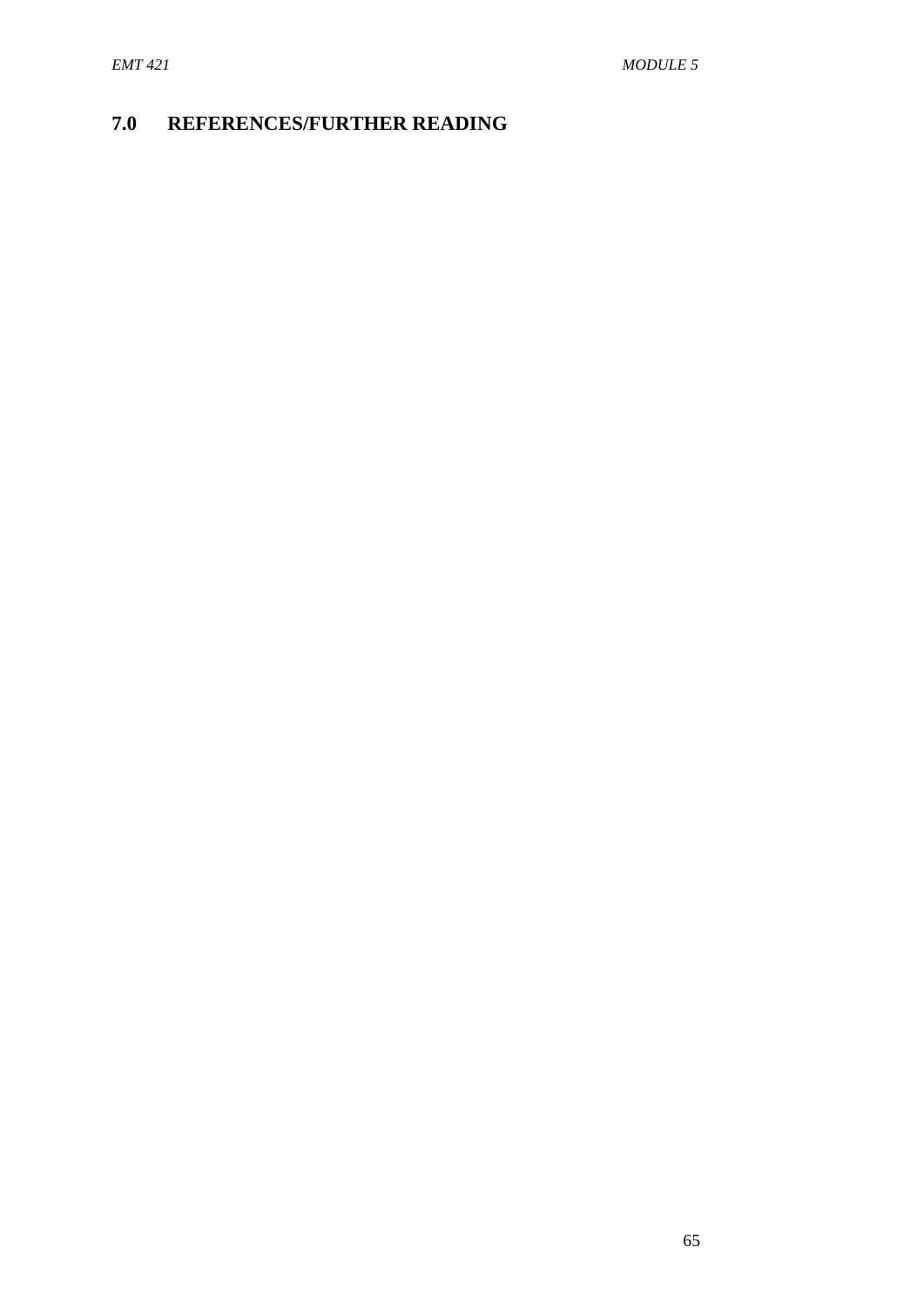## 7.0 REFERENCES/FURTHER READING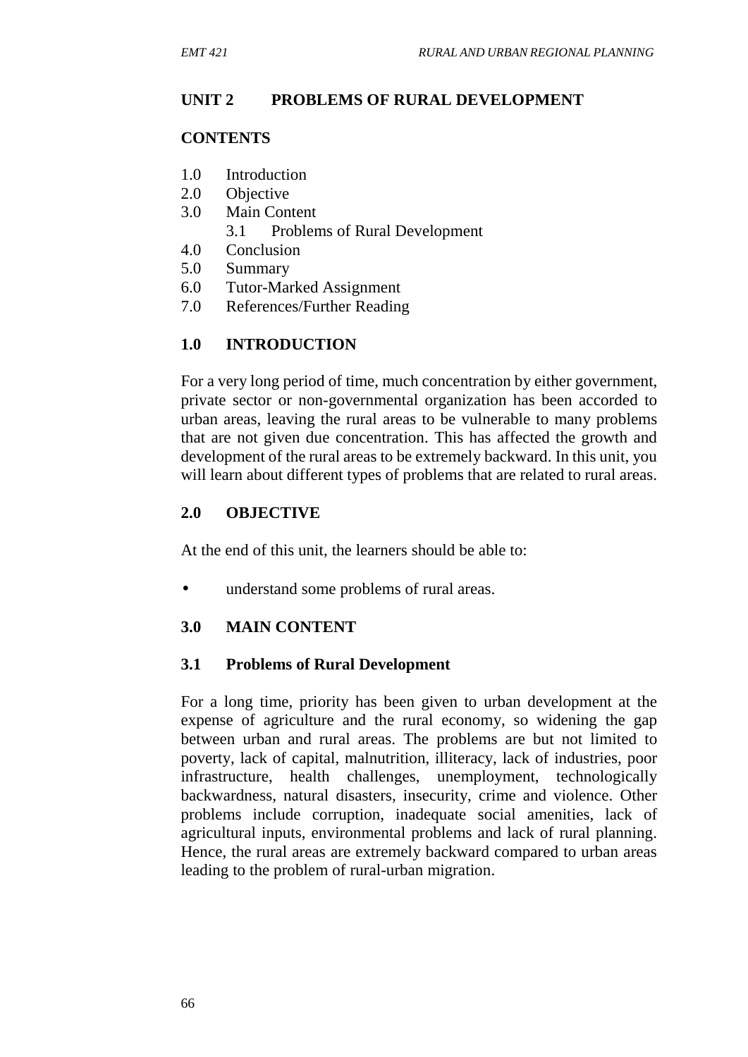## UNIT 2 PROBLEMS OF RURAL DEVELOPMENT

### CONTENTS

1.0 Introduction
2.0 Objective
3.0 Main Content
  3.1 Problems of Rural Development
4.0 Conclusion
5.0 Summary
6.0 Tutor-Marked Assignment
7.0 References/Further Reading

### 1.0 INTRODUCTION

For a very long period of time, much concentration by either government, private sector or non-governmental organization has been accorded to urban areas, leaving the rural areas to be vulnerable to many problems that are not given due concentration. This has affected the growth and development of the rural areas to be extremely backward. In this unit, you will learn about different types of problems that are related to rural areas.

### 2.0 OBJECTIVE

At the end of this unit, the learners should be able to:

- understand some problems of rural areas.

### 3.0 MAIN CONTENT

#### 3.1 Problems of Rural Development

For a long time, priority has been given to urban development at the expense of agriculture and the rural economy, so widening the gap between urban and rural areas. The problems are but not limited to poverty, lack of capital, malnutrition, illiteracy, lack of industries, poor infrastructure, health challenges, unemployment, technologically backwardness, natural disasters, insecurity, crime and violence. Other problems include corruption, inadequate social amenities, lack of agricultural inputs, environmental problems and lack of rural planning. Hence, the rural areas are extremely backward compared to urban areas leading to the problem of rural-urban migration.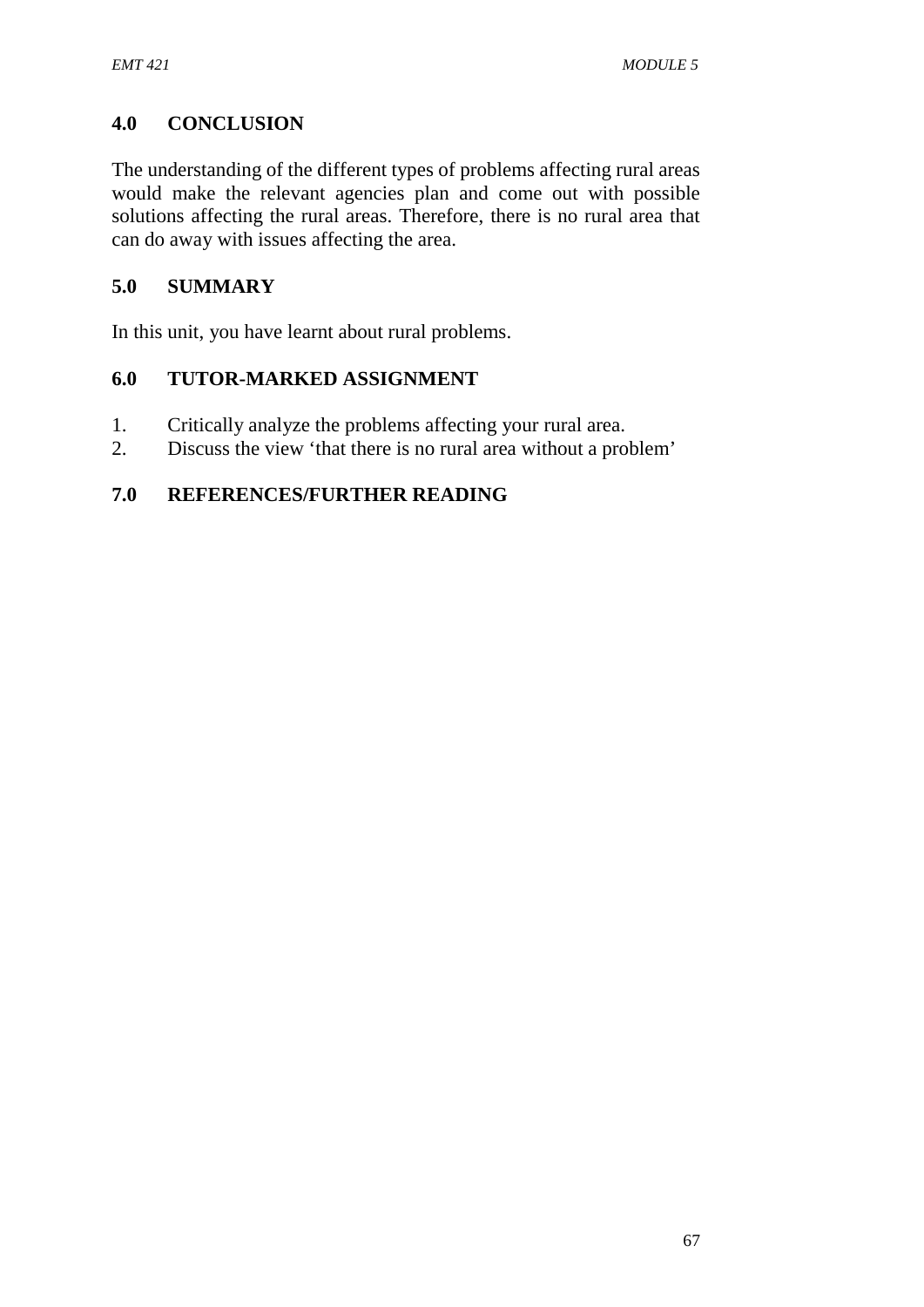## 4.0 CONCLUSION

The understanding of the different types of problems affecting rural areas would make the relevant agencies plan and come out with possible solutions affecting the rural areas. Therefore, there is no rural area that can do away with issues affecting the area.

## 5.0 SUMMARY

In this unit, you have learnt about rural problems.

## 6.0 TUTOR-MARKED ASSIGNMENT

1. Critically analyze the problems affecting your rural area.
2. Discuss the view 'that there is no rural area without a problem'

## 7.0 REFERENCES/FURTHER READING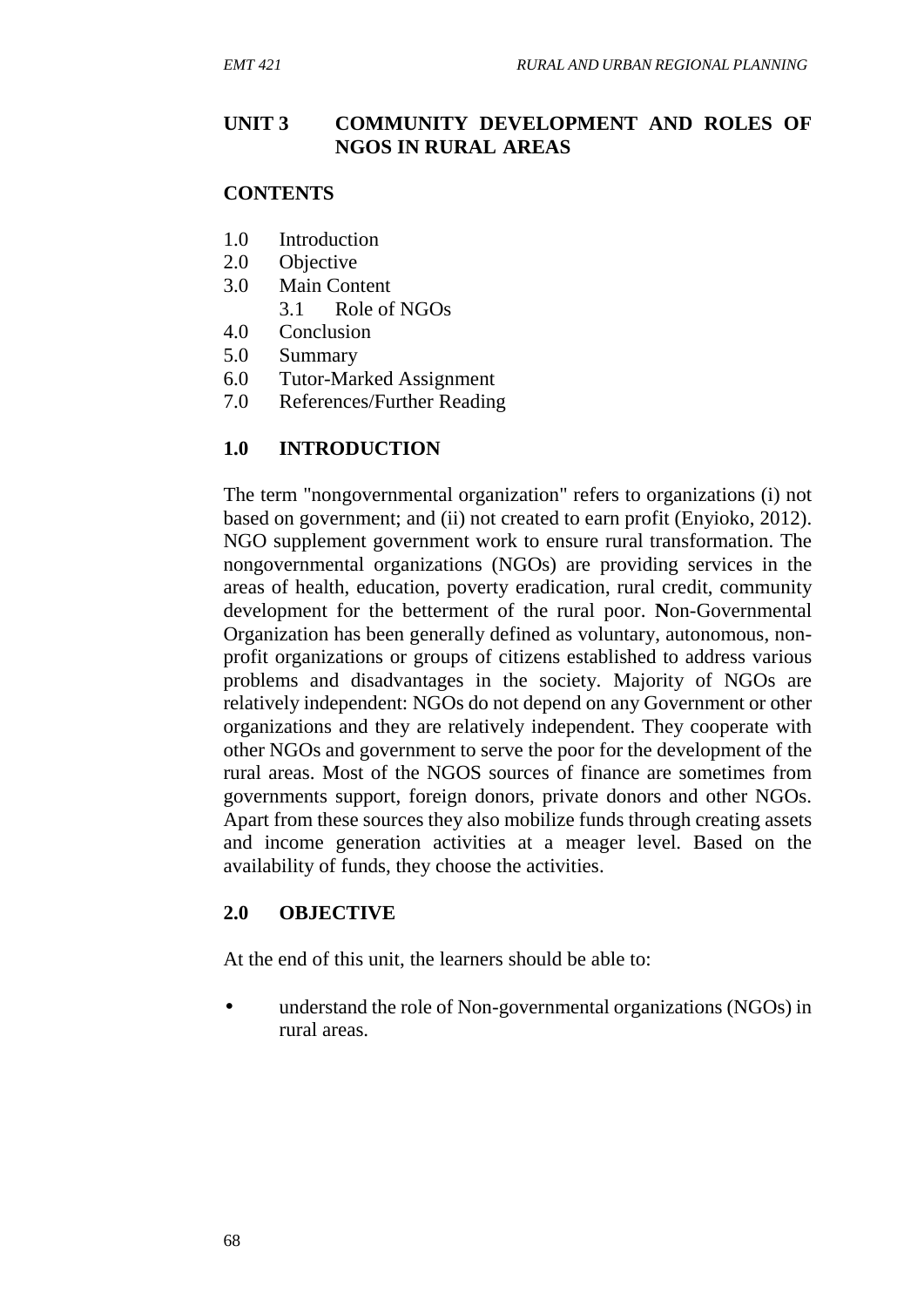## UNIT 3 COMMUNITY DEVELOPMENT AND ROLES OF NGOS IN RURAL AREAS

**CONTENTS**

1.0 Introduction
2.0 Objective
3.0 Main Content
  3.1 Role of NGOs
4.0 Conclusion
5.0 Summary
6.0 Tutor-Marked Assignment
7.0 References/Further Reading

### 1.0 INTRODUCTION

The term "nongovernmental organization" refers to organizations (i) not based on government; and (ii) not created to earn profit (Enyioko, 2012). NGO supplement government work to ensure rural transformation. The nongovernmental organizations (NGOs) are providing services in the areas of health, education, poverty eradication, rural credit, community development for the betterment of the rural poor. **N**on-Governmental Organization has been generally defined as voluntary, autonomous, non-profit organizations or groups of citizens established to address various problems and disadvantages in the society. Majority of NGOs are relatively independent: NGOs do not depend on any Government or other organizations and they are relatively independent. They cooperate with other NGOs and government to serve the poor for the development of the rural areas. Most of the NGOS sources of finance are sometimes from governments support, foreign donors, private donors and other NGOs. Apart from these sources they also mobilize funds through creating assets and income generation activities at a meager level. Based on the availability of funds, they choose the activities.

### 2.0 OBJECTIVE

At the end of this unit, the learners should be able to:

- understand the role of Non-governmental organizations (NGOs) in rural areas.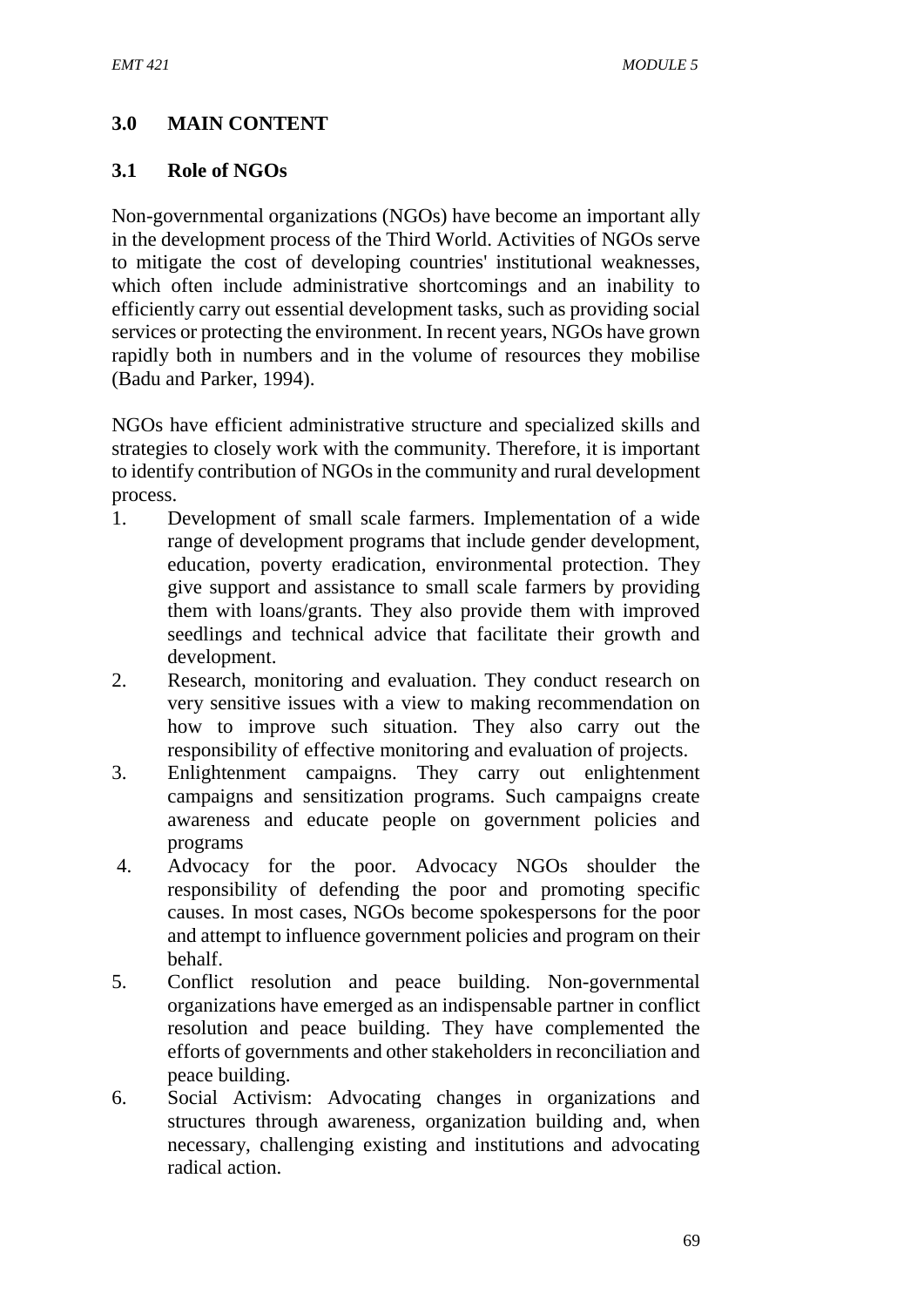## 3.0 MAIN CONTENT

### 3.1 Role of NGOs

Non-governmental organizations (NGOs) have become an important ally in the development process of the Third World. Activities of NGOs serve to mitigate the cost of developing countries' institutional weaknesses, which often include administrative shortcomings and an inability to efficiently carry out essential development tasks, such as providing social services or protecting the environment. In recent years, NGOs have grown rapidly both in numbers and in the volume of resources they mobilise (Badu and Parker, 1994).

NGOs have efficient administrative structure and specialized skills and strategies to closely work with the community. Therefore, it is important to identify contribution of NGOs in the community and rural development process.

1. Development of small scale farmers. Implementation of a wide range of development programs that include gender development, education, poverty eradication, environmental protection. They give support and assistance to small scale farmers by providing them with loans/grants. They also provide them with improved seedlings and technical advice that facilitate their growth and development.
2. Research, monitoring and evaluation. They conduct research on very sensitive issues with a view to making recommendation on how to improve such situation. They also carry out the responsibility of effective monitoring and evaluation of projects.
3. Enlightenment campaigns. They carry out enlightenment campaigns and sensitization programs. Such campaigns create awareness and educate people on government policies and programs
4. Advocacy for the poor. Advocacy NGOs shoulder the responsibility of defending the poor and promoting specific causes. In most cases, NGOs become spokespersons for the poor and attempt to influence government policies and program on their behalf.
5. Conflict resolution and peace building. Non-governmental organizations have emerged as an indispensable partner in conflict resolution and peace building. They have complemented the efforts of governments and other stakeholders in reconciliation and peace building.
6. Social Activism: Advocating changes in organizations and structures through awareness, organization building and, when necessary, challenging existing and institutions and advocating radical action.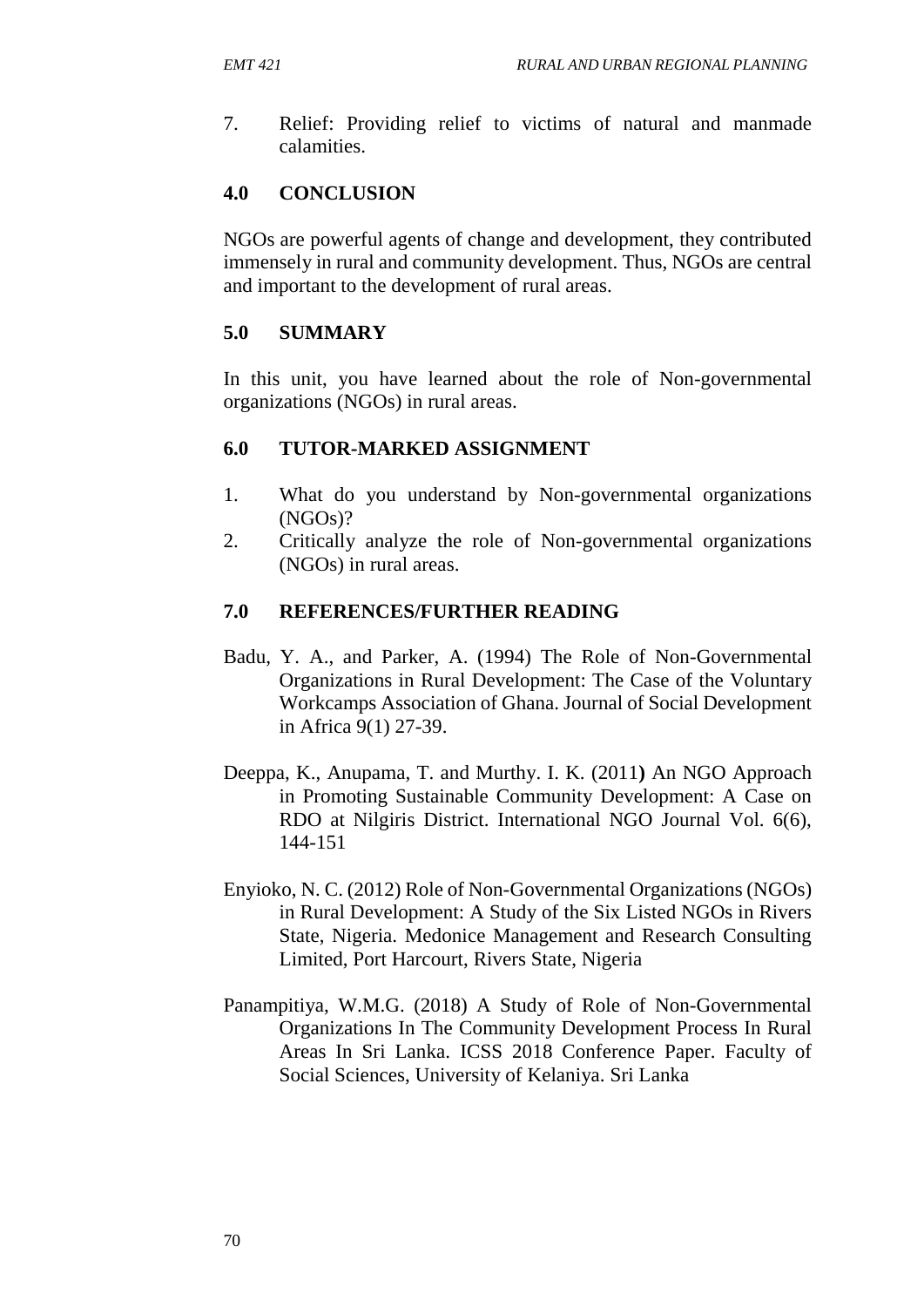7. Relief: Providing relief to victims of natural and manmade calamities.

## 4.0 CONCLUSION

NGOs are powerful agents of change and development, they contributed immensely in rural and community development. Thus, NGOs are central and important to the development of rural areas.

## 5.0 SUMMARY

In this unit, you have learned about the role of Non-governmental organizations (NGOs) in rural areas.

## 6.0 TUTOR-MARKED ASSIGNMENT

1. What do you understand by Non-governmental organizations (NGOs)?
2. Critically analyze the role of Non-governmental organizations (NGOs) in rural areas.

## 7.0 REFERENCES/FURTHER READING

Badu, Y. A., and Parker, A. (1994) The Role of Non-Governmental Organizations in Rural Development: The Case of the Voluntary Workcamps Association of Ghana. Journal of Social Development in Africa 9(1) 27-39.

Deeppa, K., Anupama, T. and Murthy. I. K. (2011**)** An NGO Approach in Promoting Sustainable Community Development: A Case on RDO at Nilgiris District. International NGO Journal Vol. 6(6), 144-151

Enyioko, N. C. (2012) Role of Non-Governmental Organizations (NGOs) in Rural Development: A Study of the Six Listed NGOs in Rivers State, Nigeria. Medonice Management and Research Consulting Limited, Port Harcourt, Rivers State, Nigeria

Panampitiya, W.M.G. (2018) A Study of Role of Non-Governmental Organizations In The Community Development Process In Rural Areas In Sri Lanka. ICSS 2018 Conference Paper. Faculty of Social Sciences, University of Kelaniya. Sri Lanka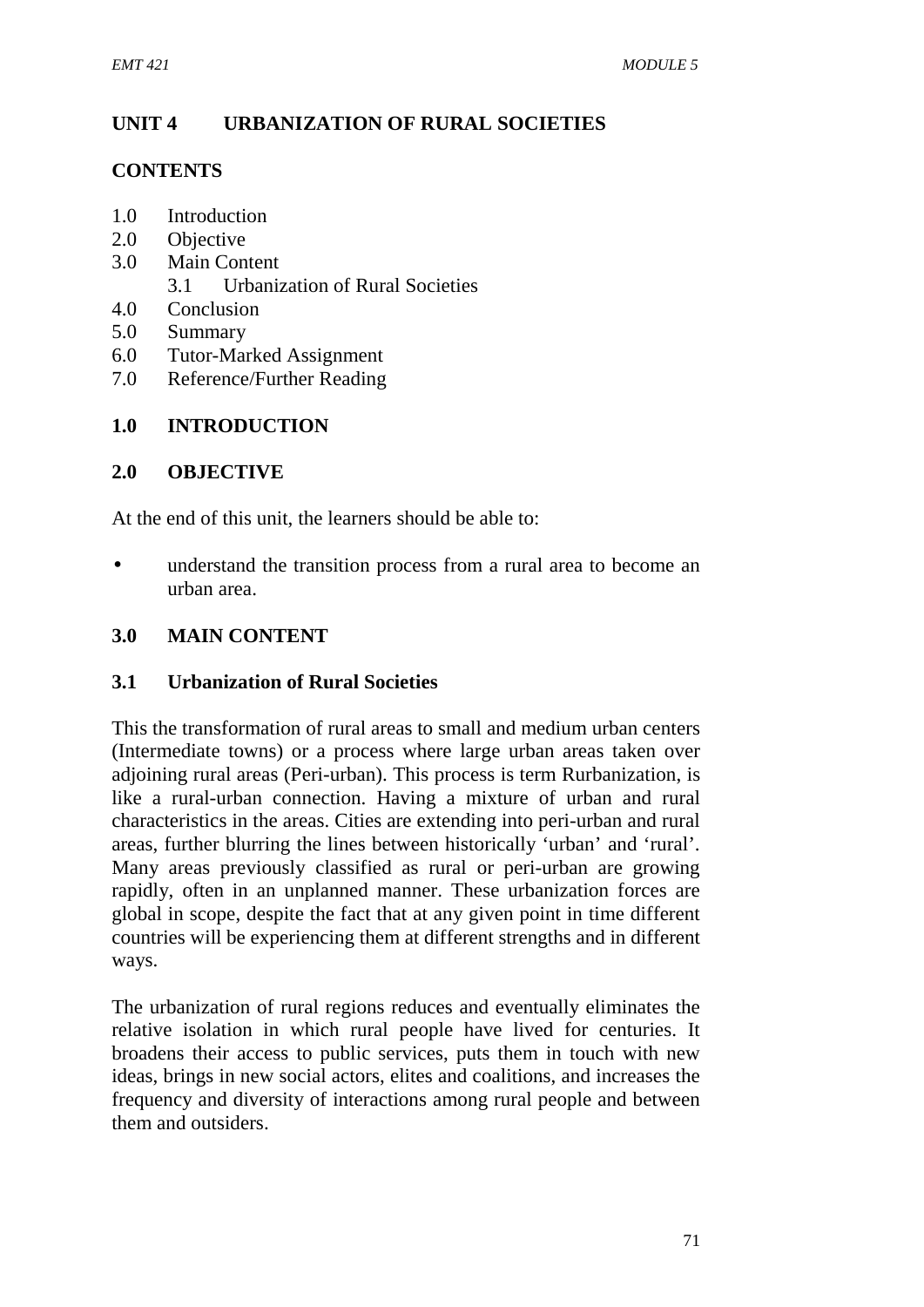# UNIT 4 URBANIZATION OF RURAL SOCIETIES

## CONTENTS

1.0 Introduction
2.0 Objective
3.0 Main Content
  3.1 Urbanization of Rural Societies
4.0 Conclusion
5.0 Summary
6.0 Tutor-Marked Assignment
7.0 Reference/Further Reading

## 1.0 INTRODUCTION

## 2.0 OBJECTIVE

At the end of this unit, the learners should be able to:

- understand the transition process from a rural area to become an urban area.

## 3.0 MAIN CONTENT

### 3.1 Urbanization of Rural Societies

This the transformation of rural areas to small and medium urban centers (Intermediate towns) or a process where large urban areas taken over adjoining rural areas (Peri-urban). This process is term Rurbanization, is like a rural-urban connection. Having a mixture of urban and rural characteristics in the areas. Cities are extending into peri-urban and rural areas, further blurring the lines between historically 'urban' and 'rural'. Many areas previously classified as rural or peri-urban are growing rapidly, often in an unplanned manner. These urbanization forces are global in scope, despite the fact that at any given point in time different countries will be experiencing them at different strengths and in different ways.

The urbanization of rural regions reduces and eventually eliminates the relative isolation in which rural people have lived for centuries. It broadens their access to public services, puts them in touch with new ideas, brings in new social actors, elites and coalitions, and increases the frequency and diversity of interactions among rural people and between them and outsiders.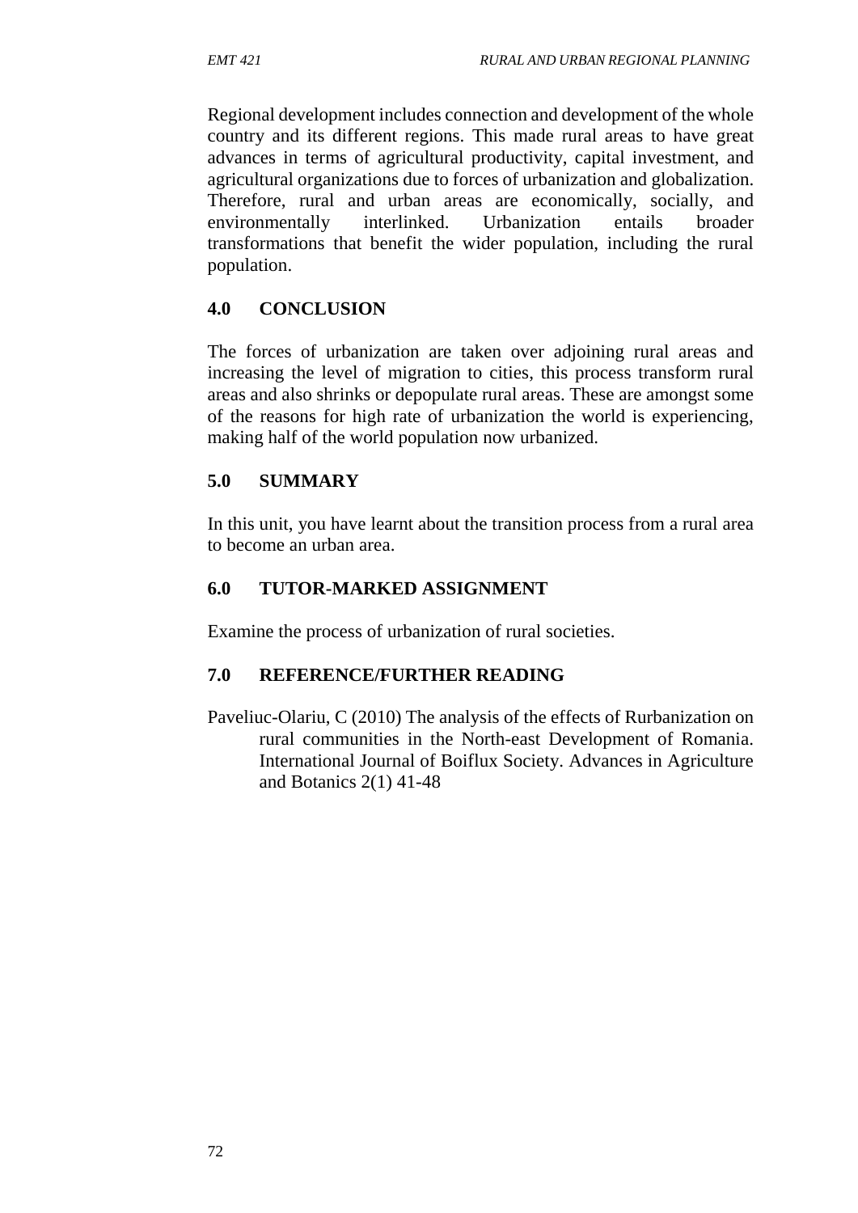Regional development includes connection and development of the whole country and its different regions. This made rural areas to have great advances in terms of agricultural productivity, capital investment, and agricultural organizations due to forces of urbanization and globalization. Therefore, rural and urban areas are economically, socially, and environmentally interlinked. Urbanization entails broader transformations that benefit the wider population, including the rural population.

## 4.0 CONCLUSION

The forces of urbanization are taken over adjoining rural areas and increasing the level of migration to cities, this process transform rural areas and also shrinks or depopulate rural areas. These are amongst some of the reasons for high rate of urbanization the world is experiencing, making half of the world population now urbanized.

## 5.0 SUMMARY

In this unit, you have learnt about the transition process from a rural area to become an urban area.

## 6.0 TUTOR-MARKED ASSIGNMENT

Examine the process of urbanization of rural societies.

## 7.0 REFERENCE/FURTHER READING

Paveliuc-Olariu, C (2010) The analysis of the effects of Rurbanization on rural communities in the North-east Development of Romania. International Journal of Boiflux Society. Advances in Agriculture and Botanics 2(1) 41-48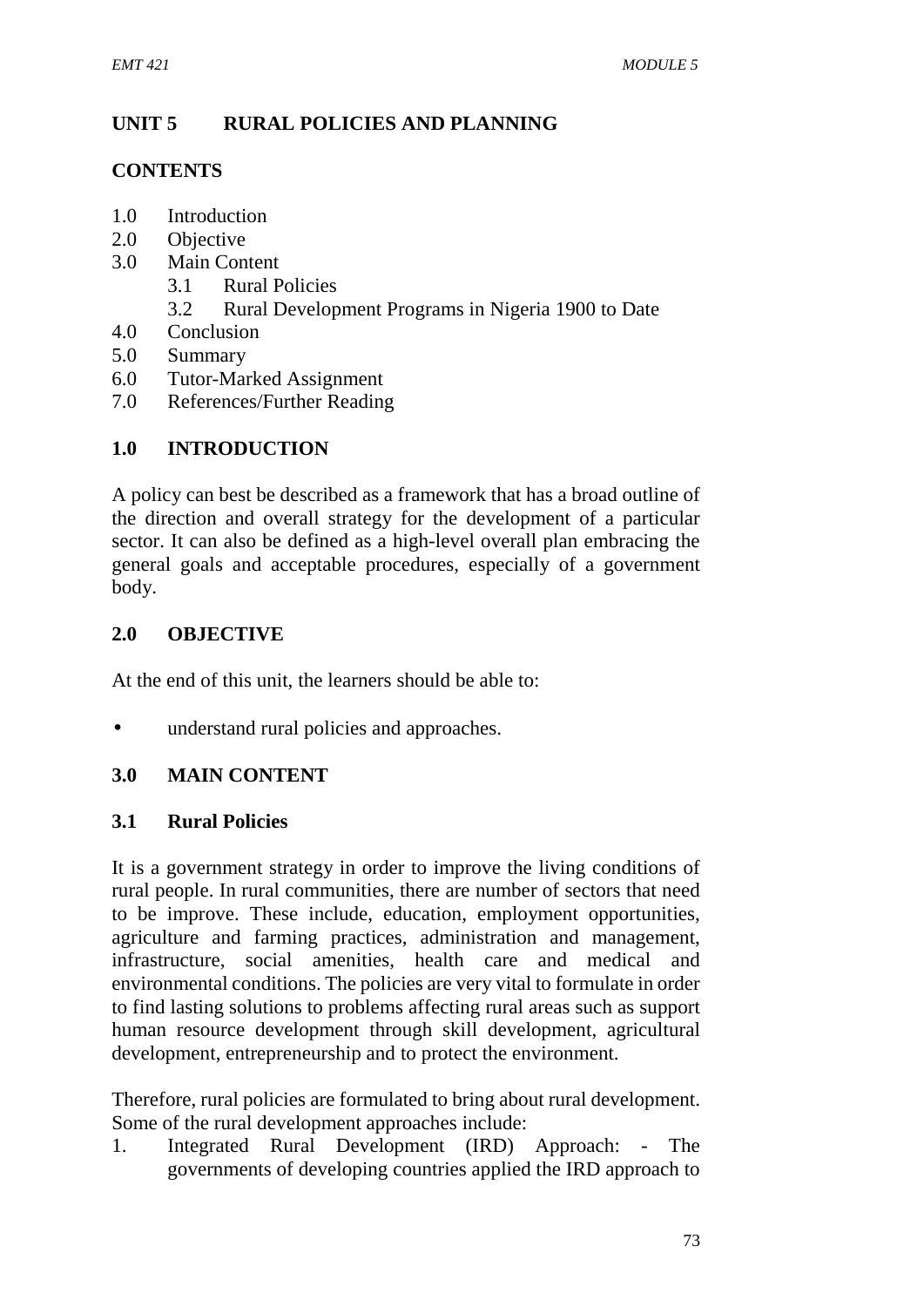## UNIT 5 RURAL POLICIES AND PLANNING

### CONTENTS

1.0 Introduction
2.0 Objective
3.0 Main Content
    3.1 Rural Policies
    3.2 Rural Development Programs in Nigeria 1900 to Date
4.0 Conclusion
5.0 Summary
6.0 Tutor-Marked Assignment
7.0 References/Further Reading

### 1.0 INTRODUCTION

A policy can best be described as a framework that has a broad outline of the direction and overall strategy for the development of a particular sector. It can also be defined as a high-level overall plan embracing the general goals and acceptable procedures, especially of a government body.

### 2.0 OBJECTIVE

At the end of this unit, the learners should be able to:

- understand rural policies and approaches.

### 3.0 MAIN CONTENT

#### 3.1 Rural Policies

It is a government strategy in order to improve the living conditions of rural people. In rural communities, there are number of sectors that need to be improve. These include, education, employment opportunities, agriculture and farming practices, administration and management, infrastructure, social amenities, health care and medical and environmental conditions. The policies are very vital to formulate in order to find lasting solutions to problems affecting rural areas such as support human resource development through skill development, agricultural development, entrepreneurship and to protect the environment.

Therefore, rural policies are formulated to bring about rural development. Some of the rural development approaches include:

1. Integrated Rural Development (IRD) Approach: - The governments of developing countries applied the IRD approach to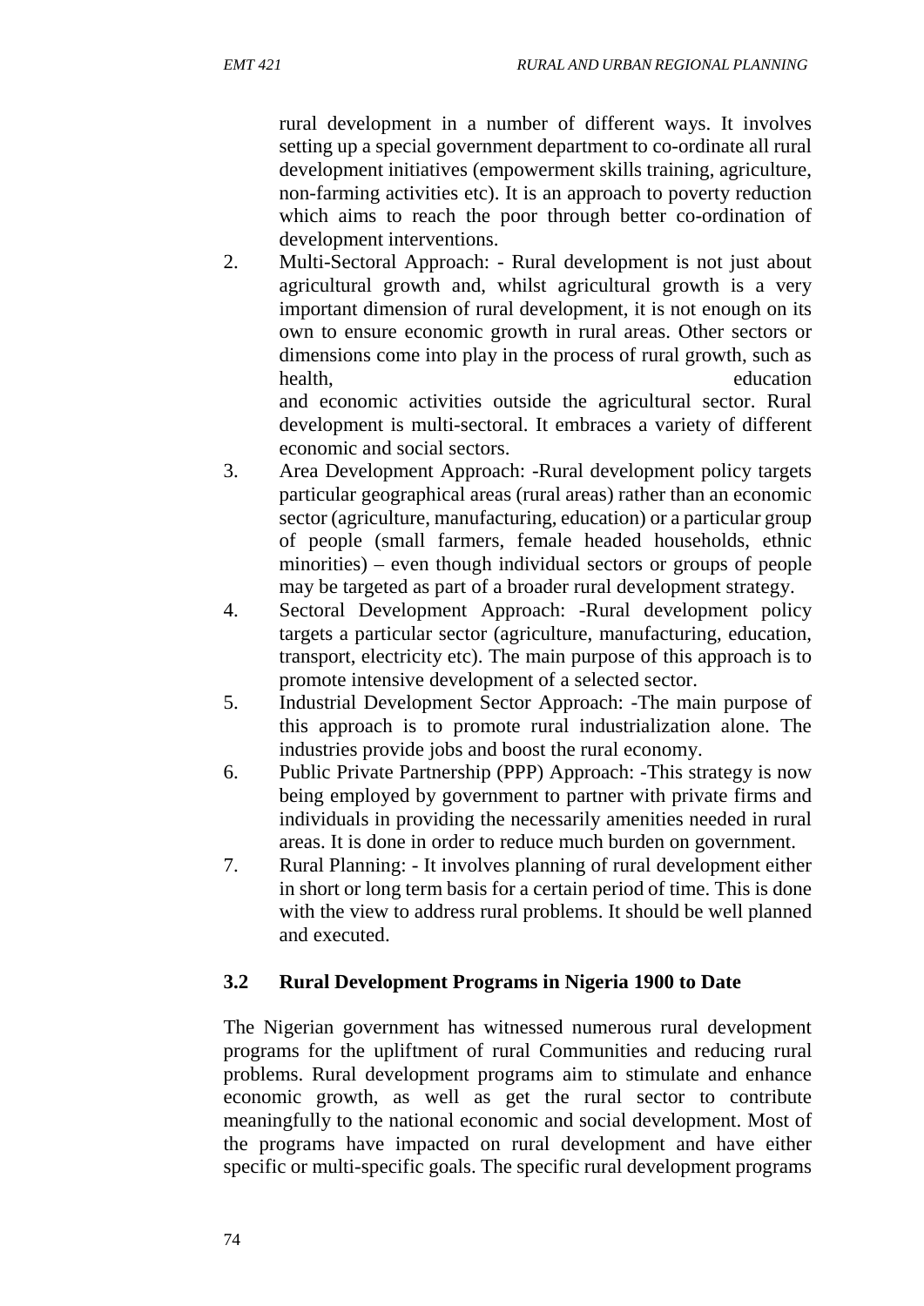rural development in a number of different ways. It involves setting up a special government department to co-ordinate all rural development initiatives (empowerment skills training, agriculture, non-farming activities etc). It is an approach to poverty reduction which aims to reach the poor through better co-ordination of development interventions.

2. Multi-Sectoral Approach: - Rural development is not just about agricultural growth and, whilst agricultural growth is a very important dimension of rural development, it is not enough on its own to ensure economic growth in rural areas. Other sectors or dimensions come into play in the process of rural growth, such as health, education and economic activities outside the agricultural sector. Rural development is multi-sectoral. It embraces a variety of different economic and social sectors.
3. Area Development Approach: -Rural development policy targets particular geographical areas (rural areas) rather than an economic sector (agriculture, manufacturing, education) or a particular group of people (small farmers, female headed households, ethnic minorities) – even though individual sectors or groups of people may be targeted as part of a broader rural development strategy.
4. Sectoral Development Approach: -Rural development policy targets a particular sector (agriculture, manufacturing, education, transport, electricity etc). The main purpose of this approach is to promote intensive development of a selected sector.
5. Industrial Development Sector Approach: -The main purpose of this approach is to promote rural industrialization alone. The industries provide jobs and boost the rural economy.
6. Public Private Partnership (PPP) Approach: -This strategy is now being employed by government to partner with private firms and individuals in providing the necessarily amenities needed in rural areas. It is done in order to reduce much burden on government.
7. Rural Planning: - It involves planning of rural development either in short or long term basis for a certain period of time. This is done with the view to address rural problems. It should be well planned and executed.

### 3.2 Rural Development Programs in Nigeria 1900 to Date

The Nigerian government has witnessed numerous rural development programs for the upliftment of rural Communities and reducing rural problems. Rural development programs aim to stimulate and enhance economic growth, as well as get the rural sector to contribute meaningfully to the national economic and social development. Most of the programs have impacted on rural development and have either specific or multi-specific goals. The specific rural development programs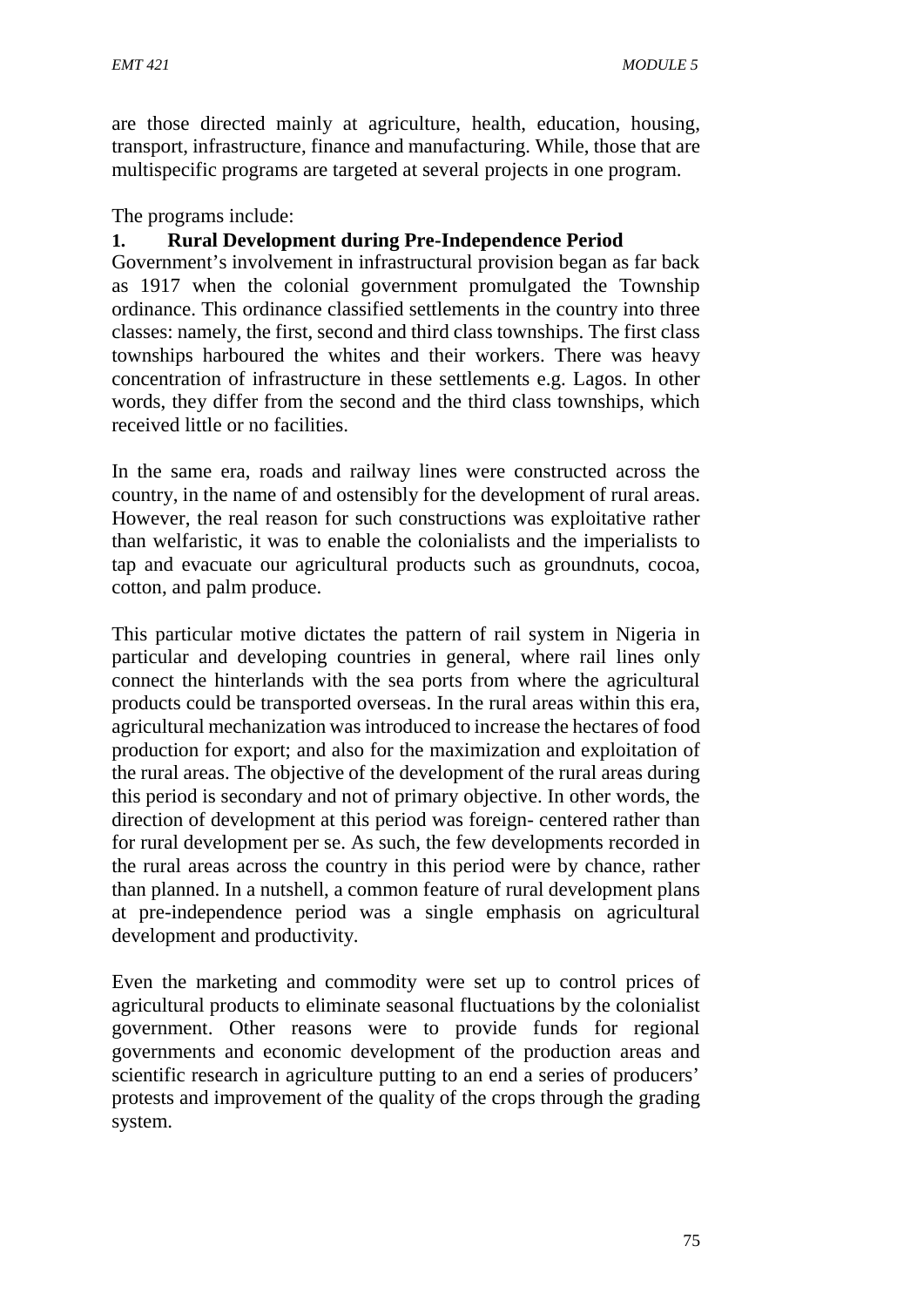are those directed mainly at agriculture, health, education, housing, transport, infrastructure, finance and manufacturing. While, those that are multispecific programs are targeted at several projects in one program.

The programs include:

**1. Rural Development during Pre-Independence Period**

Government's involvement in infrastructural provision began as far back as 1917 when the colonial government promulgated the Township ordinance. This ordinance classified settlements in the country into three classes: namely, the first, second and third class townships. The first class townships harboured the whites and their workers. There was heavy concentration of infrastructure in these settlements e.g. Lagos. In other words, they differ from the second and the third class townships, which received little or no facilities.

In the same era, roads and railway lines were constructed across the country, in the name of and ostensibly for the development of rural areas. However, the real reason for such constructions was exploitative rather than welfaristic, it was to enable the colonialists and the imperialists to tap and evacuate our agricultural products such as groundnuts, cocoa, cotton, and palm produce.

This particular motive dictates the pattern of rail system in Nigeria in particular and developing countries in general, where rail lines only connect the hinterlands with the sea ports from where the agricultural products could be transported overseas. In the rural areas within this era, agricultural mechanization was introduced to increase the hectares of food production for export; and also for the maximization and exploitation of the rural areas. The objective of the development of the rural areas during this period is secondary and not of primary objective. In other words, the direction of development at this period was foreign- centered rather than for rural development per se. As such, the few developments recorded in the rural areas across the country in this period were by chance, rather than planned. In a nutshell, a common feature of rural development plans at pre-independence period was a single emphasis on agricultural development and productivity.

Even the marketing and commodity were set up to control prices of agricultural products to eliminate seasonal fluctuations by the colonialist government. Other reasons were to provide funds for regional governments and economic development of the production areas and scientific research in agriculture putting to an end a series of producers' protests and improvement of the quality of the crops through the grading system.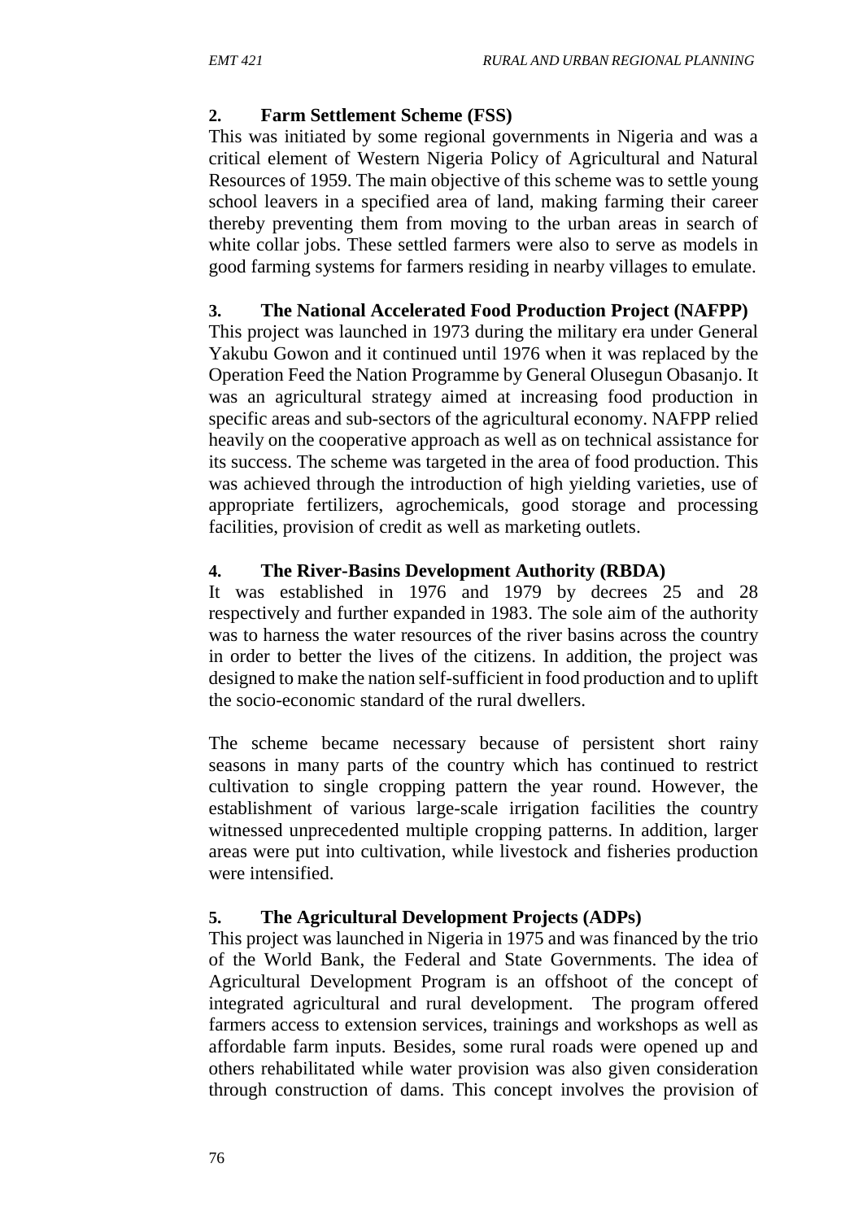### 2. Farm Settlement Scheme (FSS)

This was initiated by some regional governments in Nigeria and was a critical element of Western Nigeria Policy of Agricultural and Natural Resources of 1959. The main objective of this scheme was to settle young school leavers in a specified area of land, making farming their career thereby preventing them from moving to the urban areas in search of white collar jobs. These settled farmers were also to serve as models in good farming systems for farmers residing in nearby villages to emulate.

### 3. The National Accelerated Food Production Project (NAFPP)

This project was launched in 1973 during the military era under General Yakubu Gowon and it continued until 1976 when it was replaced by the Operation Feed the Nation Programme by General Olusegun Obasanjo. It was an agricultural strategy aimed at increasing food production in specific areas and sub-sectors of the agricultural economy. NAFPP relied heavily on the cooperative approach as well as on technical assistance for its success. The scheme was targeted in the area of food production. This was achieved through the introduction of high yielding varieties, use of appropriate fertilizers, agrochemicals, good storage and processing facilities, provision of credit as well as marketing outlets.

### 4. The River-Basins Development Authority (RBDA)

It was established in 1976 and 1979 by decrees 25 and 28 respectively and further expanded in 1983. The sole aim of the authority was to harness the water resources of the river basins across the country in order to better the lives of the citizens. In addition, the project was designed to make the nation self-sufficient in food production and to uplift the socio-economic standard of the rural dwellers.

The scheme became necessary because of persistent short rainy seasons in many parts of the country which has continued to restrict cultivation to single cropping pattern the year round. However, the establishment of various large-scale irrigation facilities the country witnessed unprecedented multiple cropping patterns. In addition, larger areas were put into cultivation, while livestock and fisheries production were intensified.

### 5. The Agricultural Development Projects (ADPs)

This project was launched in Nigeria in 1975 and was financed by the trio of the World Bank, the Federal and State Governments. The idea of Agricultural Development Program is an offshoot of the concept of integrated agricultural and rural development. The program offered farmers access to extension services, trainings and workshops as well as affordable farm inputs. Besides, some rural roads were opened up and others rehabilitated while water provision was also given consideration through construction of dams. This concept involves the provision of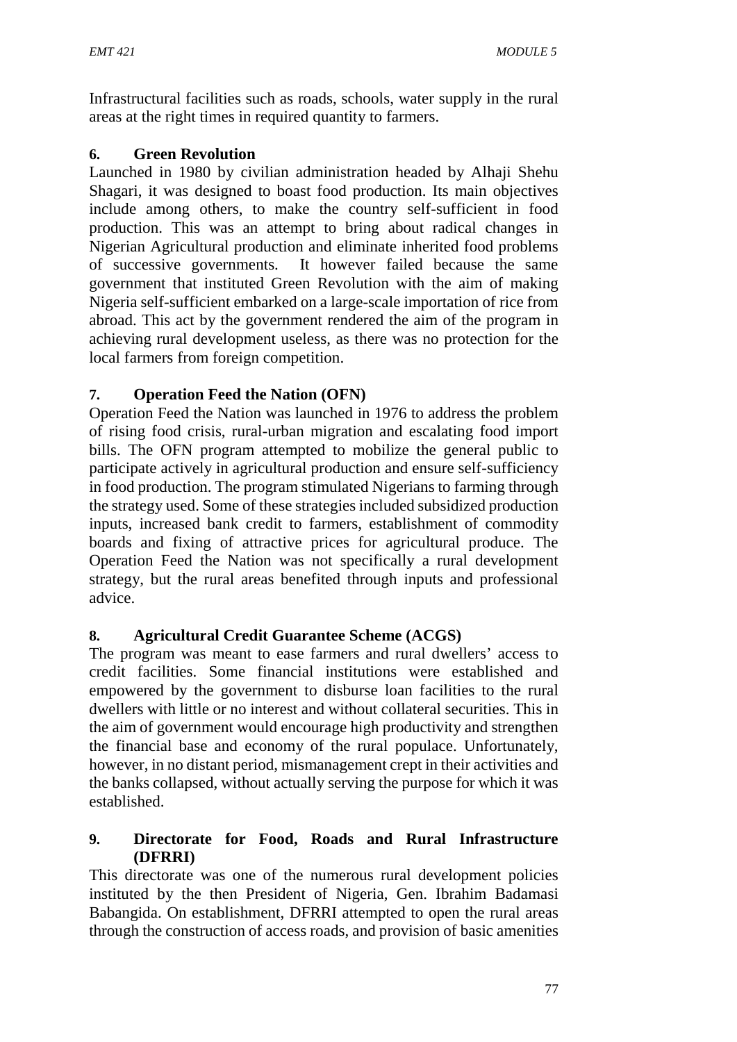Infrastructural facilities such as roads, schools, water supply in the rural areas at the right times in required quantity to farmers.

### 6. Green Revolution

Launched in 1980 by civilian administration headed by Alhaji Shehu Shagari, it was designed to boast food production. Its main objectives include among others, to make the country self-sufficient in food production. This was an attempt to bring about radical changes in Nigerian Agricultural production and eliminate inherited food problems of successive governments. It however failed because the same government that instituted Green Revolution with the aim of making Nigeria self-sufficient embarked on a large-scale importation of rice from abroad. This act by the government rendered the aim of the program in achieving rural development useless, as there was no protection for the local farmers from foreign competition.

### 7. Operation Feed the Nation (OFN)

Operation Feed the Nation was launched in 1976 to address the problem of rising food crisis, rural-urban migration and escalating food import bills. The OFN program attempted to mobilize the general public to participate actively in agricultural production and ensure self-sufficiency in food production. The program stimulated Nigerians to farming through the strategy used. Some of these strategies included subsidized production inputs, increased bank credit to farmers, establishment of commodity boards and fixing of attractive prices for agricultural produce. The Operation Feed the Nation was not specifically a rural development strategy, but the rural areas benefited through inputs and professional advice.

### 8. Agricultural Credit Guarantee Scheme (ACGS)

The program was meant to ease farmers and rural dwellers' access to credit facilities. Some financial institutions were established and empowered by the government to disburse loan facilities to the rural dwellers with little or no interest and without collateral securities. This in the aim of government would encourage high productivity and strengthen the financial base and economy of the rural populace. Unfortunately, however, in no distant period, mismanagement crept in their activities and the banks collapsed, without actually serving the purpose for which it was established.

### 9. Directorate for Food, Roads and Rural Infrastructure (DFRRI)

This directorate was one of the numerous rural development policies instituted by the then President of Nigeria, Gen. Ibrahim Badamasi Babangida. On establishment, DFRRI attempted to open the rural areas through the construction of access roads, and provision of basic amenities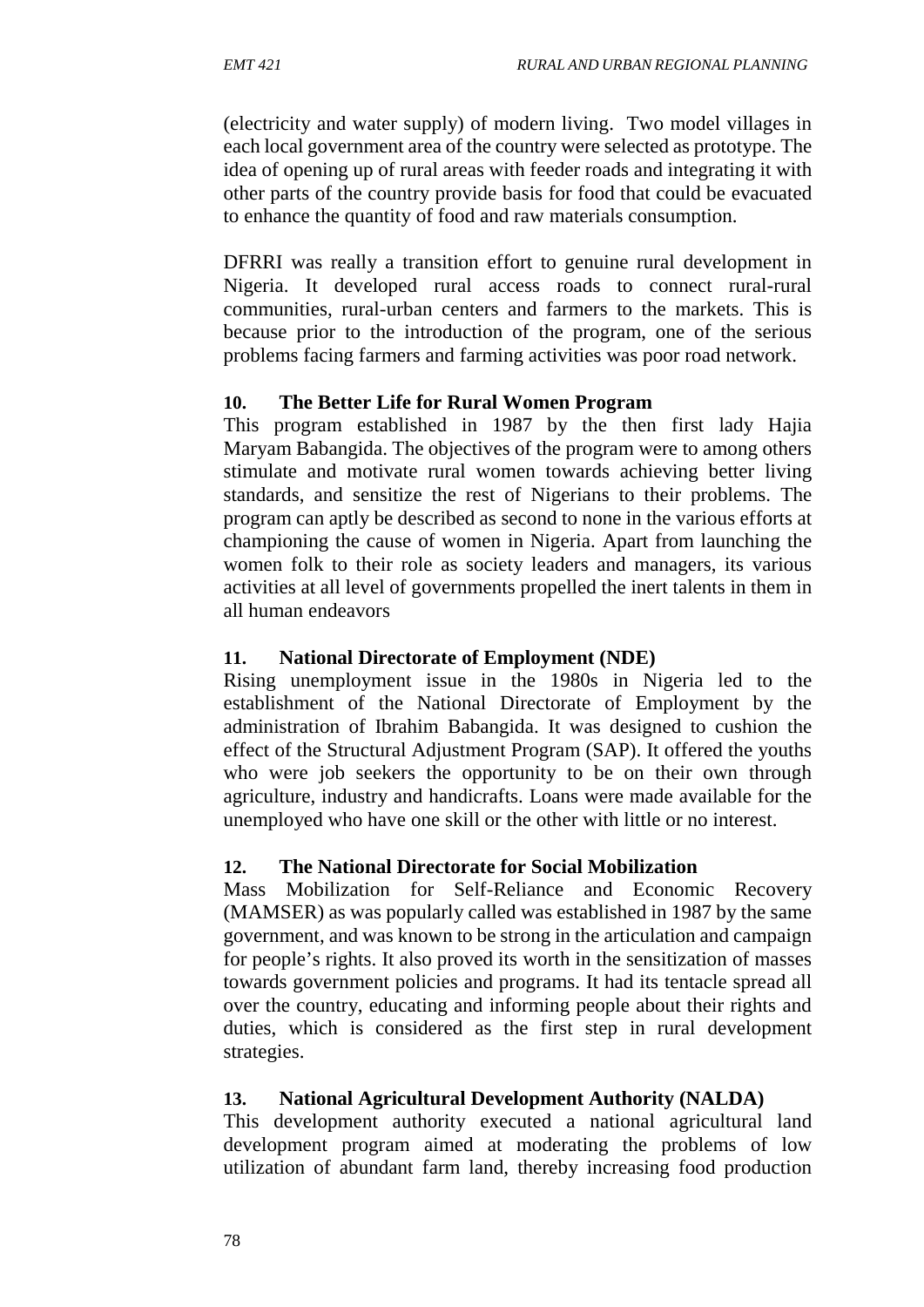(electricity and water supply) of modern living. Two model villages in each local government area of the country were selected as prototype. The idea of opening up of rural areas with feeder roads and integrating it with other parts of the country provide basis for food that could be evacuated to enhance the quantity of food and raw materials consumption.

DFRRI was really a transition effort to genuine rural development in Nigeria. It developed rural access roads to connect rural-rural communities, rural-urban centers and farmers to the markets. This is because prior to the introduction of the program, one of the serious problems facing farmers and farming activities was poor road network.

**10. The Better Life for Rural Women Program**

This program established in 1987 by the then first lady Hajia Maryam Babangida. The objectives of the program were to among others stimulate and motivate rural women towards achieving better living standards, and sensitize the rest of Nigerians to their problems. The program can aptly be described as second to none in the various efforts at championing the cause of women in Nigeria. Apart from launching the women folk to their role as society leaders and managers, its various activities at all level of governments propelled the inert talents in them in all human endeavors

**11. National Directorate of Employment (NDE)**

Rising unemployment issue in the 1980s in Nigeria led to the establishment of the National Directorate of Employment by the administration of Ibrahim Babangida. It was designed to cushion the effect of the Structural Adjustment Program (SAP). It offered the youths who were job seekers the opportunity to be on their own through agriculture, industry and handicrafts. Loans were made available for the unemployed who have one skill or the other with little or no interest.

**12. The National Directorate for Social Mobilization**

Mass Mobilization for Self-Reliance and Economic Recovery (MAMSER) as was popularly called was established in 1987 by the same government, and was known to be strong in the articulation and campaign for people's rights. It also proved its worth in the sensitization of masses towards government policies and programs. It had its tentacle spread all over the country, educating and informing people about their rights and duties, which is considered as the first step in rural development strategies.

**13. National Agricultural Development Authority (NALDA)**

This development authority executed a national agricultural land development program aimed at moderating the problems of low utilization of abundant farm land, thereby increasing food production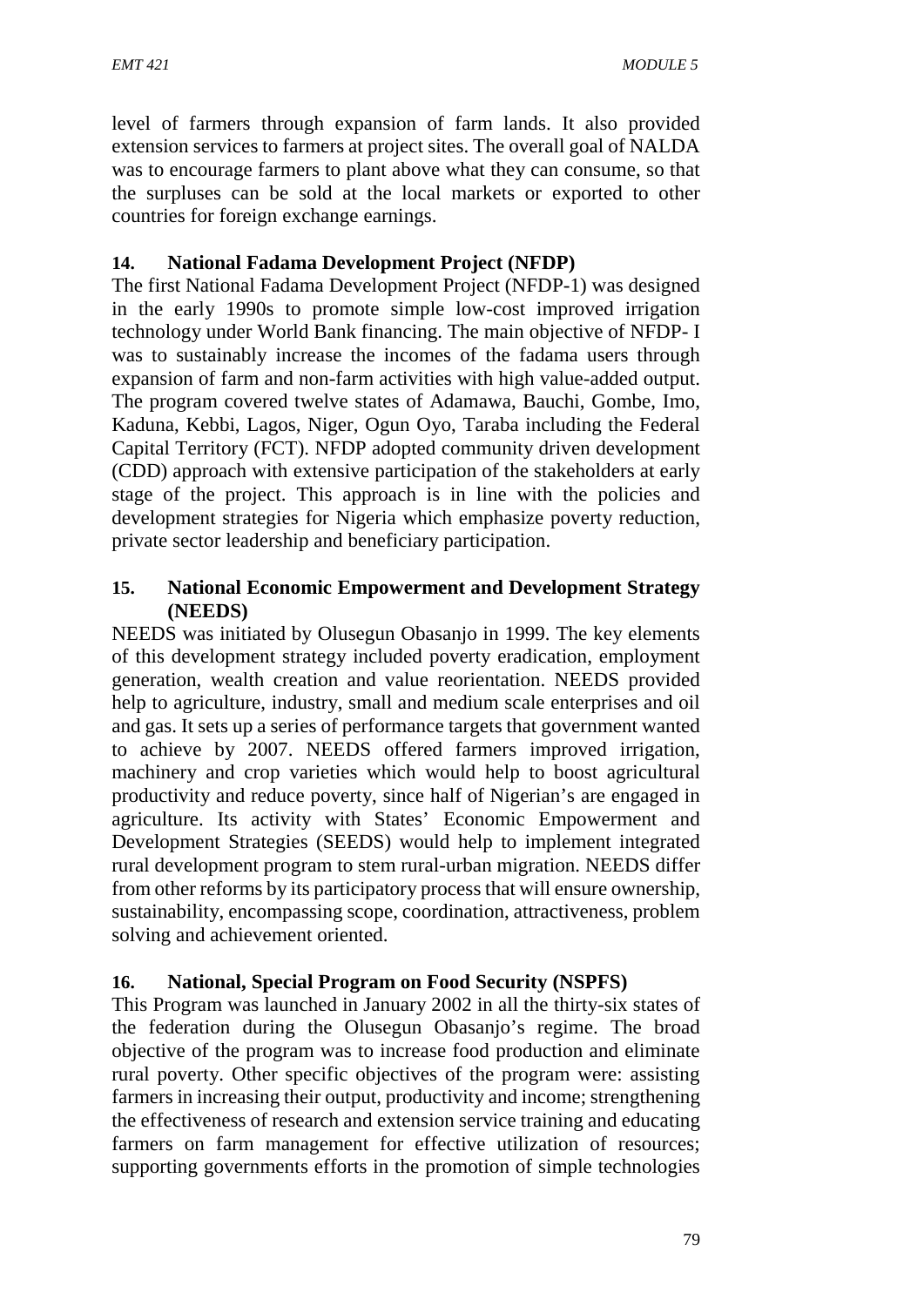level of farmers through expansion of farm lands. It also provided extension services to farmers at project sites. The overall goal of NALDA was to encourage farmers to plant above what they can consume, so that the surpluses can be sold at the local markets or exported to other countries for foreign exchange earnings.

### 14. National Fadama Development Project (NFDP)

The first National Fadama Development Project (NFDP-1) was designed in the early 1990s to promote simple low-cost improved irrigation technology under World Bank financing. The main objective of NFDP- I was to sustainably increase the incomes of the fadama users through expansion of farm and non-farm activities with high value-added output. The program covered twelve states of Adamawa, Bauchi, Gombe, Imo, Kaduna, Kebbi, Lagos, Niger, Ogun Oyo, Taraba including the Federal Capital Territory (FCT). NFDP adopted community driven development (CDD) approach with extensive participation of the stakeholders at early stage of the project. This approach is in line with the policies and development strategies for Nigeria which emphasize poverty reduction, private sector leadership and beneficiary participation.

### 15. National Economic Empowerment and Development Strategy (NEEDS)

NEEDS was initiated by Olusegun Obasanjo in 1999. The key elements of this development strategy included poverty eradication, employment generation, wealth creation and value reorientation. NEEDS provided help to agriculture, industry, small and medium scale enterprises and oil and gas. It sets up a series of performance targets that government wanted to achieve by 2007. NEEDS offered farmers improved irrigation, machinery and crop varieties which would help to boost agricultural productivity and reduce poverty, since half of Nigerian's are engaged in agriculture. Its activity with States' Economic Empowerment and Development Strategies (SEEDS) would help to implement integrated rural development program to stem rural-urban migration. NEEDS differ from other reforms by its participatory process that will ensure ownership, sustainability, encompassing scope, coordination, attractiveness, problem solving and achievement oriented.

### 16. National, Special Program on Food Security (NSPFS)

This Program was launched in January 2002 in all the thirty-six states of the federation during the Olusegun Obasanjo's regime. The broad objective of the program was to increase food production and eliminate rural poverty. Other specific objectives of the program were: assisting farmers in increasing their output, productivity and income; strengthening the effectiveness of research and extension service training and educating farmers on farm management for effective utilization of resources; supporting governments efforts in the promotion of simple technologies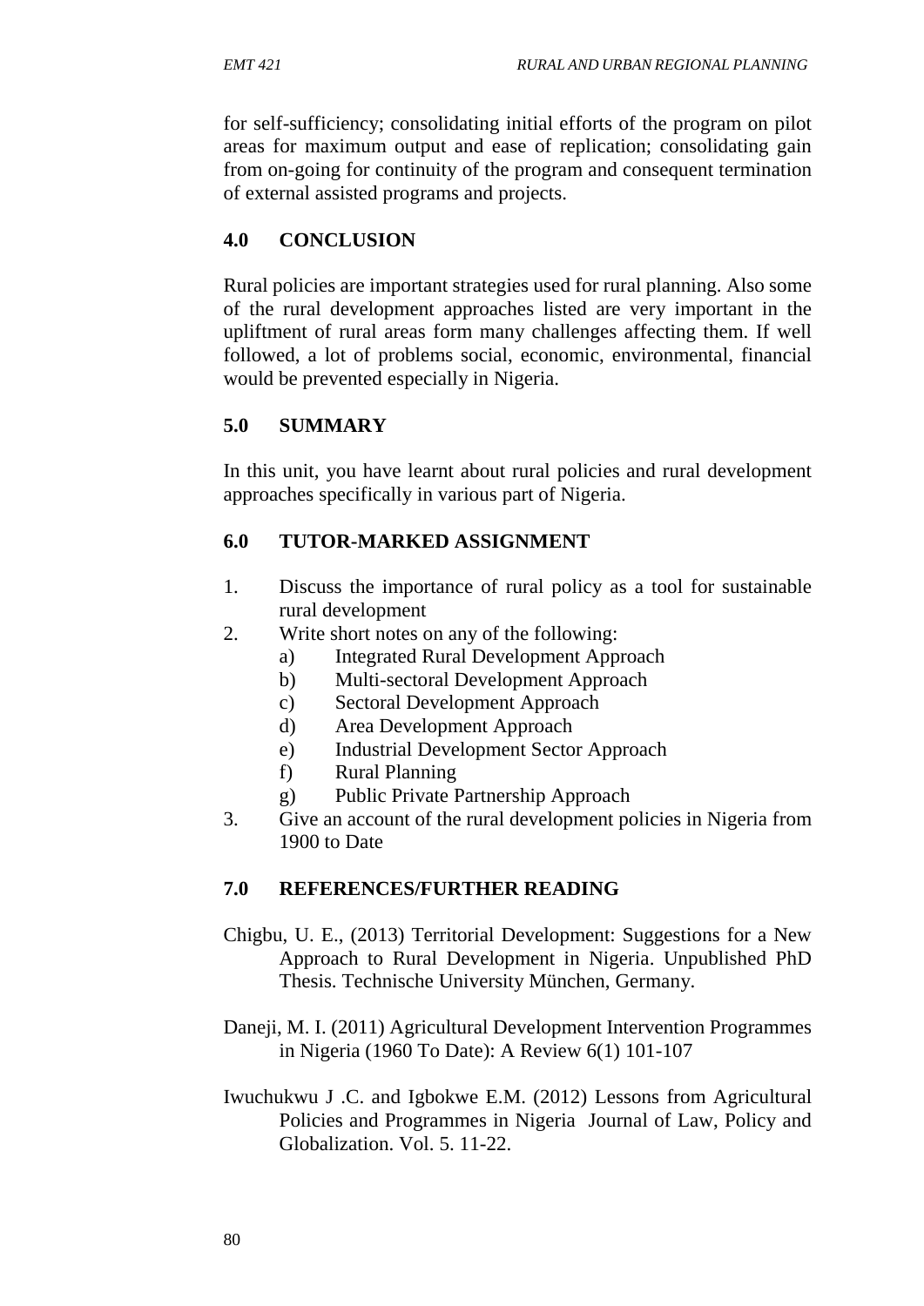for self-sufficiency; consolidating initial efforts of the program on pilot areas for maximum output and ease of replication; consolidating gain from on-going for continuity of the program and consequent termination of external assisted programs and projects.

## 4.0 CONCLUSION

Rural policies are important strategies used for rural planning. Also some of the rural development approaches listed are very important in the upliftment of rural areas form many challenges affecting them. If well followed, a lot of problems social, economic, environmental, financial would be prevented especially in Nigeria.

## 5.0 SUMMARY

In this unit, you have learnt about rural policies and rural development approaches specifically in various part of Nigeria.

## 6.0 TUTOR-MARKED ASSIGNMENT

1. Discuss the importance of rural policy as a tool for sustainable rural development
2. Write short notes on any of the following:
   a) Integrated Rural Development Approach
   b) Multi-sectoral Development Approach
   c) Sectoral Development Approach
   d) Area Development Approach
   e) Industrial Development Sector Approach
   f) Rural Planning
   g) Public Private Partnership Approach
3. Give an account of the rural development policies in Nigeria from 1900 to Date

## 7.0 REFERENCES/FURTHER READING

Chigbu, U. E., (2013) Territorial Development: Suggestions for a New Approach to Rural Development in Nigeria. Unpublished PhD Thesis. Technische University München, Germany.

Daneji, M. I. (2011) Agricultural Development Intervention Programmes in Nigeria (1960 To Date): A Review 6(1) 101-107

Iwuchukwu J .C. and Igbokwe E.M. (2012) Lessons from Agricultural Policies and Programmes in Nigeria Journal of Law, Policy and Globalization. Vol. 5. 11-22.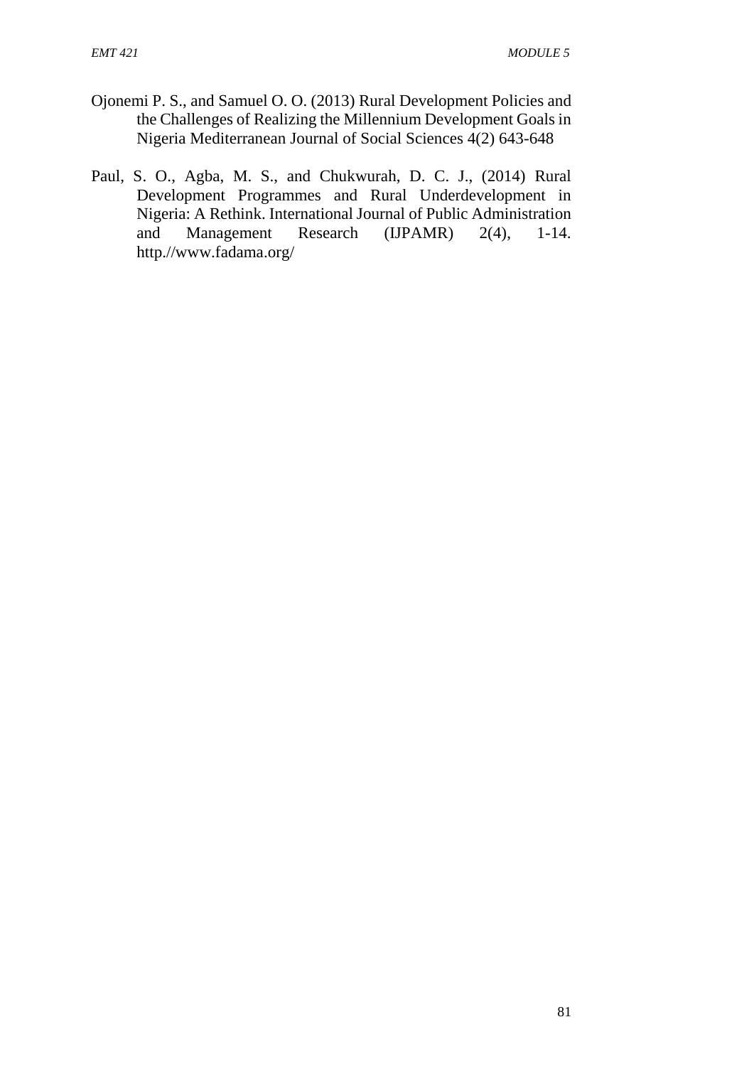Ojonemi P. S., and Samuel O. O. (2013) Rural Development Policies and the Challenges of Realizing the Millennium Development Goals in Nigeria Mediterranean Journal of Social Sciences 4(2) 643-648

Paul, S. O., Agba, M. S., and Chukwurah, D. C. J., (2014) Rural Development Programmes and Rural Underdevelopment in Nigeria: A Rethink. International Journal of Public Administration and Management Research (IJPAMR) 2(4), 1-14. http.//www.fadama.org/